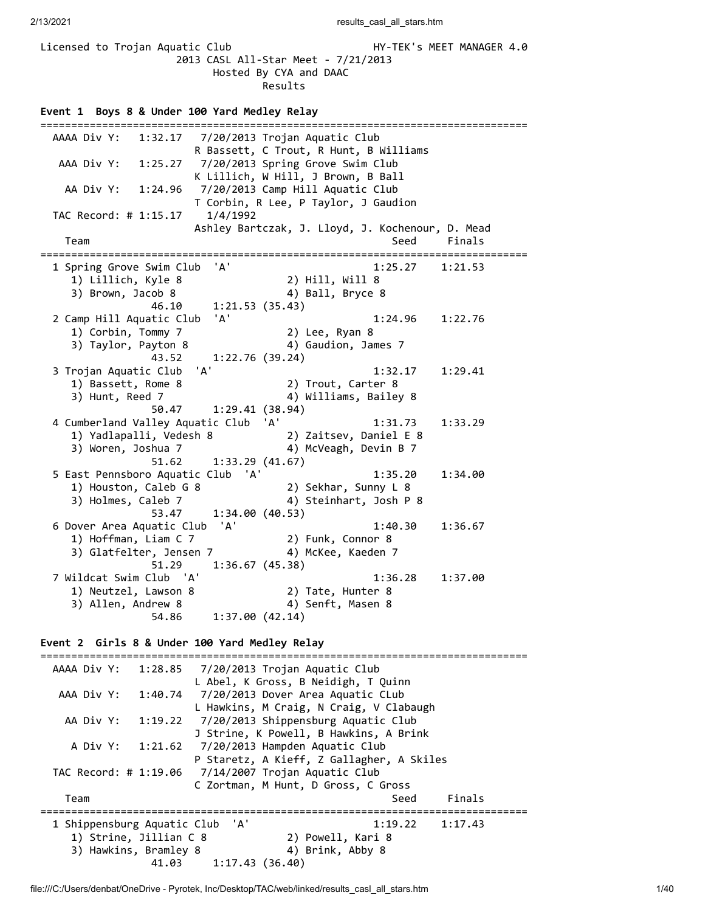Licensed to Trojan Aquatic Club HY-TEK's MEET MANAGER 4.0

2013 CASL All-Star Meet - 7/21/2013

Hosted By CYA and DAAC

Results

**Event 1 Boys 8 & Under 100 Yard Medley Relay**

```
===============================================================================
  AAAA Div Y:   1:32.17   7/20/2013 Trojan Aquatic Club
                          R Bassett, C Trout, R Hunt, B Williams
   AAA Div Y:   1:25.27   7/20/2013 Spring Grove Swim Club
                          K Lillich, W Hill, J Brown, B Ball
    AA Div Y:   1:24.96   7/20/2013 Camp Hill Aquatic Club
                          T Corbin, R Lee, P Taylor, J Gaudion
  TAC Record: # 1:15.17    1/4/1992
                          Ashley Bartczak, J. Lloyd, J. Kochenour, D. Mead
    Team                                               Seed     Finals
===============================================================================
  1 Spring Grove Swim Club  'A'                     1:25.27    1:21.53
     1) Lillich, Kyle 8               2) Hill, Will 8
     3) Brown, Jacob 8                4) Ball, Bryce 8
               46.10     1:21.53 (35.43)
  2 Camp Hill Aquatic Club  'A'                     1:24.96    1:22.76
     1) Corbin, Tommy 7               2) Lee, Ryan 8
     3) Taylor, Payton 8              4) Gaudion, James 7
               43.52     1:22.76 (39.24)
  3 Trojan Aquatic Club  'A'                        1:32.17    1:29.41
     1) Bassett, Rome 8               2) Trout, Carter 8
     3) Hunt, Reed 7                  4) Williams, Bailey 8
               50.47     1:29.41 (38.94)
  4 Cumberland Valley Aquatic Club  'A'             1:31.73    1:33.29
     1) Yadlapalli, Vedesh 8          2) Zaitsev, Daniel E 8
     3) Woren, Joshua 7               4) McVeagh, Devin B 7
               51.62     1:33.29 (41.67)
  5 East Pennsboro Aquatic Club  'A'                1:35.20    1:34.00
     1) Houston, Caleb G 8            2) Sekhar, Sunny L 8
     3) Holmes, Caleb 7               4) Steinhart, Josh P 8
               53.47     1:34.00 (40.53)
  6 Dover Area Aquatic Club  'A'                    1:40.30    1:36.67
     1) Hoffman, Liam C 7             2) Funk, Connor 8
     3) Glatfelter, Jensen 7          4) McKee, Kaeden 7
               51.29     1:36.67 (45.38)
  7 Wildcat Swim Club  'A'                          1:36.28    1:37.00
     1) Neutzel, Lawson 8             2) Tate, Hunter 8
     3) Allen, Andrew 8               4) Senft, Masen 8
               54.86     1:37.00 (42.14)
```

**Event 2 Girls 8 & Under 100 Yard Medley Relay**

```
===============================================================================
  AAAA Div Y:   1:28.85   7/20/2013 Trojan Aquatic Club
                          L Abel, K Gross, B Neidigh, T Quinn
   AAA Div Y:   1:40.74   7/20/2013 Dover Area Aquatic CLub
                          L Hawkins, M Craig, N Craig, V Clabaugh
    AA Div Y:   1:19.22   7/20/2013 Shippensburg Aquatic Club
                          J Strine, K Powell, B Hawkins, A Brink
     A Div Y:   1:21.62   7/20/2013 Hampden Aquatic Club
                          P Staretz, A Kieff, Z Gallagher, A Skiles
  TAC Record: # 1:19.06   7/14/2007 Trojan Aquatic Club
                          C Zortman, M Hunt, D Gross, C Gross
    Team                                               Seed     Finals
===============================================================================
  1 Shippensburg Aquatic Club  'A'                  1:19.22    1:17.43
     1) Strine, Jillian C 8           2) Powell, Kari 8
     3) Hawkins, Bramley 8            4) Brink, Abby 8
               41.03     1:17.43 (36.40)
```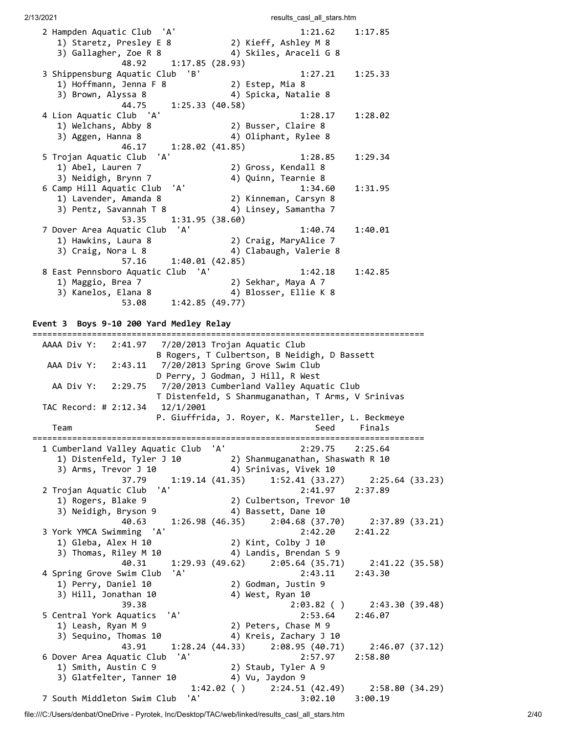```
  2 Hampden Aquatic Club  'A'                          1:21.62    1:17.85
     1) Staretz, Presley E 8           2) Kieff, Ashley M 8
     3) Gallagher, Zoe R 8             4) Skiles, Araceli G 8
               48.92     1:17.85 (28.93)
  3 Shippensburg Aquatic Club  'B'                     1:27.21    1:25.33
     1) Hoffmann, Jenna F 8            2) Estep, Mia 8
     3) Brown, Alyssa 8                4) Spicka, Natalie 8
               44.75     1:25.33 (40.58)
  4 Lion Aquatic Club  'A'                             1:28.17    1:28.02
     1) Welchans, Abby 8               2) Busser, Claire 8
     3) Aggen, Hanna 8                 4) Oliphant, Rylee 8
               46.17     1:28.02 (41.85)
  5 Trojan Aquatic Club  'A'                           1:28.85    1:29.34
     1) Abel, Lauren 7                 2) Gross, Kendall 8
     3) Neidigh, Brynn 7               4) Quinn, Tearnie 8
  6 Camp Hill Aquatic Club  'A'                        1:34.60    1:31.95
     1) Lavender, Amanda 8             2) Kinneman, Carsyn 8
     3) Pentz, Savannah T 8            4) Linsey, Samantha 7
               53.35     1:31.95 (38.60)
  7 Dover Area Aquatic Club  'A'                       1:40.74    1:40.01
     1) Hawkins, Laura 8               2) Craig, MaryAlice 7
     3) Craig, Nora L 8                4) Clabaugh, Valerie 8
               57.16     1:40.01 (42.85)
  8 East Pennsboro Aquatic Club  'A'                   1:42.18    1:42.85
     1) Maggio, Brea 7                 2) Sekhar, Maya A 7
     3) Kanelos, Elana 8               4) Blosser, Ellie K 8
               53.08     1:42.85 (49.77)
```

**Event 3  Boys 9-10 200 Yard Medley Relay**

```
===============================================================================
  AAAA Div Y:   2:41.97   7/20/2013 Trojan Aquatic Club
                        B Rogers, T Culbertson, B Neidigh, D Bassett
   AAA Div Y:   2:43.11   7/20/2013 Spring Grove Swim Club
                        D Perry, J Godman, J Hill, R West
    AA Div Y:   2:29.75   7/20/2013 Cumberland Valley Aquatic Club
                        T Distenfeld, S Shanmuganathan, T Arms, V Srinivas
  TAC Record: # 2:12.34   12/1/2001
                        P. Giuffrida, J. Royer, K. Marsteller, L. Beckmeye
    Team                                               Seed     Finals
===============================================================================
  1 Cumberland Valley Aquatic Club  'A'                2:29.75    2:25.64
     1) Distenfeld, Tyler J 10         2) Shanmuganathan, Shaswath R 10
     3) Arms, Trevor J 10              4) Srinivas, Vivek 10
               37.79     1:19.14 (41.35)     1:52.41 (33.27)     2:25.64 (33.23)
  2 Trojan Aquatic Club  'A'                           2:41.97    2:37.89
     1) Rogers, Blake 9                2) Culbertson, Trevor 10
     3) Neidigh, Bryson 9              4) Bassett, Dane 10
               40.63     1:26.98 (46.35)     2:04.68 (37.70)     2:37.89 (33.21)
  3 York YMCA Swimming  'A'                            2:42.20    2:41.22
     1) Gleba, Alex H 10               2) Kint, Colby J 10
     3) Thomas, Riley M 10             4) Landis, Brendan S 9
               40.31     1:29.93 (49.62)     2:05.64 (35.71)     2:41.22 (35.58)
  4 Spring Grove Swim Club  'A'                        2:43.11    2:43.30
     1) Perry, Daniel 10               2) Godman, Justin 9
     3) Hill, Jonathan 10              4) West, Ryan 10
               39.38                         2:03.82 ( )         2:43.30 (39.48)
  5 Central York Aquatics  'A'                         2:53.64    2:46.07
     1) Leash, Ryan M 9                2) Peters, Chase M 9
     3) Sequino, Thomas 10             4) Kreis, Zachary J 10
               43.91     1:28.24 (44.33)     2:08.95 (40.71)     2:46.07 (37.12)
  6 Dover Area Aquatic Club  'A'                       2:57.97    2:58.80
     1) Smith, Austin C 9              2) Staub, Tyler A 9
     3) Glatfelter, Tanner 10          4) Vu, Jaydon 9
                         1:42.02 ( )         2:24.51 (42.49)     2:58.80 (34.29)
  7 South Middleton Swim Club  'A'                     3:02.10    3:00.19
```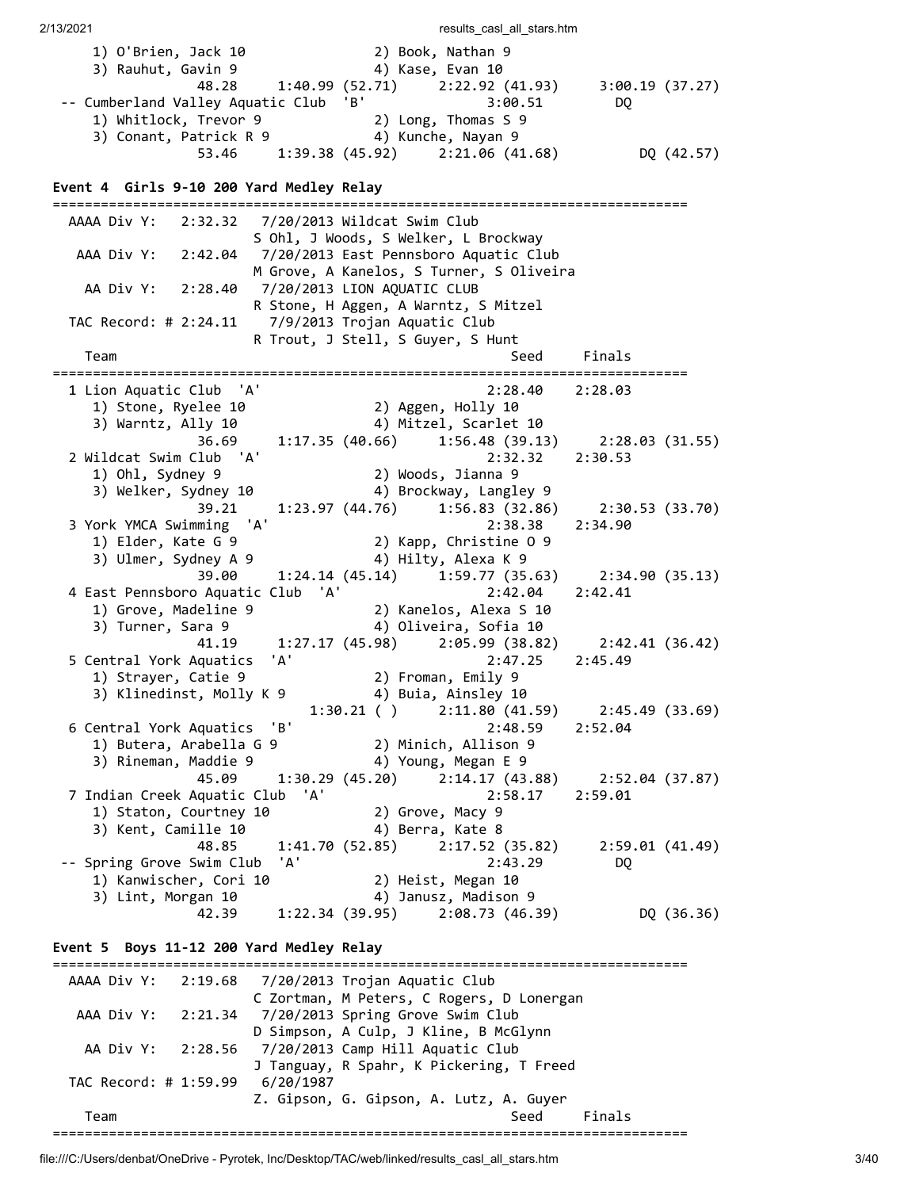```
     1) O'Brien, Jack 10              2) Book, Nathan 9
     3) Rauhut, Gavin 9               4) Kase, Evan 10
               48.28     1:40.99 (52.71)     2:22.92 (41.93)     3:00.19 (37.27)
 -- Cumberland Valley Aquatic Club  'B'               3:00.51         DQ
     1) Whitlock, Trevor 9            2) Long, Thomas S 9
     3) Conant, Patrick R 9           4) Kunche, Nayan 9
               53.46     1:39.38 (45.92)     2:21.06 (41.68)          DQ (42.57)
```

**Event 4  Girls 9-10 200 Yard Medley Relay**

```
===============================================================================
  AAAA Div Y:   2:32.32   7/20/2013 Wildcat Swim Club
                         S Ohl, J Woods, S Welker, L Brockway
   AAA Div Y:   2:42.04   7/20/2013 East Pennsboro Aquatic Club
                         M Grove, A Kanelos, S Turner, S Oliveira
    AA Div Y:   2:28.40   7/20/2013 LION AQUATIC CLUB
                         R Stone, H Aggen, A Warntz, S Mitzel
  TAC Record: # 2:24.11    7/9/2013 Trojan Aquatic Club
                         R Trout, J Stell, S Guyer, S Hunt
    Team                                            Seed     Finals
===============================================================================
  1 Lion Aquatic Club  'A'                          2:28.40    2:28.03
     1) Stone, Ryelee 10              2) Aggen, Holly 10
     3) Warntz, Ally 10               4) Mitzel, Scarlet 10
               36.69     1:17.35 (40.66)     1:56.48 (39.13)     2:28.03 (31.55)
  2 Wildcat Swim Club  'A'                          2:32.32    2:30.53
     1) Ohl, Sydney 9                 2) Woods, Jianna 9
     3) Welker, Sydney 10             4) Brockway, Langley 9
               39.21     1:23.97 (44.76)     1:56.83 (32.86)     2:30.53 (33.70)
  3 York YMCA Swimming  'A'                         2:38.38    2:34.90
     1) Elder, Kate G 9               2) Kapp, Christine O 9
     3) Ulmer, Sydney A 9             4) Hilty, Alexa K 9
               39.00     1:24.14 (45.14)     1:59.77 (35.63)     2:34.90 (35.13)
  4 East Pennsboro Aquatic Club  'A'                2:42.04    2:42.41
     1) Grove, Madeline 9             2) Kanelos, Alexa S 10
     3) Turner, Sara 9                4) Oliveira, Sofia 10
               41.19     1:27.17 (45.98)     2:05.99 (38.82)     2:42.41 (36.42)
  5 Central York Aquatics  'A'                      2:47.25    2:45.49
     1) Strayer, Catie 9              2) Froman, Emily 9
     3) Klinedinst, Molly K 9         4) Buia, Ainsley 10
                         1:30.21 ( )     2:11.80 (41.59)     2:45.49 (33.69)
  6 Central York Aquatics  'B'                      2:48.59    2:52.04
     1) Butera, Arabella G 9          2) Minich, Allison 9
     3) Rineman, Maddie 9             4) Young, Megan E 9
               45.09     1:30.29 (45.20)     2:14.17 (43.88)     2:52.04 (37.87)
  7 Indian Creek Aquatic Club  'A'                  2:58.17    2:59.01
     1) Staton, Courtney 10           2) Grove, Macy 9
     3) Kent, Camille 10              4) Berra, Kate 8
               48.85     1:41.70 (52.85)     2:17.52 (35.82)     2:59.01 (41.49)
 -- Spring Grove Swim Club  'A'                     2:43.29         DQ
     1) Kanwischer, Cori 10           2) Heist, Megan 10
     3) Lint, Morgan 10               4) Janusz, Madison 9
               42.39     1:22.34 (39.95)     2:08.73 (46.39)          DQ (36.36)
```

**Event 5  Boys 11-12 200 Yard Medley Relay**

```
===============================================================================
  AAAA Div Y:   2:19.68   7/20/2013 Trojan Aquatic Club
                         C Zortman, M Peters, C Rogers, D Lonergan
   AAA Div Y:   2:21.34   7/20/2013 Spring Grove Swim Club
                         D Simpson, A Culp, J Kline, B McGlynn
    AA Div Y:   2:28.56   7/20/2013 Camp Hill Aquatic Club
                         J Tanguay, R Spahr, K Pickering, T Freed
  TAC Record: # 1:59.99   6/20/1987
                         Z. Gipson, G. Gipson, A. Lutz, A. Guyer
    Team                                            Seed     Finals
===============================================================================
```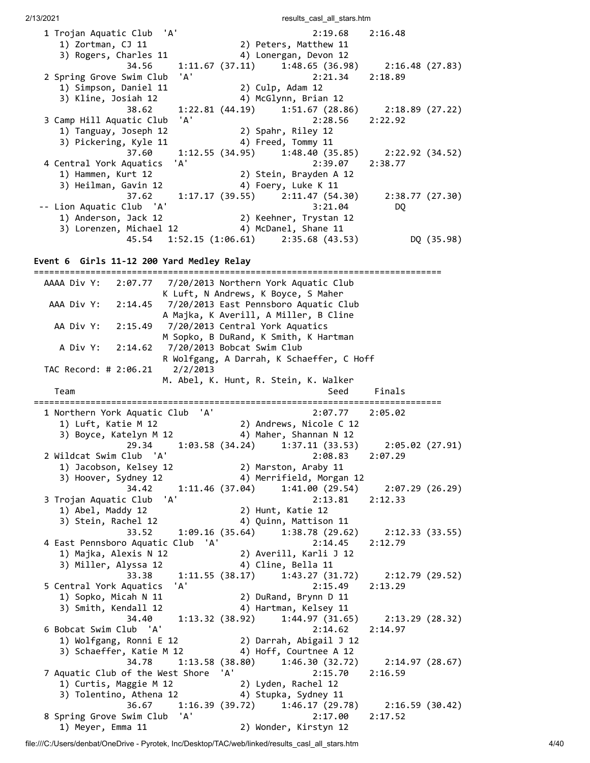```
  1 Trojan Aquatic Club  'A'                          2:19.68    2:16.48  
     1) Zortman, CJ 11                2) Peters, Matthew 11             
     3) Rogers, Charles 11            4) Lonergan, Devon 12             
               34.56     1:11.67 (37.11)     1:48.65 (36.98)     2:16.48 (27.83)
  2 Spring Grove Swim Club  'A'                       2:21.34    2:18.89  
     1) Simpson, Daniel 11            2) Culp, Adam 12                  
     3) Kline, Josiah 12              4) McGlynn, Brian 12              
               38.62     1:22.81 (44.19)     1:51.67 (28.86)     2:18.89 (27.22)
  3 Camp Hill Aquatic Club  'A'                       2:28.56    2:22.92  
     1) Tanguay, Joseph 12            2) Spahr, Riley 12                
     3) Pickering, Kyle 11            4) Freed, Tommy 11                
               37.60     1:12.55 (34.95)     1:48.40 (35.85)     2:22.92 (34.52)
  4 Central York Aquatics  'A'                        2:39.07    2:38.77  
     1) Hammen, Kurt 12               2) Stein, Brayden A 12            
     3) Heilman, Gavin 12             4) Foery, Luke K 11               
               37.62     1:17.17 (39.55)     2:11.47 (54.30)     2:38.77 (27.30)
 -- Lion Aquatic Club  'A'                            3:21.04         DQ  
     1) Anderson, Jack 12             2) Keehner, Trystan 12            
     3) Lorenzen, Michael 12          4) McDanel, Shane 11              
               45.54   1:52.15 (1:06.61)     2:35.68 (43.53)          DQ (35.98)
```

### Event 6  Girls 11-12 200 Yard Medley Relay

```
=============================================================================
  AAAA Div Y:   2:07.77   7/20/2013 Northern York Aquatic Club
                          K Luft, N Andrews, K Boyce, S Maher
   AAA Div Y:   2:14.45   7/20/2013 East Pennsboro Aquatic Club
                          A Majka, K Averill, A Miller, B Cline
    AA Div Y:   2:15.49   7/20/2013 Central York Aquatics
                          M Sopko, B DuRand, K Smith, K Hartman
     A Div Y:   2:14.62   7/20/2013 Bobcat Swim Club
                          R Wolfgang, A Darrah, K Schaeffer, C Hoff
  TAC Record: # 2:06.21    2/2/2013 
                          M. Abel, K. Hunt, R. Stein, K. Walker
    Team                                              Seed     Finals  
=============================================================================
  1 Northern York Aquatic Club  'A'                   2:07.77    2:05.02  
     1) Luft, Katie M 12              2) Andrews, Nicole C 12           
     3) Boyce, Katelyn M 12           4) Maher, Shannan N 12            
               29.34     1:03.58 (34.24)     1:37.11 (33.53)     2:05.02 (27.91)
  2 Wildcat Swim Club  'A'                            2:08.83    2:07.29  
     1) Jacobson, Kelsey 12           2) Marston, Araby 11              
     3) Hoover, Sydney 12             4) Merrifield, Morgan 12          
               34.42     1:11.46 (37.04)     1:41.00 (29.54)     2:07.29 (26.29)
  3 Trojan Aquatic Club  'A'                          2:13.81    2:12.33  
     1) Abel, Maddy 12                2) Hunt, Katie 12                 
     3) Stein, Rachel 12              4) Quinn, Mattison 11             
               33.52     1:09.16 (35.64)     1:38.78 (29.62)     2:12.33 (33.55)
  4 East Pennsboro Aquatic Club  'A'                  2:14.45    2:12.79  
     1) Majka, Alexis N 12            2) Averill, Karli J 12            
     3) Miller, Alyssa 12             4) Cline, Bella 11                
               33.38     1:11.55 (38.17)     1:43.27 (31.72)     2:12.79 (29.52)
  5 Central York Aquatics  'A'                        2:15.49    2:13.29  
     1) Sopko, Micah N 11             2) DuRand, Brynn D 11             
     3) Smith, Kendall 12             4) Hartman, Kelsey 11             
               34.40     1:13.32 (38.92)     1:44.97 (31.65)     2:13.29 (28.32)
  6 Bobcat Swim Club  'A'                             2:14.62    2:14.97  
     1) Wolfgang, Ronni E 12          2) Darrah, Abigail J 12           
     3) Schaeffer, Katie M 12         4) Hoff, Courtnee A 12            
               34.78     1:13.58 (38.80)     1:46.30 (32.72)     2:14.97 (28.67)
  7 Aquatic Club of the West Shore  'A'               2:15.70    2:16.59  
     1) Curtis, Maggie M 12           2) Lyden, Rachel 12               
     3) Tolentino, Athena 12          4) Stupka, Sydney 11              
               36.67     1:16.39 (39.72)     1:46.17 (29.78)     2:16.59 (30.42)
  8 Spring Grove Swim Club  'A'                       2:17.00    2:17.52  
     1) Meyer, Emma 11                2) Wonder, Kirstyn 12             
```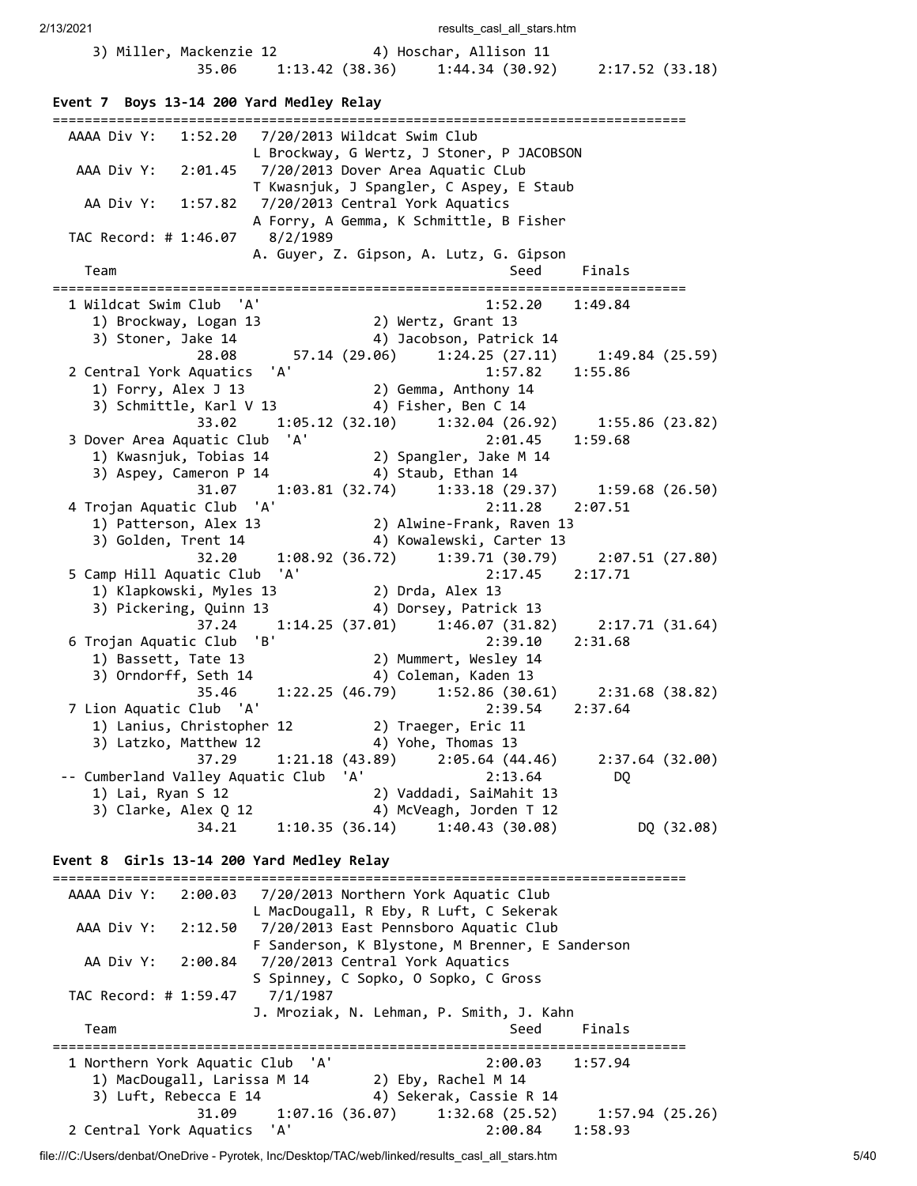3) Miller, Mackenzie 12  4) Hoschar, Allison 11
35.06  1:13.42 (38.36)  1:44.34 (30.92)  2:17.52 (33.18)

**Event 7 Boys 13-14 200 Yard Medley Relay**

```
===============================================================================
  AAAA Div Y:   1:52.20   7/20/2013 Wildcat Swim Club
                          L Brockway, G Wertz, J Stoner, P JACOBSON
   AAA Div Y:   2:01.45   7/20/2013 Dover Area Aquatic CLub
                          T Kwasnjuk, J Spangler, C Aspey, E Staub
    AA Div Y:   1:57.82   7/20/2013 Central York Aquatics
                          A Forry, A Gemma, K Schmittle, B Fisher
  TAC Record: # 1:46.07    8/2/1989
                          A. Guyer, Z. Gipson, A. Lutz, G. Gipson
    Team                                                 Seed     Finals
===============================================================================
  1 Wildcat Swim Club  'A'                             1:52.20    1:49.84
     1) Brockway, Logan 13              2) Wertz, Grant 13
     3) Stoner, Jake 14                 4) Jacobson, Patrick 14
               28.08       57.14 (29.06)     1:24.25 (27.11)     1:49.84 (25.59)
  2 Central York Aquatics  'A'                         1:57.82    1:55.86
     1) Forry, Alex J 13                2) Gemma, Anthony 14
     3) Schmittle, Karl V 13            4) Fisher, Ben C 14
               33.02     1:05.12 (32.10)     1:32.04 (26.92)     1:55.86 (23.82)
  3 Dover Area Aquatic Club  'A'                       2:01.45    1:59.68
     1) Kwasnjuk, Tobias 14             2) Spangler, Jake M 14
     3) Aspey, Cameron P 14             4) Staub, Ethan 14
               31.07     1:03.81 (32.74)     1:33.18 (29.37)     1:59.68 (26.50)
  4 Trojan Aquatic Club  'A'                           2:11.28    2:07.51
     1) Patterson, Alex 13              2) Alwine-Frank, Raven 13
     3) Golden, Trent 14                4) Kowalewski, Carter 13
               32.20     1:08.92 (36.72)     1:39.71 (30.79)     2:07.51 (27.80)
  5 Camp Hill Aquatic Club  'A'                        2:17.45    2:17.71
     1) Klapkowski, Myles 13            2) Drda, Alex 13
     3) Pickering, Quinn 13             4) Dorsey, Patrick 13
               37.24     1:14.25 (37.01)     1:46.07 (31.82)     2:17.71 (31.64)
  6 Trojan Aquatic Club  'B'                           2:39.10    2:31.68
     1) Bassett, Tate 13                2) Mummert, Wesley 14
     3) Orndorff, Seth 14               4) Coleman, Kaden 13
               35.46     1:22.25 (46.79)     1:52.86 (30.61)     2:31.68 (38.82)
  7 Lion Aquatic Club  'A'                             2:39.54    2:37.64
     1) Lanius, Christopher 12          2) Traeger, Eric 11
     3) Latzko, Matthew 12              4) Yohe, Thomas 13
               37.29     1:21.18 (43.89)     2:05.64 (44.46)     2:37.64 (32.00)
 -- Cumberland Valley Aquatic Club  'A'                2:13.64         DQ
     1) Lai, Ryan S 12                  2) Vaddadi, SaiMahit 13
     3) Clarke, Alex Q 12               4) McVeagh, Jorden T 12
               34.21     1:10.35 (36.14)     1:40.43 (30.08)          DQ (32.08)
```

**Event 8 Girls 13-14 200 Yard Medley Relay**

```
===============================================================================
  AAAA Div Y:   2:00.03   7/20/2013 Northern York Aquatic Club
                          L MacDougall, R Eby, R Luft, C Sekerak
   AAA Div Y:   2:12.50   7/20/2013 East Pennsboro Aquatic Club
                          F Sanderson, K Blystone, M Brenner, E Sanderson
    AA Div Y:   2:00.84   7/20/2013 Central York Aquatics
                          S Spinney, C Sopko, O Sopko, C Gross
  TAC Record: # 1:59.47    7/1/1987
                          J. Mroziak, N. Lehman, P. Smith, J. Kahn
    Team                                                 Seed     Finals
===============================================================================
  1 Northern York Aquatic Club  'A'                    2:00.03    1:57.94
     1) MacDougall, Larissa M 14        2) Eby, Rachel M 14
     3) Luft, Rebecca E 14              4) Sekerak, Cassie R 14
               31.09     1:07.16 (36.07)     1:32.68 (25.52)     1:57.94 (25.26)
  2 Central York Aquatics  'A'                         2:00.84    1:58.93
```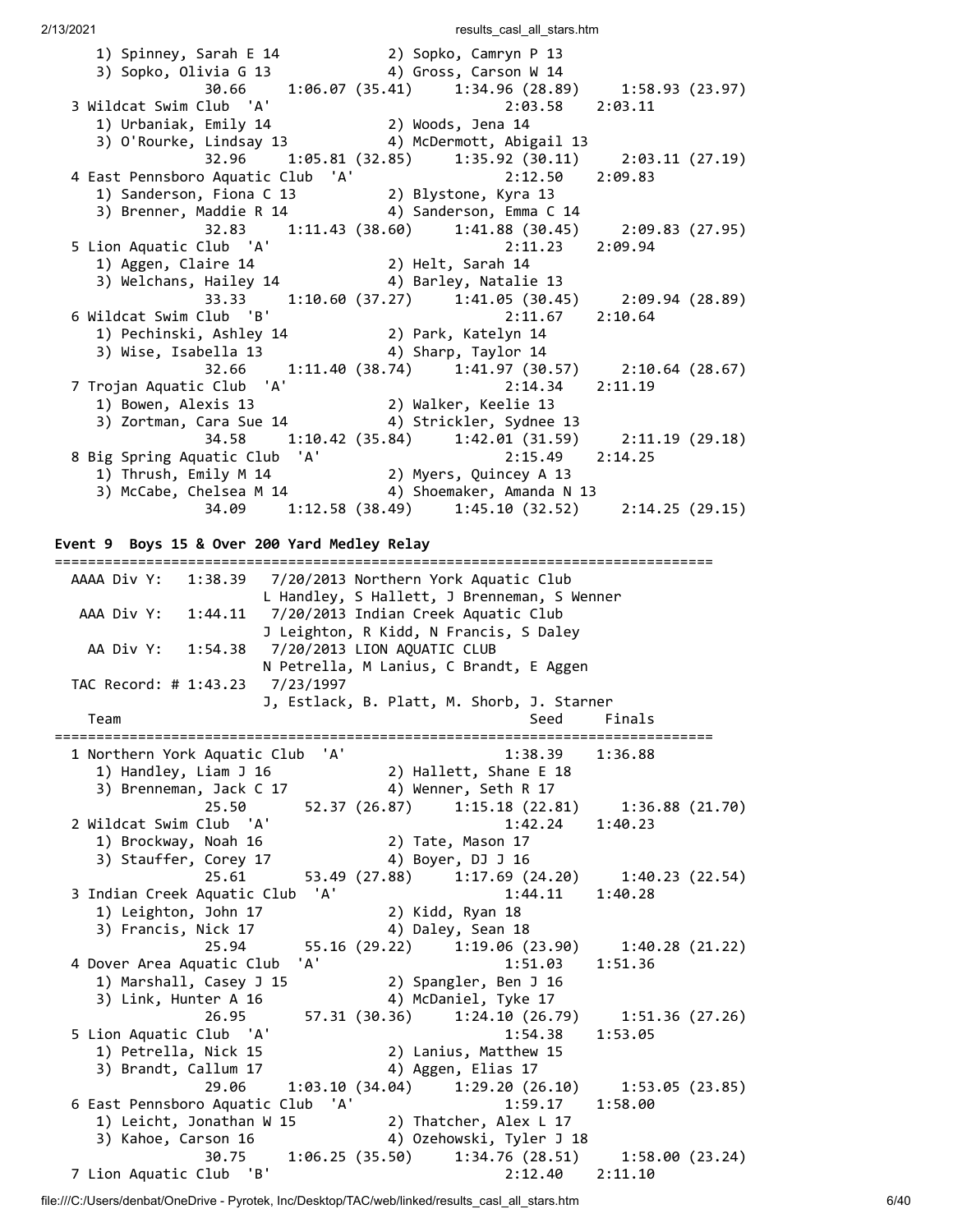```
    1) Spinney, Sarah E 14             2) Sopko, Camryn P 13
    3) Sopko, Olivia G 13              4) Gross, Carson W 14
             30.66     1:06.07 (35.41)     1:34.96 (28.89)     1:58.93 (23.97)
  3 Wildcat Swim Club  'A'                              2:03.58    2:03.11
    1) Urbaniak, Emily 14              2) Woods, Jena 14
    3) O'Rourke, Lindsay 13            4) McDermott, Abigail 13
             32.96     1:05.81 (32.85)     1:35.92 (30.11)     2:03.11 (27.19)
  4 East Pennsboro Aquatic Club  'A'                    2:12.50    2:09.83
    1) Sanderson, Fiona C 13           2) Blystone, Kyra 13
    3) Brenner, Maddie R 14            4) Sanderson, Emma C 14
             32.83     1:11.43 (38.60)     1:41.88 (30.45)     2:09.83 (27.95)
  5 Lion Aquatic Club  'A'                              2:11.23    2:09.94
    1) Aggen, Claire 14                2) Helt, Sarah 14
    3) Welchans, Hailey 14             4) Barley, Natalie 13
             33.33     1:10.60 (37.27)     1:41.05 (30.45)     2:09.94 (28.89)
  6 Wildcat Swim Club  'B'                              2:11.67    2:10.64
    1) Pechinski, Ashley 14            2) Park, Katelyn 14
    3) Wise, Isabella 13               4) Sharp, Taylor 14
             32.66     1:11.40 (38.74)     1:41.97 (30.57)     2:10.64 (28.67)
  7 Trojan Aquatic Club  'A'                            2:14.34    2:11.19
    1) Bowen, Alexis 13                2) Walker, Keelie 13
    3) Zortman, Cara Sue 14            4) Strickler, Sydnee 13
             34.58     1:10.42 (35.84)     1:42.01 (31.59)     2:11.19 (29.18)
  8 Big Spring Aquatic Club  'A'                        2:15.49    2:14.25
    1) Thrush, Emily M 14              2) Myers, Quincey A 13
    3) McCabe, Chelsea M 14            4) Shoemaker, Amanda N 13
             34.09     1:12.58 (38.49)     1:45.10 (32.52)     2:14.25 (29.15)
```

**Event 9  Boys 15 & Over 200 Yard Medley Relay**

```
===============================================================================
  AAAA Div Y:   1:38.39   7/20/2013 Northern York Aquatic Club
                          L Handley, S Hallett, J Brenneman, S Wenner
   AAA Div Y:   1:44.11   7/20/2013 Indian Creek Aquatic Club
                          J Leighton, R Kidd, N Francis, S Daley
    AA Div Y:   1:54.38   7/20/2013 LION AQUATIC CLUB
                          N Petrella, M Lanius, C Brandt, E Aggen
  TAC Record: # 1:43.23   7/23/1997
                          J, Estlack, B. Platt, M. Shorb, J. Starner
    Team                                                Seed     Finals
===============================================================================
  1 Northern York Aquatic Club  'A'                     1:38.39    1:36.88
    1) Handley, Liam J 16              2) Hallett, Shane E 18
    3) Brenneman, Jack C 17            4) Wenner, Seth R 17
             25.50       52.37 (26.87)     1:15.18 (22.81)     1:36.88 (21.70)
  2 Wildcat Swim Club  'A'                              1:42.24    1:40.23
    1) Brockway, Noah 16               2) Tate, Mason 17
    3) Stauffer, Corey 17              4) Boyer, DJ J 16
             25.61       53.49 (27.88)     1:17.69 (24.20)     1:40.23 (22.54)
  3 Indian Creek Aquatic Club  'A'                      1:44.11    1:40.28
    1) Leighton, John 17               2) Kidd, Ryan 18
    3) Francis, Nick 17                4) Daley, Sean 18
             25.94       55.16 (29.22)     1:19.06 (23.90)     1:40.28 (21.22)
  4 Dover Area Aquatic Club  'A'                        1:51.03    1:51.36
    1) Marshall, Casey J 15            2) Spangler, Ben J 16
    3) Link, Hunter A 16               4) McDaniel, Tyke 17
             26.95       57.31 (30.36)     1:24.10 (26.79)     1:51.36 (27.26)
  5 Lion Aquatic Club  'A'                              1:54.38    1:53.05
    1) Petrella, Nick 15               2) Lanius, Matthew 15
    3) Brandt, Callum 17               4) Aggen, Elias 17
             29.06     1:03.10 (34.04)     1:29.20 (26.10)     1:53.05 (23.85)
  6 East Pennsboro Aquatic Club  'A'                    1:59.17    1:58.00
    1) Leicht, Jonathan W 15           2) Thatcher, Alex L 17
    3) Kahoe, Carson 16                4) Ozehowski, Tyler J 18
             30.75     1:06.25 (35.50)     1:34.76 (28.51)     1:58.00 (23.24)
  7 Lion Aquatic Club  'B'                              2:12.40    2:11.10
```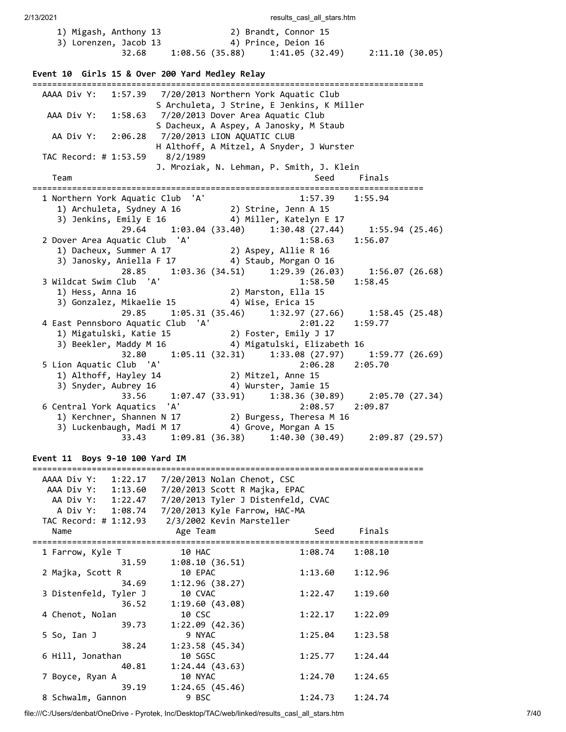```
    1) Migash, Anthony 13             2) Brandt, Connor 15
    3) Lorenzen, Jacob 13             4) Prince, Deion 16
               32.68     1:08.56 (35.88)     1:41.05 (32.49)     2:11.10 (30.05)
```

**Event 10  Girls 15 & Over 200 Yard Medley Relay**

```
===============================================================================
  AAAA Div Y:   1:57.39   7/20/2013 Northern York Aquatic Club
                          S Archuleta, J Strine, E Jenkins, K Miller
   AAA Div Y:   1:58.63   7/20/2013 Dover Area Aquatic Club
                          S Dacheux, A Aspey, A Janosky, M Staub
    AA Div Y:   2:06.28   7/20/2013 LION AQUATIC CLUB
                          H Althoff, A Mitzel, A Snyder, J Wurster
  TAC Record: # 1:53.59    8/2/1989
                          J. Mroziak, N. Lehman, P. Smith, J. Klein
    Team                                                Seed     Finals
===============================================================================
  1 Northern York Aquatic Club  'A'                   1:57.39    1:55.94
     1) Archuleta, Sydney A 16         2) Strine, Jenn A 15
     3) Jenkins, Emily E 16            4) Miller, Katelyn E 17
               29.64     1:03.04 (33.40)     1:30.48 (27.44)     1:55.94 (25.46)
  2 Dover Area Aquatic Club  'A'                      1:58.63    1:56.07
     1) Dacheux, Summer A 17           2) Aspey, Allie R 16
     3) Janosky, Aniella F 17          4) Staub, Morgan O 16
               28.85     1:03.36 (34.51)     1:29.39 (26.03)     1:56.07 (26.68)
  3 Wildcat Swim Club  'A'                            1:58.50    1:58.45
     1) Hess, Anna 16                  2) Marston, Ella 15
     3) Gonzalez, Mikaelie 15          4) Wise, Erica 15
               29.85     1:05.31 (35.46)     1:32.97 (27.66)     1:58.45 (25.48)
  4 East Pennsboro Aquatic Club  'A'                  2:01.22    1:59.77
     1) Migatulski, Katie 15           2) Foster, Emily J 17
     3) Beekler, Maddy M 16            4) Migatulski, Elizabeth 16
               32.80     1:05.11 (32.31)     1:33.08 (27.97)     1:59.77 (26.69)
  5 Lion Aquatic Club  'A'                            2:06.28    2:05.70
     1) Althoff, Hayley 14             2) Mitzel, Anne 15
     3) Snyder, Aubrey 16              4) Wurster, Jamie 15
               33.56     1:07.47 (33.91)     1:38.36 (30.89)     2:05.70 (27.34)
  6 Central York Aquatics  'A'                        2:08.57    2:09.87
     1) Kerchner, Shannen N 17         2) Burgess, Theresa M 16
     3) Luckenbaugh, Madi M 17         4) Grove, Morgan A 15
               33.43     1:09.81 (36.38)     1:40.30 (30.49)     2:09.87 (29.57)
```

**Event 11  Boys 9-10 100 Yard IM**

```
===============================================================================
  AAAA Div Y:   1:22.17   7/20/2013 Nolan Chenot, CSC
   AAA Div Y:   1:13.60   7/20/2013 Scott R Majka, EPAC
    AA Div Y:   1:22.47   7/20/2013 Tyler J Distenfeld, CVAC
     A Div Y:   1:08.74   7/20/2013 Kyle Farrow, HAC-MA
  TAC Record: # 1:12.93    2/3/2002 Kevin Marsteller
    Name                    Age Team                    Seed     Finals
===============================================================================
  1 Farrow, Kyle T           10 HAC                   1:08.74    1:08.10
               31.59     1:08.10 (36.51)
  2 Majka, Scott R           10 EPAC                  1:13.60    1:12.96
               34.69     1:12.96 (38.27)
  3 Distenfeld, Tyler J      10 CVAC                  1:22.47    1:19.60
               36.52     1:19.60 (43.08)
  4 Chenot, Nolan            10 CSC                   1:22.17    1:22.09
               39.73     1:22.09 (42.36)
  5 So, Ian J                 9 NYAC                  1:25.04    1:23.58
               38.24     1:23.58 (45.34)
  6 Hill, Jonathan           10 SGSC                  1:25.77    1:24.44
               40.81     1:24.44 (43.63)
  7 Boyce, Ryan A            10 NYAC                  1:24.70    1:24.65
               39.19     1:24.65 (45.46)
  8 Schwalm, Gannon           9 BSC                   1:24.73    1:24.74
```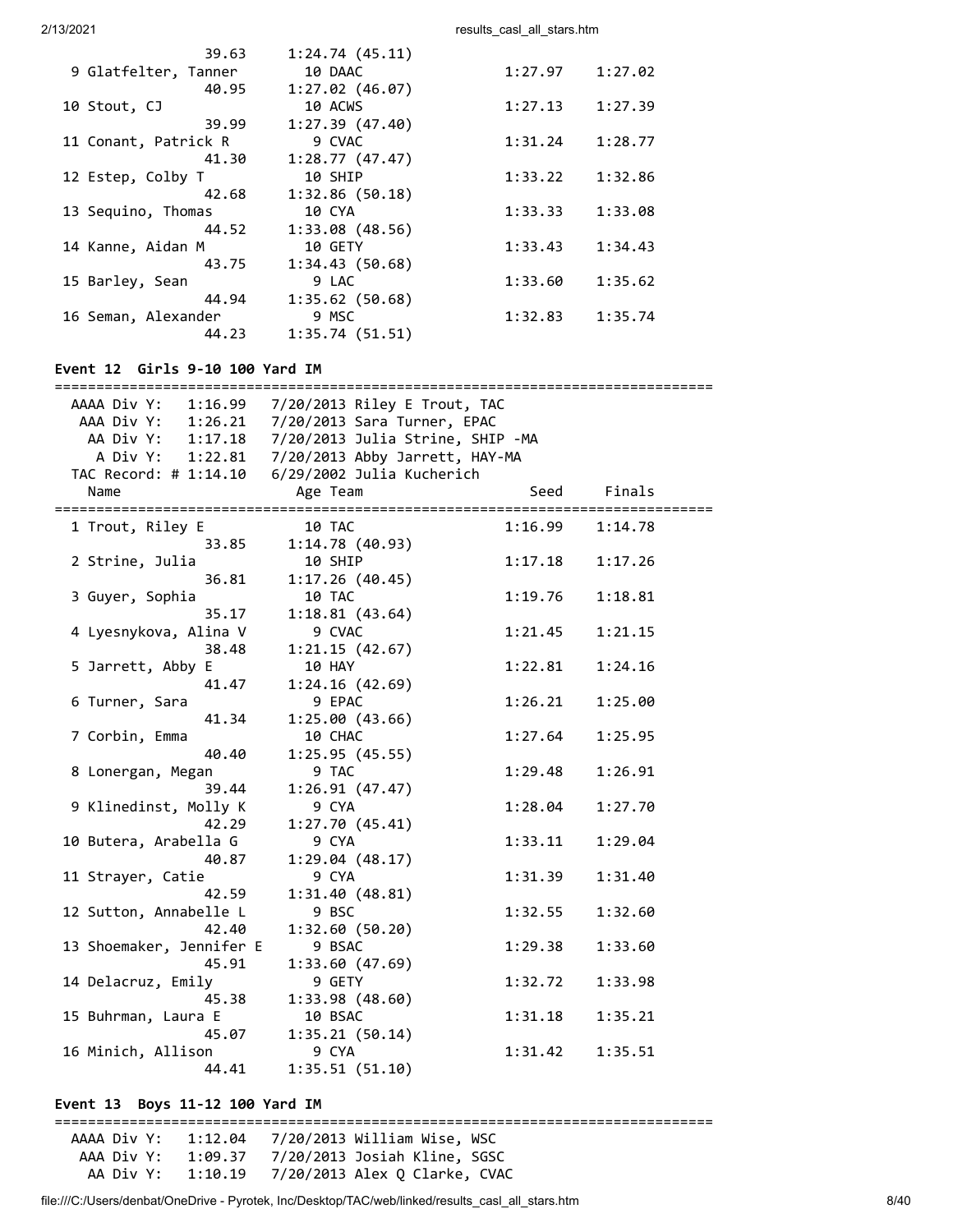| Name | Age | Team | Seed | Finals |
|---|---|---|---|---|
| 39.63 1:24.74 (45.11) | | | | |
| 9 Glatfelter, Tanner | 10 | DAAC | 1:27.97 | 1:27.02 |
| 40.95 1:27.02 (46.07) | | | | |
| 10 Stout, CJ | 10 | ACWS | 1:27.13 | 1:27.39 |
| 39.99 1:27.39 (47.40) | | | | |
| 11 Conant, Patrick R | 9 | CVAC | 1:31.24 | 1:28.77 |
| 41.30 1:28.77 (47.47) | | | | |
| 12 Estep, Colby T | 10 | SHIP | 1:33.22 | 1:32.86 |
| 42.68 1:32.86 (50.18) | | | | |
| 13 Sequino, Thomas | 10 | CYA | 1:33.33 | 1:33.08 |
| 44.52 1:33.08 (48.56) | | | | |
| 14 Kanne, Aidan M | 10 | GETY | 1:33.43 | 1:34.43 |
| 43.75 1:34.43 (50.68) | | | | |
| 15 Barley, Sean | 9 | LAC | 1:33.60 | 1:35.62 |
| 44.94 1:35.62 (50.68) | | | | |
| 16 Seman, Alexander | 9 | MSC | 1:32.83 | 1:35.74 |
| 44.23 1:35.74 (51.51) | | | | |

### Event 12 Girls 9-10 100 Yard IM

```
AAAA Div Y:   1:16.99   7/20/2013 Riley E Trout, TAC
 AAA Div Y:   1:26.21   7/20/2013 Sara Turner, EPAC
  AA Div Y:   1:17.18   7/20/2013 Julia Strine, SHIP -MA
   A Div Y:   1:22.81   7/20/2013 Abby Jarrett, HAY-MA
TAC Record: # 1:14.10   6/29/2002 Julia Kucherich
```

| Name | Age | Team | Seed | Finals |
|---|---|---|---|---|
| 1 Trout, Riley E | 10 | TAC | 1:16.99 | 1:14.78 |
| 33.85 1:14.78 (40.93) | | | | |
| 2 Strine, Julia | 10 | SHIP | 1:17.18 | 1:17.26 |
| 36.81 1:17.26 (40.45) | | | | |
| 3 Guyer, Sophia | 10 | TAC | 1:19.76 | 1:18.81 |
| 35.17 1:18.81 (43.64) | | | | |
| 4 Lyesnykova, Alina V | 9 | CVAC | 1:21.45 | 1:21.15 |
| 38.48 1:21.15 (42.67) | | | | |
| 5 Jarrett, Abby E | 10 | HAY | 1:22.81 | 1:24.16 |
| 41.47 1:24.16 (42.69) | | | | |
| 6 Turner, Sara | 9 | EPAC | 1:26.21 | 1:25.00 |
| 41.34 1:25.00 (43.66) | | | | |
| 7 Corbin, Emma | 10 | CHAC | 1:27.64 | 1:25.95 |
| 40.40 1:25.95 (45.55) | | | | |
| 8 Lonergan, Megan | 9 | TAC | 1:29.48 | 1:26.91 |
| 39.44 1:26.91 (47.47) | | | | |
| 9 Klinedinst, Molly K | 9 | CYA | 1:28.04 | 1:27.70 |
| 42.29 1:27.70 (45.41) | | | | |
| 10 Butera, Arabella G | 9 | CYA | 1:33.11 | 1:29.04 |
| 40.87 1:29.04 (48.17) | | | | |
| 11 Strayer, Catie | 9 | CYA | 1:31.39 | 1:31.40 |
| 42.59 1:31.40 (48.81) | | | | |
| 12 Sutton, Annabelle L | 9 | BSC | 1:32.55 | 1:32.60 |
| 42.40 1:32.60 (50.20) | | | | |
| 13 Shoemaker, Jennifer E | 9 | BSAC | 1:29.38 | 1:33.60 |
| 45.91 1:33.60 (47.69) | | | | |
| 14 Delacruz, Emily | 9 | GETY | 1:32.72 | 1:33.98 |
| 45.38 1:33.98 (48.60) | | | | |
| 15 Buhrman, Laura E | 10 | BSAC | 1:31.18 | 1:35.21 |
| 45.07 1:35.21 (50.14) | | | | |
| 16 Minich, Allison | 9 | CYA | 1:31.42 | 1:35.51 |
| 44.41 1:35.51 (51.10) | | | | |

### Event 13 Boys 11-12 100 Yard IM

```
AAAA Div Y:   1:12.04   7/20/2013 William Wise, WSC
 AAA Div Y:   1:09.37   7/20/2013 Josiah Kline, SGSC
  AA Div Y:   1:10.19   7/20/2013 Alex Q Clarke, CVAC
```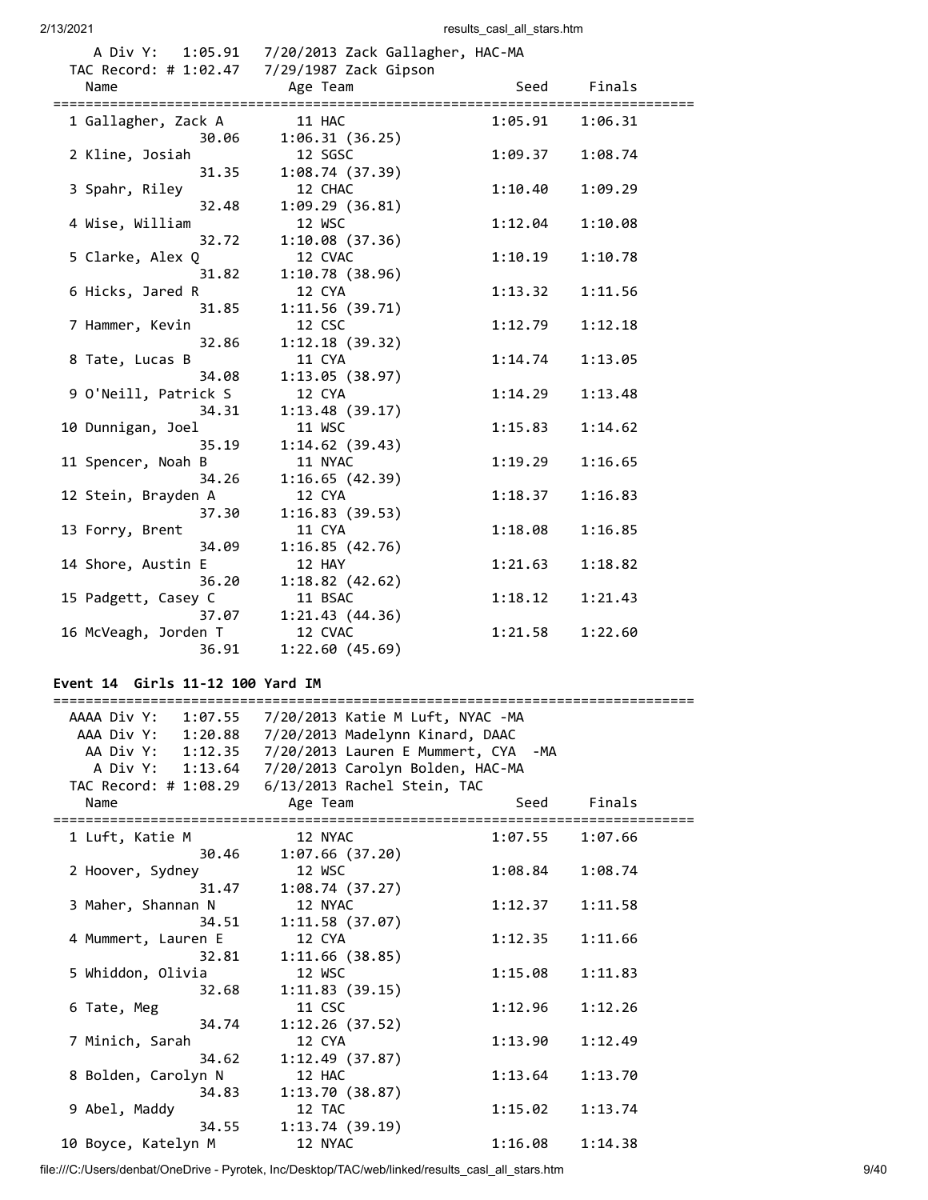A Div Y: 1:05.91 7/20/2013 Zack Gallagher, HAC-MA
TAC Record: # 1:02.47 7/29/1987 Zack Gipson

| Name | Age | Team | Seed | Finals |
|---|---|---|---|---|
| 1 Gallagher, Zack A | 11 | HAC | 1:05.91 | 1:06.31 |
| 30.06 | 1:06.31 (36.25) | | | |
| 2 Kline, Josiah | 12 | SGSC | 1:09.37 | 1:08.74 |
| 31.35 | 1:08.74 (37.39) | | | |
| 3 Spahr, Riley | 12 | CHAC | 1:10.40 | 1:09.29 |
| 32.48 | 1:09.29 (36.81) | | | |
| 4 Wise, William | 12 | WSC | 1:12.04 | 1:10.08 |
| 32.72 | 1:10.08 (37.36) | | | |
| 5 Clarke, Alex Q | 12 | CVAC | 1:10.19 | 1:10.78 |
| 31.82 | 1:10.78 (38.96) | | | |
| 6 Hicks, Jared R | 12 | CYA | 1:13.32 | 1:11.56 |
| 31.85 | 1:11.56 (39.71) | | | |
| 7 Hammer, Kevin | 12 | CSC | 1:12.79 | 1:12.18 |
| 32.86 | 1:12.18 (39.32) | | | |
| 8 Tate, Lucas B | 11 | CYA | 1:14.74 | 1:13.05 |
| 34.08 | 1:13.05 (38.97) | | | |
| 9 O'Neill, Patrick S | 12 | CYA | 1:14.29 | 1:13.48 |
| 34.31 | 1:13.48 (39.17) | | | |
| 10 Dunnigan, Joel | 11 | WSC | 1:15.83 | 1:14.62 |
| 35.19 | 1:14.62 (39.43) | | | |
| 11 Spencer, Noah B | 11 | NYAC | 1:19.29 | 1:16.65 |
| 34.26 | 1:16.65 (42.39) | | | |
| 12 Stein, Brayden A | 12 | CYA | 1:18.37 | 1:16.83 |
| 37.30 | 1:16.83 (39.53) | | | |
| 13 Forry, Brent | 11 | CYA | 1:18.08 | 1:16.85 |
| 34.09 | 1:16.85 (42.76) | | | |
| 14 Shore, Austin E | 12 | HAY | 1:21.63 | 1:18.82 |
| 36.20 | 1:18.82 (42.62) | | | |
| 15 Padgett, Casey C | 11 | BSAC | 1:18.12 | 1:21.43 |
| 37.07 | 1:21.43 (44.36) | | | |
| 16 McVeagh, Jorden T | 12 | CVAC | 1:21.58 | 1:22.60 |
| 36.91 | 1:22.60 (45.69) | | | |

### Event 14 Girls 11-12 100 Yard IM

AAAA Div Y: 1:07.55 7/20/2013 Katie M Luft, NYAC -MA
AAA Div Y: 1:20.88 7/20/2013 Madelynn Kinard, DAAC
AA Div Y: 1:12.35 7/20/2013 Lauren E Mummert, CYA -MA
A Div Y: 1:13.64 7/20/2013 Carolyn Bolden, HAC-MA
TAC Record: # 1:08.29 6/13/2013 Rachel Stein, TAC

| Name | Age | Team | Seed | Finals |
|---|---|---|---|---|
| 1 Luft, Katie M | 12 | NYAC | 1:07.55 | 1:07.66 |
| 30.46 | 1:07.66 (37.20) | | | |
| 2 Hoover, Sydney | 12 | WSC | 1:08.84 | 1:08.74 |
| 31.47 | 1:08.74 (37.27) | | | |
| 3 Maher, Shannan N | 12 | NYAC | 1:12.37 | 1:11.58 |
| 34.51 | 1:11.58 (37.07) | | | |
| 4 Mummert, Lauren E | 12 | CYA | 1:12.35 | 1:11.66 |
| 32.81 | 1:11.66 (38.85) | | | |
| 5 Whiddon, Olivia | 12 | WSC | 1:15.08 | 1:11.83 |
| 32.68 | 1:11.83 (39.15) | | | |
| 6 Tate, Meg | 11 | CSC | 1:12.96 | 1:12.26 |
| 34.74 | 1:12.26 (37.52) | | | |
| 7 Minich, Sarah | 12 | CYA | 1:13.90 | 1:12.49 |
| 34.62 | 1:12.49 (37.87) | | | |
| 8 Bolden, Carolyn N | 12 | HAC | 1:13.64 | 1:13.70 |
| 34.83 | 1:13.70 (38.87) | | | |
| 9 Abel, Maddy | 12 | TAC | 1:15.02 | 1:13.74 |
| 34.55 | 1:13.74 (39.19) | | | |
| 10 Boyce, Katelyn M | 12 | NYAC | 1:16.08 | 1:14.38 |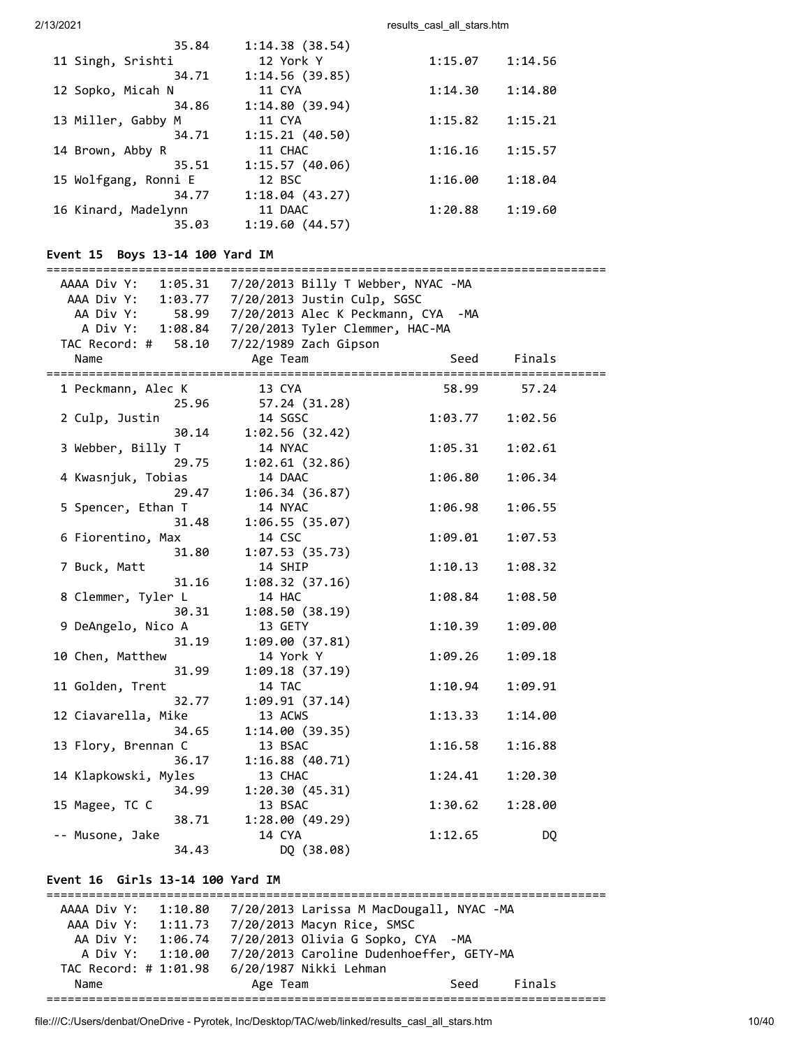```
               35.84     1:14.38 (38.54)
 11 Singh, Srishti           12 York Y               1:15.07    1:14.56
               34.71     1:14.56 (39.85)
 12 Sopko, Micah N           11 CYA                  1:14.30    1:14.80
               34.86     1:14.80 (39.94)
 13 Miller, Gabby M          11 CYA                  1:15.82    1:15.21
               34.71     1:15.21 (40.50)
 14 Brown, Abby R            11 CHAC                 1:16.16    1:15.57
               35.51     1:15.57 (40.06)
 15 Wolfgang, Ronni E        12 BSC                  1:16.00    1:18.04
               34.77     1:18.04 (43.27)
 16 Kinard, Madelynn         11 DAAC                 1:20.88    1:19.60
               35.03     1:19.60 (44.57)
```

**Event 15  Boys 13-14 100 Yard IM**

```
===============================================================================
  AAAA Div Y:   1:05.31  7/20/2013 Billy T Webber, NYAC -MA
   AAA Div Y:   1:03.77  7/20/2013 Justin Culp, SGSC
    AA Div Y:     58.99  7/20/2013 Alec K Peckmann, CYA  -MA
     A Div Y:   1:08.84  7/20/2013 Tyler Clemmer, HAC-MA
  TAC Record: #   58.10  7/22/1989 Zach Gipson
    Name                    Age Team                    Seed     Finals
===============================================================================
  1 Peckmann, Alec K         13 CYA                    58.99      57.24
               25.96       57.24 (31.28)
  2 Culp, Justin             14 SGSC                 1:03.77    1:02.56
               30.14     1:02.56 (32.42)
  3 Webber, Billy T          14 NYAC                 1:05.31    1:02.61
               29.75     1:02.61 (32.86)
  4 Kwasnjuk, Tobias         14 DAAC                 1:06.80    1:06.34
               29.47     1:06.34 (36.87)
  5 Spencer, Ethan T         14 NYAC                 1:06.98    1:06.55
               31.48     1:06.55 (35.07)
  6 Fiorentino, Max          14 CSC                  1:09.01    1:07.53
               31.80     1:07.53 (35.73)
  7 Buck, Matt               14 SHIP                 1:10.13    1:08.32
               31.16     1:08.32 (37.16)
  8 Clemmer, Tyler L         14 HAC                  1:08.84    1:08.50
               30.31     1:08.50 (38.19)
  9 DeAngelo, Nico A         13 GETY                 1:10.39    1:09.00
               31.19     1:09.00 (37.81)
 10 Chen, Matthew            14 York Y               1:09.26    1:09.18
               31.99     1:09.18 (37.19)
 11 Golden, Trent            14 TAC                  1:10.94    1:09.91
               32.77     1:09.91 (37.14)
 12 Ciavarella, Mike         13 ACWS                 1:13.33    1:14.00
               34.65     1:14.00 (39.35)
 13 Flory, Brennan C         13 BSAC                 1:16.58    1:16.88
               36.17     1:16.88 (40.71)
 14 Klapkowski, Myles        13 CHAC                 1:24.41    1:20.30
               34.99     1:20.30 (45.31)
 15 Magee, TC C              13 BSAC                 1:30.62    1:28.00
               38.71     1:28.00 (49.29)
 -- Musone, Jake             14 CYA                  1:12.65         DQ
               34.43          DQ (38.08)
```

**Event 16  Girls 13-14 100 Yard IM**

```
===============================================================================
  AAAA Div Y:   1:10.80  7/20/2013 Larissa M MacDougall, NYAC -MA
   AAA Div Y:   1:11.73  7/20/2013 Macyn Rice, SMSC
    AA Div Y:   1:06.74  7/20/2013 Olivia G Sopko, CYA  -MA
     A Div Y:   1:10.00  7/20/2013 Caroline Dudenhoeffer, GETY-MA
  TAC Record: # 1:01.98  6/20/1987 Nikki Lehman
    Name                    Age Team                    Seed     Finals
===============================================================================
```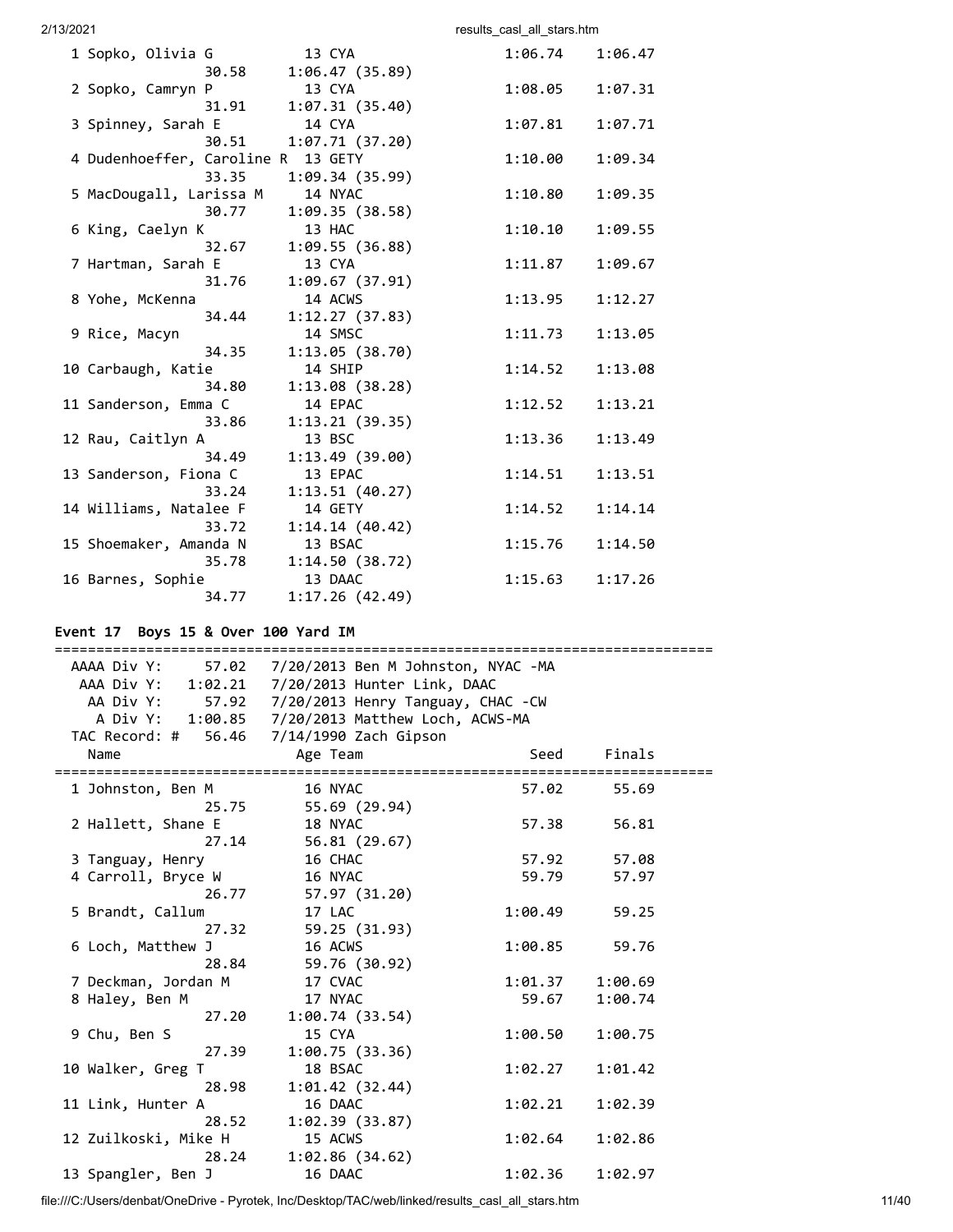```
  1 Sopko, Olivia G          13 CYA                  1:06.74    1:06.47
              30.58     1:06.47 (35.89)
  2 Sopko, Camryn P          13 CYA                  1:08.05    1:07.31
              31.91     1:07.31 (35.40)
  3 Spinney, Sarah E         14 CYA                  1:07.81    1:07.71
              30.51     1:07.71 (37.20)
  4 Dudenhoeffer, Caroline R  13 GETY                1:10.00    1:09.34
              33.35     1:09.34 (35.99)
  5 MacDougall, Larissa M    14 NYAC                 1:10.80    1:09.35
              30.77     1:09.35 (38.58)
  6 King, Caelyn K           13 HAC                  1:10.10    1:09.55
              32.67     1:09.55 (36.88)
  7 Hartman, Sarah E         13 CYA                  1:11.87    1:09.67
              31.76     1:09.67 (37.91)
  8 Yohe, McKenna            14 ACWS                 1:13.95    1:12.27
              34.44     1:12.27 (37.83)
  9 Rice, Macyn              14 SMSC                 1:11.73    1:13.05
              34.35     1:13.05 (38.70)
 10 Carbaugh, Katie          14 SHIP                 1:14.52    1:13.08
              34.80     1:13.08 (38.28)
 11 Sanderson, Emma C        14 EPAC                 1:12.52    1:13.21
              33.86     1:13.21 (39.35)
 12 Rau, Caitlyn A           13 BSC                  1:13.36    1:13.49
              34.49     1:13.49 (39.00)
 13 Sanderson, Fiona C       13 EPAC                 1:14.51    1:13.51
              33.24     1:13.51 (40.27)
 14 Williams, Natalee F      14 GETY                 1:14.52    1:14.14
              33.72     1:14.14 (40.42)
 15 Shoemaker, Amanda N      13 BSAC                 1:15.76    1:14.50
              35.78     1:14.50 (38.72)
 16 Barnes, Sophie           13 DAAC                 1:15.63    1:17.26
              34.77     1:17.26 (42.49)
```

**Event 17  Boys 15 & Over 100 Yard IM**

```
===============================================================================
  AAAA Div Y:     57.02   7/20/2013 Ben M Johnston, NYAC -MA
   AAA Div Y:   1:02.21   7/20/2013 Hunter Link, DAAC
    AA Div Y:     57.92   7/20/2013 Henry Tanguay, CHAC -CW
     A Div Y:   1:00.85   7/20/2013 Matthew Loch, ACWS-MA
  TAC Record: #   56.46   7/14/1990 Zach Gipson
    Name                    Age Team                    Seed     Finals
===============================================================================
  1 Johnston, Ben M          16 NYAC                   57.02      55.69
              25.75       55.69 (29.94)
  2 Hallett, Shane E         18 NYAC                   57.38      56.81
              27.14       56.81 (29.67)
  3 Tanguay, Henry           16 CHAC                   57.92      57.08
  4 Carroll, Bryce W         16 NYAC                   59.79      57.97
              26.77       57.97 (31.20)
  5 Brandt, Callum           17 LAC                  1:00.49      59.25
              27.32       59.25 (31.93)
  6 Loch, Matthew J          16 ACWS                 1:00.85      59.76
              28.84       59.76 (30.92)
  7 Deckman, Jordan M        17 CVAC                 1:01.37    1:00.69
  8 Haley, Ben M             17 NYAC                   59.67    1:00.74
              27.20     1:00.74 (33.54)
  9 Chu, Ben S               15 CYA                  1:00.50    1:00.75
              27.39     1:00.75 (33.36)
 10 Walker, Greg T           18 BSAC                 1:02.27    1:01.42
              28.98     1:01.42 (32.44)
 11 Link, Hunter A           16 DAAC                 1:02.21    1:02.39
              28.52     1:02.39 (33.87)
 12 Zuilkoski, Mike H        15 ACWS                 1:02.64    1:02.86
              28.24     1:02.86 (34.62)
 13 Spangler, Ben J          16 DAAC                 1:02.36    1:02.97
```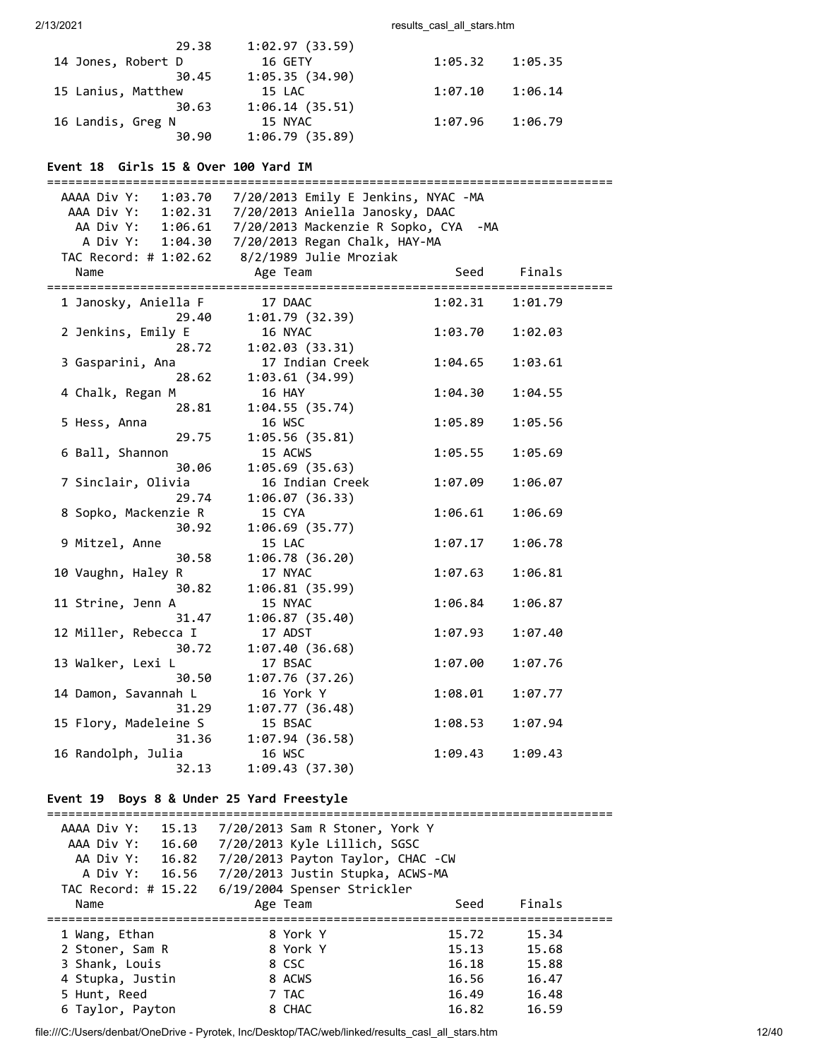| | | | | |
|---|---|---|---|---|
| | 29.38 | 1:02.97 (33.59) | | |
| 14 Jones, Robert D | | 16 GETY | 1:05.32 | 1:05.35 |
| | 30.45 | 1:05.35 (34.90) | | |
| 15 Lanius, Matthew | | 15 LAC | 1:07.10 | 1:06.14 |
| | 30.63 | 1:06.14 (35.51) | | |
| 16 Landis, Greg N | | 15 NYAC | 1:07.96 | 1:06.79 |
| | 30.90 | 1:06.79 (35.89) | | |

### Event 18 Girls 15 & Over 100 Yard IM

AAAA Div Y: 1:03.70 7/20/2013 Emily E Jenkins, NYAC -MA
AAA Div Y: 1:02.31 7/20/2013 Aniella Janosky, DAAC
AA Div Y: 1:06.61 7/20/2013 Mackenzie R Sopko, CYA -MA
A Div Y: 1:04.30 7/20/2013 Regan Chalk, HAY-MA
TAC Record: # 1:02.62 8/2/1989 Julie Mroziak

| Name | Age | Team | Seed | Finals |
|---|---|---|---|---|
| 1 Janosky, Aniella F | 17 | DAAC | 1:02.31 | 1:01.79 |
| 29.40 | | 1:01.79 (32.39) | | |
| 2 Jenkins, Emily E | 16 | NYAC | 1:03.70 | 1:02.03 |
| 28.72 | | 1:02.03 (33.31) | | |
| 3 Gasparini, Ana | 17 | Indian Creek | 1:04.65 | 1:03.61 |
| 28.62 | | 1:03.61 (34.99) | | |
| 4 Chalk, Regan M | 16 | HAY | 1:04.30 | 1:04.55 |
| 28.81 | | 1:04.55 (35.74) | | |
| 5 Hess, Anna | 16 | WSC | 1:05.89 | 1:05.56 |
| 29.75 | | 1:05.56 (35.81) | | |
| 6 Ball, Shannon | 15 | ACWS | 1:05.55 | 1:05.69 |
| 30.06 | | 1:05.69 (35.63) | | |
| 7 Sinclair, Olivia | 16 | Indian Creek | 1:07.09 | 1:06.07 |
| 29.74 | | 1:06.07 (36.33) | | |
| 8 Sopko, Mackenzie R | 15 | CYA | 1:06.61 | 1:06.69 |
| 30.92 | | 1:06.69 (35.77) | | |
| 9 Mitzel, Anne | 15 | LAC | 1:07.17 | 1:06.78 |
| 30.58 | | 1:06.78 (36.20) | | |
| 10 Vaughn, Haley R | 17 | NYAC | 1:07.63 | 1:06.81 |
| 30.82 | | 1:06.81 (35.99) | | |
| 11 Strine, Jenn A | 15 | NYAC | 1:06.84 | 1:06.87 |
| 31.47 | | 1:06.87 (35.40) | | |
| 12 Miller, Rebecca I | 17 | ADST | 1:07.93 | 1:07.40 |
| 30.72 | | 1:07.40 (36.68) | | |
| 13 Walker, Lexi L | 17 | BSAC | 1:07.00 | 1:07.76 |
| 30.50 | | 1:07.76 (37.26) | | |
| 14 Damon, Savannah L | 16 | York Y | 1:08.01 | 1:07.77 |
| 31.29 | | 1:07.77 (36.48) | | |
| 15 Flory, Madeleine S | 15 | BSAC | 1:08.53 | 1:07.94 |
| 31.36 | | 1:07.94 (36.58) | | |
| 16 Randolph, Julia | 16 | WSC | 1:09.43 | 1:09.43 |
| 32.13 | | 1:09.43 (37.30) | | |

### Event 19 Boys 8 & Under 25 Yard Freestyle

AAAA Div Y: 15.13 7/20/2013 Sam R Stoner, York Y
AAA Div Y: 16.60 7/20/2013 Kyle Lillich, SGSC
AA Div Y: 16.82 7/20/2013 Payton Taylor, CHAC -CW
A Div Y: 16.56 7/20/2013 Justin Stupka, ACWS-MA
TAC Record: # 15.22 6/19/2004 Spenser Strickler

| Name | Age | Team | Seed | Finals |
|---|---|---|---|---|
| 1 Wang, Ethan | 8 | York Y | 15.72 | 15.34 |
| 2 Stoner, Sam R | 8 | York Y | 15.13 | 15.68 |
| 3 Shank, Louis | 8 | CSC | 16.18 | 15.88 |
| 4 Stupka, Justin | 8 | ACWS | 16.56 | 16.47 |
| 5 Hunt, Reed | 7 | TAC | 16.49 | 16.48 |
| 6 Taylor, Payton | 8 | CHAC | 16.82 | 16.59 |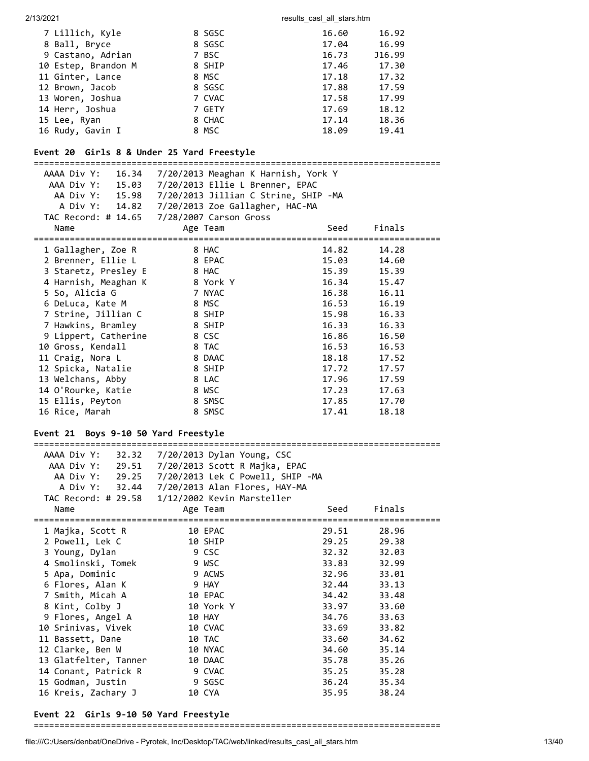| | Name | Age | Team | Seed | Finals |
|---|---|---|---|---|---|
| 7 | Lillich, Kyle | 8 | SGSC | 16.60 | 16.92 |
| 8 | Ball, Bryce | 8 | SGSC | 17.04 | 16.99 |
| 9 | Castano, Adrian | 7 | BSC | 16.73 | J16.99 |
| 10 | Estep, Brandon M | 8 | SHIP | 17.46 | 17.30 |
| 11 | Ginter, Lance | 8 | MSC | 17.18 | 17.32 |
| 12 | Brown, Jacob | 8 | SGSC | 17.88 | 17.59 |
| 13 | Woren, Joshua | 7 | CVAC | 17.58 | 17.99 |
| 14 | Herr, Joshua | 7 | GETY | 17.69 | 18.12 |
| 15 | Lee, Ryan | 8 | CHAC | 17.14 | 18.36 |
| 16 | Rudy, Gavin I | 8 | MSC | 18.09 | 19.41 |

## Event 20 Girls 8 & Under 25 Yard Freestyle

```
AAAA Div Y:   16.34   7/20/2013 Meaghan K Harnish, York Y
 AAA Div Y:   15.03   7/20/2013 Ellie L Brenner, EPAC
  AA Div Y:   15.98   7/20/2013 Jillian C Strine, SHIP -MA
   A Div Y:   14.82   7/20/2013 Zoe Gallagher, HAC-MA
TAC Record: # 14.65   7/28/2007 Carson Gross
```

| | Name | Age | Team | Seed | Finals |
|---|---|---|---|---|---|
| 1 | Gallagher, Zoe R | 8 | HAC | 14.82 | 14.28 |
| 2 | Brenner, Ellie L | 8 | EPAC | 15.03 | 14.60 |
| 3 | Staretz, Presley E | 8 | HAC | 15.39 | 15.39 |
| 4 | Harnish, Meaghan K | 8 | York Y | 16.34 | 15.47 |
| 5 | So, Alicia G | 7 | NYAC | 16.38 | 16.11 |
| 6 | DeLuca, Kate M | 8 | MSC | 16.53 | 16.19 |
| 7 | Strine, Jillian C | 8 | SHIP | 15.98 | 16.33 |
| 7 | Hawkins, Bramley | 8 | SHIP | 16.33 | 16.33 |
| 9 | Lippert, Catherine | 8 | CSC | 16.86 | 16.50 |
| 10 | Gross, Kendall | 8 | TAC | 16.53 | 16.53 |
| 11 | Craig, Nora L | 8 | DAAC | 18.18 | 17.52 |
| 12 | Spicka, Natalie | 8 | SHIP | 17.72 | 17.57 |
| 13 | Welchans, Abby | 8 | LAC | 17.96 | 17.59 |
| 14 | O'Rourke, Katie | 8 | WSC | 17.23 | 17.63 |
| 15 | Ellis, Peyton | 8 | SMSC | 17.85 | 17.70 |
| 16 | Rice, Marah | 8 | SMSC | 17.41 | 18.18 |

## Event 21 Boys 9-10 50 Yard Freestyle

```
AAAA Div Y:   32.32   7/20/2013 Dylan Young, CSC
 AAA Div Y:   29.51   7/20/2013 Scott R Majka, EPAC
  AA Div Y:   29.25   7/20/2013 Lek C Powell, SHIP -MA
   A Div Y:   32.44   7/20/2013 Alan Flores, HAY-MA
TAC Record: # 29.58   1/12/2002 Kevin Marsteller
```

| | Name | Age | Team | Seed | Finals |
|---|---|---|---|---|---|
| 1 | Majka, Scott R | 10 | EPAC | 29.51 | 28.96 |
| 2 | Powell, Lek C | 10 | SHIP | 29.25 | 29.38 |
| 3 | Young, Dylan | 9 | CSC | 32.32 | 32.03 |
| 4 | Smolinski, Tomek | 9 | WSC | 33.83 | 32.99 |
| 5 | Apa, Dominic | 9 | ACWS | 32.96 | 33.01 |
| 6 | Flores, Alan K | 9 | HAY | 32.44 | 33.13 |
| 7 | Smith, Micah A | 10 | EPAC | 34.42 | 33.48 |
| 8 | Kint, Colby J | 10 | York Y | 33.97 | 33.60 |
| 9 | Flores, Angel A | 10 | HAY | 34.76 | 33.63 |
| 10 | Srinivas, Vivek | 10 | CVAC | 33.69 | 33.82 |
| 11 | Bassett, Dane | 10 | TAC | 33.60 | 34.62 |
| 12 | Clarke, Ben W | 10 | NYAC | 34.60 | 35.14 |
| 13 | Glatfelter, Tanner | 10 | DAAC | 35.78 | 35.26 |
| 14 | Conant, Patrick R | 9 | CVAC | 35.25 | 35.28 |
| 15 | Godman, Justin | 9 | SGSC | 36.24 | 35.34 |
| 16 | Kreis, Zachary J | 10 | CYA | 35.95 | 38.24 |

## Event 22 Girls 9-10 50 Yard Freestyle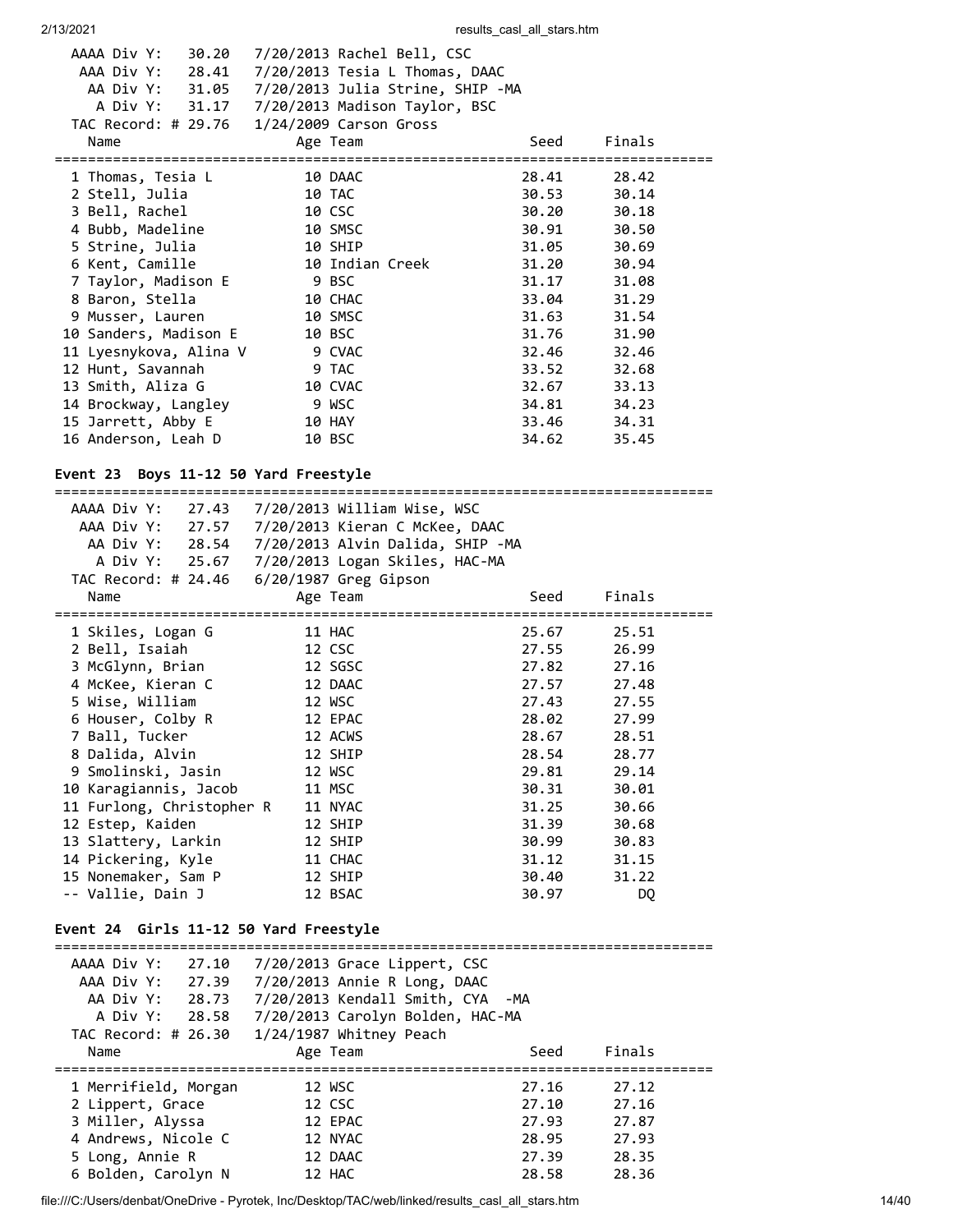AAAA Div Y: 30.20 7/20/2013 Rachel Bell, CSC
AAA Div Y: 28.41 7/20/2013 Tesia L Thomas, DAAC
AA Div Y: 31.05 7/20/2013 Julia Strine, SHIP -MA
A Div Y: 31.17 7/20/2013 Madison Taylor, BSC
TAC Record: # 29.76 1/24/2009 Carson Gross

| | Name | Age | Team | Seed | Finals |
|---|---|---|---|---|---|
| 1 | Thomas, Tesia L | 10 | DAAC | 28.41 | 28.42 |
| 2 | Stell, Julia | 10 | TAC | 30.53 | 30.14 |
| 3 | Bell, Rachel | 10 | CSC | 30.20 | 30.18 |
| 4 | Bubb, Madeline | 10 | SMSC | 30.91 | 30.50 |
| 5 | Strine, Julia | 10 | SHIP | 31.05 | 30.69 |
| 6 | Kent, Camille | 10 | Indian Creek | 31.20 | 30.94 |
| 7 | Taylor, Madison E | 9 | BSC | 31.17 | 31.08 |
| 8 | Baron, Stella | 10 | CHAC | 33.04 | 31.29 |
| 9 | Musser, Lauren | 10 | SMSC | 31.63 | 31.54 |
| 10 | Sanders, Madison E | 10 | BSC | 31.76 | 31.90 |
| 11 | Lyesnykova, Alina V | 9 | CVAC | 32.46 | 32.46 |
| 12 | Hunt, Savannah | 9 | TAC | 33.52 | 32.68 |
| 13 | Smith, Aliza G | 10 | CVAC | 32.67 | 33.13 |
| 14 | Brockway, Langley | 9 | WSC | 34.81 | 34.23 |
| 15 | Jarrett, Abby E | 10 | HAY | 33.46 | 34.31 |
| 16 | Anderson, Leah D | 10 | BSC | 34.62 | 35.45 |

### Event 23 Boys 11-12 50 Yard Freestyle

AAAA Div Y: 27.43 7/20/2013 William Wise, WSC
AAA Div Y: 27.57 7/20/2013 Kieran C McKee, DAAC
AA Div Y: 28.54 7/20/2013 Alvin Dalida, SHIP -MA
A Div Y: 25.67 7/20/2013 Logan Skiles, HAC-MA
TAC Record: # 24.46 6/20/1987 Greg Gipson

| | Name | Age | Team | Seed | Finals |
|---|---|---|---|---|---|
| 1 | Skiles, Logan G | 11 | HAC | 25.67 | 25.51 |
| 2 | Bell, Isaiah | 12 | CSC | 27.55 | 26.99 |
| 3 | McGlynn, Brian | 12 | SGSC | 27.82 | 27.16 |
| 4 | McKee, Kieran C | 12 | DAAC | 27.57 | 27.48 |
| 5 | Wise, William | 12 | WSC | 27.43 | 27.55 |
| 6 | Houser, Colby R | 12 | EPAC | 28.02 | 27.99 |
| 7 | Ball, Tucker | 12 | ACWS | 28.67 | 28.51 |
| 8 | Dalida, Alvin | 12 | SHIP | 28.54 | 28.77 |
| 9 | Smolinski, Jasin | 12 | WSC | 29.81 | 29.14 |
| 10 | Karagiannis, Jacob | 11 | MSC | 30.31 | 30.01 |
| 11 | Furlong, Christopher R | 11 | NYAC | 31.25 | 30.66 |
| 12 | Estep, Kaiden | 12 | SHIP | 31.39 | 30.68 |
| 13 | Slattery, Larkin | 12 | SHIP | 30.99 | 30.83 |
| 14 | Pickering, Kyle | 11 | CHAC | 31.12 | 31.15 |
| 15 | Nonemaker, Sam P | 12 | SHIP | 30.40 | 31.22 |
| -- | Vallie, Dain J | 12 | BSAC | 30.97 | DQ |

### Event 24 Girls 11-12 50 Yard Freestyle

AAAA Div Y: 27.10 7/20/2013 Grace Lippert, CSC
AAA Div Y: 27.39 7/20/2013 Annie R Long, DAAC
AA Div Y: 28.73 7/20/2013 Kendall Smith, CYA -MA
A Div Y: 28.58 7/20/2013 Carolyn Bolden, HAC-MA
TAC Record: # 26.30 1/24/1987 Whitney Peach

| | Name | Age | Team | Seed | Finals |
|---|---|---|---|---|---|
| 1 | Merrifield, Morgan | 12 | WSC | 27.16 | 27.12 |
| 2 | Lippert, Grace | 12 | CSC | 27.10 | 27.16 |
| 3 | Miller, Alyssa | 12 | EPAC | 27.93 | 27.87 |
| 4 | Andrews, Nicole C | 12 | NYAC | 28.95 | 27.93 |
| 5 | Long, Annie R | 12 | DAAC | 27.39 | 28.35 |
| 6 | Bolden, Carolyn N | 12 | HAC | 28.58 | 28.36 |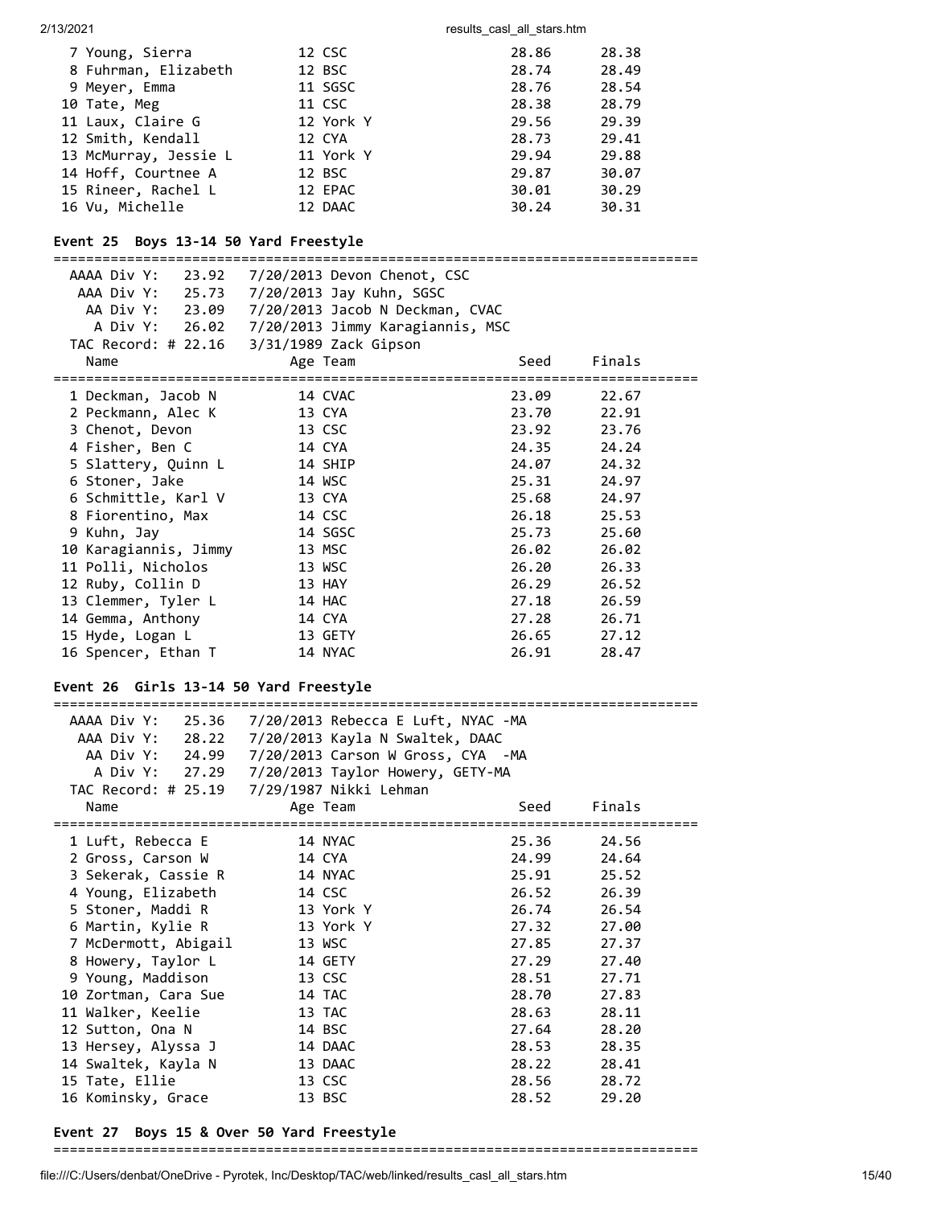| Place | Name | Age | Team | Seed | Finals |
|---|---|---|---|---|---|
| 7 | Young, Sierra | 12 | CSC | 28.86 | 28.38 |
| 8 | Fuhrman, Elizabeth | 12 | BSC | 28.74 | 28.49 |
| 9 | Meyer, Emma | 11 | SGSC | 28.76 | 28.54 |
| 10 | Tate, Meg | 11 | CSC | 28.38 | 28.79 |
| 11 | Laux, Claire G | 12 | York Y | 29.56 | 29.39 |
| 12 | Smith, Kendall | 12 | CYA | 28.73 | 29.41 |
| 13 | McMurray, Jessie L | 11 | York Y | 29.94 | 29.88 |
| 14 | Hoff, Courtnee A | 12 | BSC | 29.87 | 30.07 |
| 15 | Rineer, Rachel L | 12 | EPAC | 30.01 | 30.29 |
| 16 | Vu, Michelle | 12 | DAAC | 30.24 | 30.31 |

### Event 25 Boys 13-14 50 Yard Freestyle

AAAA Div Y: 23.92 7/20/2013 Devon Chenot, CSC
AAA Div Y: 25.73 7/20/2013 Jay Kuhn, SGSC
AA Div Y: 23.09 7/20/2013 Jacob N Deckman, CVAC
A Div Y: 26.02 7/20/2013 Jimmy Karagiannis, MSC
TAC Record: # 22.16 3/31/1989 Zack Gipson

| Place | Name | Age | Team | Seed | Finals |
|---|---|---|---|---|---|
| 1 | Deckman, Jacob N | 14 | CVAC | 23.09 | 22.67 |
| 2 | Peckmann, Alec K | 13 | CYA | 23.70 | 22.91 |
| 3 | Chenot, Devon | 13 | CSC | 23.92 | 23.76 |
| 4 | Fisher, Ben C | 14 | CYA | 24.35 | 24.24 |
| 5 | Slattery, Quinn L | 14 | SHIP | 24.07 | 24.32 |
| 6 | Stoner, Jake | 14 | WSC | 25.31 | 24.97 |
| 6 | Schmittle, Karl V | 13 | CYA | 25.68 | 24.97 |
| 8 | Fiorentino, Max | 14 | CSC | 26.18 | 25.53 |
| 9 | Kuhn, Jay | 14 | SGSC | 25.73 | 25.60 |
| 10 | Karagiannis, Jimmy | 13 | MSC | 26.02 | 26.02 |
| 11 | Polli, Nicholos | 13 | WSC | 26.20 | 26.33 |
| 12 | Ruby, Collin D | 13 | HAY | 26.29 | 26.52 |
| 13 | Clemmer, Tyler L | 14 | HAC | 27.18 | 26.59 |
| 14 | Gemma, Anthony | 14 | CYA | 27.28 | 26.71 |
| 15 | Hyde, Logan L | 13 | GETY | 26.65 | 27.12 |
| 16 | Spencer, Ethan T | 14 | NYAC | 26.91 | 28.47 |

### Event 26 Girls 13-14 50 Yard Freestyle

AAAA Div Y: 25.36 7/20/2013 Rebecca E Luft, NYAC -MA
AAA Div Y: 28.22 7/20/2013 Kayla N Swaltek, DAAC
AA Div Y: 24.99 7/20/2013 Carson W Gross, CYA -MA
A Div Y: 27.29 7/20/2013 Taylor Howery, GETY-MA
TAC Record: # 25.19 7/29/1987 Nikki Lehman

| Place | Name | Age | Team | Seed | Finals |
|---|---|---|---|---|---|
| 1 | Luft, Rebecca E | 14 | NYAC | 25.36 | 24.56 |
| 2 | Gross, Carson W | 14 | CYA | 24.99 | 24.64 |
| 3 | Sekerak, Cassie R | 14 | NYAC | 25.91 | 25.52 |
| 4 | Young, Elizabeth | 14 | CSC | 26.52 | 26.39 |
| 5 | Stoner, Maddi R | 13 | York Y | 26.74 | 26.54 |
| 6 | Martin, Kylie R | 13 | York Y | 27.32 | 27.00 |
| 7 | McDermott, Abigail | 13 | WSC | 27.85 | 27.37 |
| 8 | Howery, Taylor L | 14 | GETY | 27.29 | 27.40 |
| 9 | Young, Maddison | 13 | CSC | 28.51 | 27.71 |
| 10 | Zortman, Cara Sue | 14 | TAC | 28.70 | 27.83 |
| 11 | Walker, Keelie | 13 | TAC | 28.63 | 28.11 |
| 12 | Sutton, Ona N | 14 | BSC | 27.64 | 28.20 |
| 13 | Hersey, Alyssa J | 14 | DAAC | 28.53 | 28.35 |
| 14 | Swaltek, Kayla N | 13 | DAAC | 28.22 | 28.41 |
| 15 | Tate, Ellie | 13 | CSC | 28.56 | 28.72 |
| 16 | Kominsky, Grace | 13 | BSC | 28.52 | 29.20 |

### Event 27 Boys 15 & Over 50 Yard Freestyle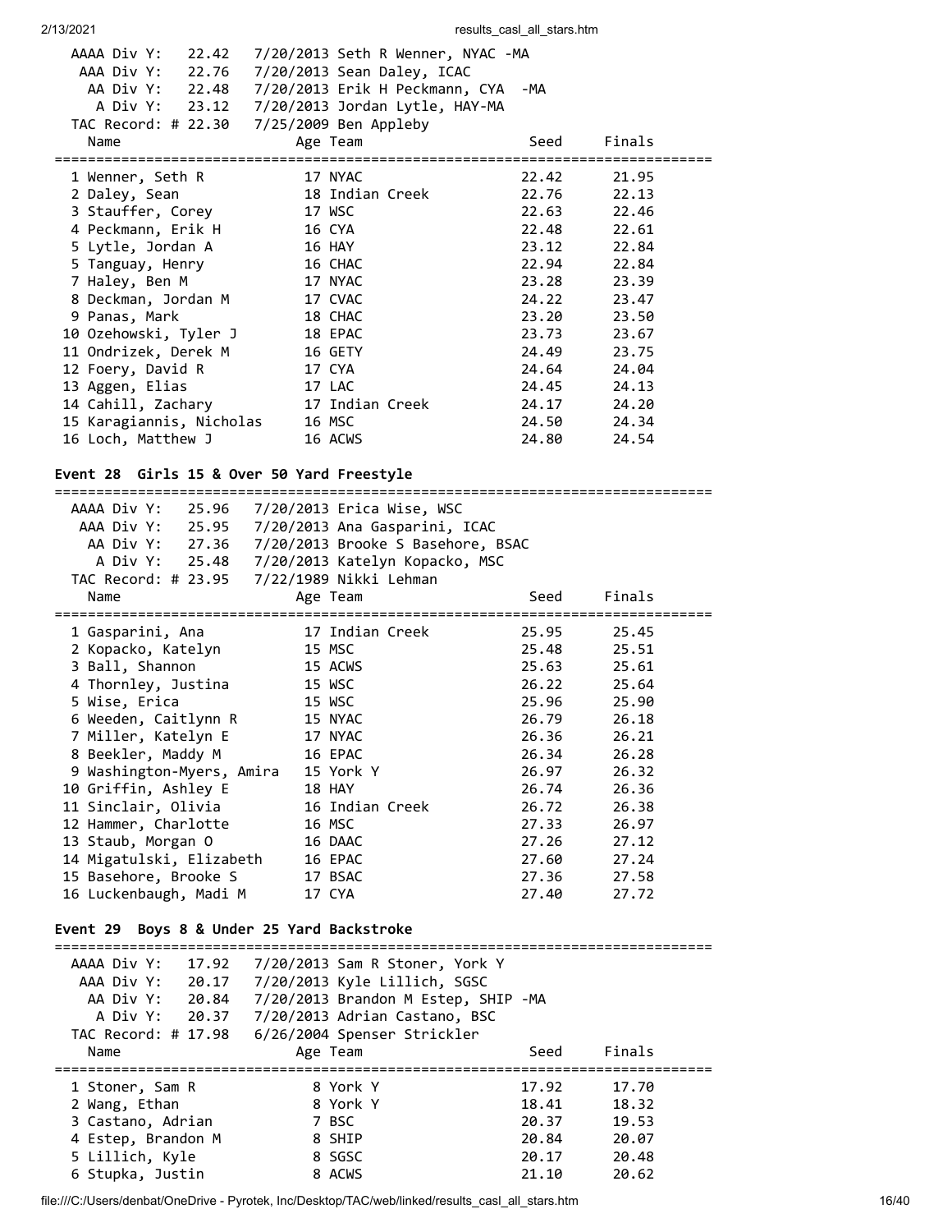AAAA Div Y: 22.42 7/20/2013 Seth R Wenner, NYAC -MA
AAA Div Y: 22.76 7/20/2013 Sean Daley, ICAC
AA Div Y: 22.48 7/20/2013 Erik H Peckmann, CYA -MA
A Div Y: 23.12 7/20/2013 Jordan Lytle, HAY-MA
TAC Record: # 22.30 7/25/2009 Ben Appleby

| Name | Age | Team | Seed | Finals |
|---|---|---|---|---|
| 1 Wenner, Seth R | 17 | NYAC | 22.42 | 21.95 |
| 2 Daley, Sean | 18 | Indian Creek | 22.76 | 22.13 |
| 3 Stauffer, Corey | 17 | WSC | 22.63 | 22.46 |
| 4 Peckmann, Erik H | 16 | CYA | 22.48 | 22.61 |
| 5 Lytle, Jordan A | 16 | HAY | 23.12 | 22.84 |
| 5 Tanguay, Henry | 16 | CHAC | 22.94 | 22.84 |
| 7 Haley, Ben M | 17 | NYAC | 23.28 | 23.39 |
| 8 Deckman, Jordan M | 17 | CVAC | 24.22 | 23.47 |
| 9 Panas, Mark | 18 | CHAC | 23.20 | 23.50 |
| 10 Ozehowski, Tyler J | 18 | EPAC | 23.73 | 23.67 |
| 11 Ondrizek, Derek M | 16 | GETY | 24.49 | 23.75 |
| 12 Foery, David R | 17 | CYA | 24.64 | 24.04 |
| 13 Aggen, Elias | 17 | LAC | 24.45 | 24.13 |
| 14 Cahill, Zachary | 17 | Indian Creek | 24.17 | 24.20 |
| 15 Karagiannis, Nicholas | 16 | MSC | 24.50 | 24.34 |
| 16 Loch, Matthew J | 16 | ACWS | 24.80 | 24.54 |

### Event 28 Girls 15 & Over 50 Yard Freestyle

AAAA Div Y: 25.96 7/20/2013 Erica Wise, WSC
AAA Div Y: 25.95 7/20/2013 Ana Gasparini, ICAC
AA Div Y: 27.36 7/20/2013 Brooke S Basehore, BSAC
A Div Y: 25.48 7/20/2013 Katelyn Kopacko, MSC
TAC Record: # 23.95 7/22/1989 Nikki Lehman

| Name | Age | Team | Seed | Finals |
|---|---|---|---|---|
| 1 Gasparini, Ana | 17 | Indian Creek | 25.95 | 25.45 |
| 2 Kopacko, Katelyn | 15 | MSC | 25.48 | 25.51 |
| 3 Ball, Shannon | 15 | ACWS | 25.63 | 25.61 |
| 4 Thornley, Justina | 15 | WSC | 26.22 | 25.64 |
| 5 Wise, Erica | 15 | WSC | 25.96 | 25.90 |
| 6 Weeden, Caitlynn R | 15 | NYAC | 26.79 | 26.18 |
| 7 Miller, Katelyn E | 17 | NYAC | 26.36 | 26.21 |
| 8 Beekler, Maddy M | 16 | EPAC | 26.34 | 26.28 |
| 9 Washington-Myers, Amira | 15 | York Y | 26.97 | 26.32 |
| 10 Griffin, Ashley E | 18 | HAY | 26.74 | 26.36 |
| 11 Sinclair, Olivia | 16 | Indian Creek | 26.72 | 26.38 |
| 12 Hammer, Charlotte | 16 | MSC | 27.33 | 26.97 |
| 13 Staub, Morgan O | 16 | DAAC | 27.26 | 27.12 |
| 14 Migatulski, Elizabeth | 16 | EPAC | 27.60 | 27.24 |
| 15 Basehore, Brooke S | 17 | BSAC | 27.36 | 27.58 |
| 16 Luckenbaugh, Madi M | 17 | CYA | 27.40 | 27.72 |

### Event 29 Boys 8 & Under 25 Yard Backstroke

AAAA Div Y: 17.92 7/20/2013 Sam R Stoner, York Y
AAA Div Y: 20.17 7/20/2013 Kyle Lillich, SGSC
AA Div Y: 20.84 7/20/2013 Brandon M Estep, SHIP -MA
A Div Y: 20.37 7/20/2013 Adrian Castano, BSC
TAC Record: # 17.98 6/26/2004 Spenser Strickler

| Name | Age | Team | Seed | Finals |
|---|---|---|---|---|
| 1 Stoner, Sam R | 8 | York Y | 17.92 | 17.70 |
| 2 Wang, Ethan | 8 | York Y | 18.41 | 18.32 |
| 3 Castano, Adrian | 7 | BSC | 20.37 | 19.53 |
| 4 Estep, Brandon M | 8 | SHIP | 20.84 | 20.07 |
| 5 Lillich, Kyle | 8 | SGSC | 20.17 | 20.48 |
| 6 Stupka, Justin | 8 | ACWS | 21.10 | 20.62 |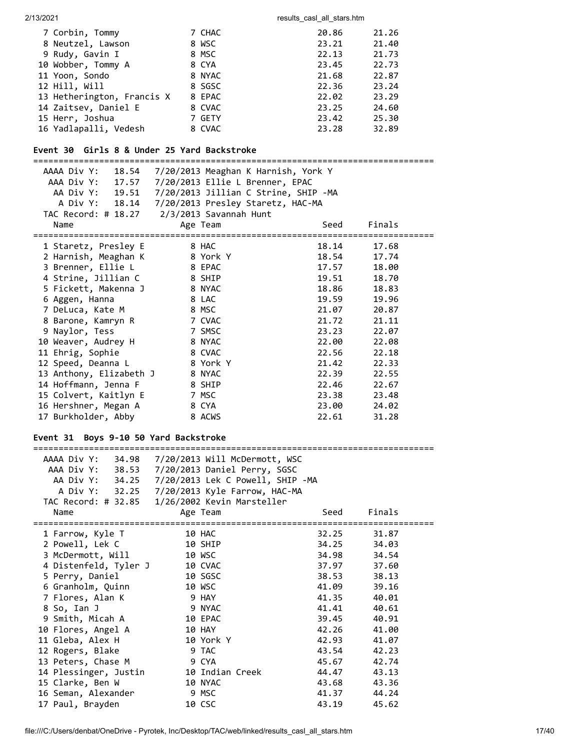| Name | Age | Team | Seed | Finals |
|---|---|---|---|---|
| 7 Corbin, Tommy | 7 | CHAC | 20.86 | 21.26 |
| 8 Neutzel, Lawson | 8 | WSC | 23.21 | 21.40 |
| 9 Rudy, Gavin I | 8 | MSC | 22.13 | 21.73 |
| 10 Wobber, Tommy A | 8 | CYA | 23.45 | 22.73 |
| 11 Yoon, Sondo | 8 | NYAC | 21.68 | 22.87 |
| 12 Hill, Will | 8 | SGSC | 22.36 | 23.24 |
| 13 Hetherington, Francis X | 8 | EPAC | 22.02 | 23.29 |
| 14 Zaitsev, Daniel E | 8 | CVAC | 23.25 | 24.60 |
| 15 Herr, Joshua | 7 | GETY | 23.42 | 25.30 |
| 16 Yadlapalli, Vedesh | 8 | CVAC | 23.28 | 32.89 |

## Event 30 Girls 8 & Under 25 Yard Backstroke

AAAA Div Y: 18.54 7/20/2013 Meaghan K Harnish, York Y
AAA Div Y: 17.57 7/20/2013 Ellie L Brenner, EPAC
AA Div Y: 19.51 7/20/2013 Jillian C Strine, SHIP -MA
A Div Y: 18.14 7/20/2013 Presley Staretz, HAC-MA
TAC Record: # 18.27 2/3/2013 Savannah Hunt

| Name | Age | Team | Seed | Finals |
|---|---|---|---|---|
| 1 Staretz, Presley E | 8 | HAC | 18.14 | 17.68 |
| 2 Harnish, Meaghan K | 8 | York Y | 18.54 | 17.74 |
| 3 Brenner, Ellie L | 8 | EPAC | 17.57 | 18.00 |
| 4 Strine, Jillian C | 8 | SHIP | 19.51 | 18.70 |
| 5 Fickett, Makenna J | 8 | NYAC | 18.86 | 18.83 |
| 6 Aggen, Hanna | 8 | LAC | 19.59 | 19.96 |
| 7 DeLuca, Kate M | 8 | MSC | 21.07 | 20.87 |
| 8 Barone, Kamryn R | 7 | CVAC | 21.72 | 21.11 |
| 9 Naylor, Tess | 7 | SMSC | 23.23 | 22.07 |
| 10 Weaver, Audrey H | 8 | NYAC | 22.00 | 22.08 |
| 11 Ehrig, Sophie | 8 | CVAC | 22.56 | 22.18 |
| 12 Speed, Deanna L | 8 | York Y | 21.42 | 22.33 |
| 13 Anthony, Elizabeth J | 8 | NYAC | 22.39 | 22.55 |
| 14 Hoffmann, Jenna F | 8 | SHIP | 22.46 | 22.67 |
| 15 Colvert, Kaitlyn E | 7 | MSC | 23.38 | 23.48 |
| 16 Hershner, Megan A | 8 | CYA | 23.00 | 24.02 |
| 17 Burkholder, Abby | 8 | ACWS | 22.61 | 31.28 |

## Event 31 Boys 9-10 50 Yard Backstroke

AAAA Div Y: 34.98 7/20/2013 Will McDermott, WSC
AAA Div Y: 38.53 7/20/2013 Daniel Perry, SGSC
AA Div Y: 34.25 7/20/2013 Lek C Powell, SHIP -MA
A Div Y: 32.25 7/20/2013 Kyle Farrow, HAC-MA
TAC Record: # 32.85 1/26/2002 Kevin Marsteller

| Name | Age | Team | Seed | Finals |
|---|---|---|---|---|
| 1 Farrow, Kyle T | 10 | HAC | 32.25 | 31.87 |
| 2 Powell, Lek C | 10 | SHIP | 34.25 | 34.03 |
| 3 McDermott, Will | 10 | WSC | 34.98 | 34.54 |
| 4 Distenfeld, Tyler J | 10 | CVAC | 37.97 | 37.60 |
| 5 Perry, Daniel | 10 | SGSC | 38.53 | 38.13 |
| 6 Granholm, Quinn | 10 | WSC | 41.09 | 39.16 |
| 7 Flores, Alan K | 9 | HAY | 41.35 | 40.01 |
| 8 So, Ian J | 9 | NYAC | 41.41 | 40.61 |
| 9 Smith, Micah A | 10 | EPAC | 39.45 | 40.91 |
| 10 Flores, Angel A | 10 | HAY | 42.26 | 41.00 |
| 11 Gleba, Alex H | 10 | York Y | 42.93 | 41.07 |
| 12 Rogers, Blake | 9 | TAC | 43.54 | 42.23 |
| 13 Peters, Chase M | 9 | CYA | 45.67 | 42.74 |
| 14 Plessinger, Justin | 10 | Indian Creek | 44.47 | 43.13 |
| 15 Clarke, Ben W | 10 | NYAC | 43.68 | 43.36 |
| 16 Seman, Alexander | 9 | MSC | 41.37 | 44.24 |
| 17 Paul, Brayden | 10 | CSC | 43.19 | 45.62 |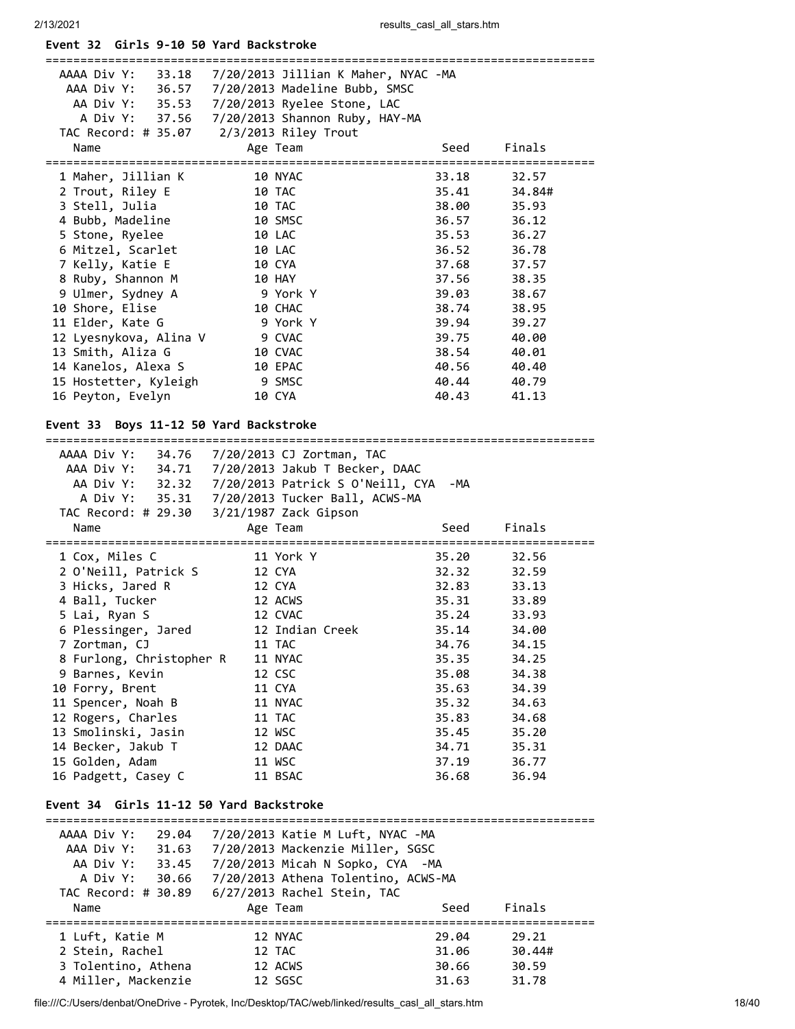### Event 32 Girls 9-10 50 Yard Backstroke

```
AAAA Div Y:   33.18   7/20/2013 Jillian K Maher, NYAC -MA
 AAA Div Y:   36.57   7/20/2013 Madeline Bubb, SMSC
  AA Div Y:   35.53   7/20/2013 Ryelee Stone, LAC
   A Div Y:   37.56   7/20/2013 Shannon Ruby, HAY-MA
TAC Record: # 35.07    2/3/2013 Riley Trout
```

| Name | Age | Team | Seed | Finals |
|---|---|---|---|---|
| 1 Maher, Jillian K | 10 | NYAC | 33.18 | 32.57 |
| 2 Trout, Riley E | 10 | TAC | 35.41 | 34.84# |
| 3 Stell, Julia | 10 | TAC | 38.00 | 35.93 |
| 4 Bubb, Madeline | 10 | SMSC | 36.57 | 36.12 |
| 5 Stone, Ryelee | 10 | LAC | 35.53 | 36.27 |
| 6 Mitzel, Scarlet | 10 | LAC | 36.52 | 36.78 |
| 7 Kelly, Katie E | 10 | CYA | 37.68 | 37.57 |
| 8 Ruby, Shannon M | 10 | HAY | 37.56 | 38.35 |
| 9 Ulmer, Sydney A | 9 | York Y | 39.03 | 38.67 |
| 10 Shore, Elise | 10 | CHAC | 38.74 | 38.95 |
| 11 Elder, Kate G | 9 | York Y | 39.94 | 39.27 |
| 12 Lyesnykova, Alina V | 9 | CVAC | 39.75 | 40.00 |
| 13 Smith, Aliza G | 10 | CVAC | 38.54 | 40.01 |
| 14 Kanelos, Alexa S | 10 | EPAC | 40.56 | 40.40 |
| 15 Hostetter, Kyleigh | 9 | SMSC | 40.44 | 40.79 |
| 16 Peyton, Evelyn | 10 | CYA | 40.43 | 41.13 |

### Event 33 Boys 11-12 50 Yard Backstroke

```
AAAA Div Y:   34.76   7/20/2013 CJ Zortman, TAC
 AAA Div Y:   34.71   7/20/2013 Jakub T Becker, DAAC
  AA Div Y:   32.32   7/20/2013 Patrick S O'Neill, CYA  -MA
   A Div Y:   35.31   7/20/2013 Tucker Ball, ACWS-MA
TAC Record: # 29.30   3/21/1987 Zack Gipson
```

| Name | Age | Team | Seed | Finals |
|---|---|---|---|---|
| 1 Cox, Miles C | 11 | York Y | 35.20 | 32.56 |
| 2 O'Neill, Patrick S | 12 | CYA | 32.32 | 32.59 |
| 3 Hicks, Jared R | 12 | CYA | 32.83 | 33.13 |
| 4 Ball, Tucker | 12 | ACWS | 35.31 | 33.89 |
| 5 Lai, Ryan S | 12 | CVAC | 35.24 | 33.93 |
| 6 Plessinger, Jared | 12 | Indian Creek | 35.14 | 34.00 |
| 7 Zortman, CJ | 11 | TAC | 34.76 | 34.15 |
| 8 Furlong, Christopher R | 11 | NYAC | 35.35 | 34.25 |
| 9 Barnes, Kevin | 12 | CSC | 35.08 | 34.38 |
| 10 Forry, Brent | 11 | CYA | 35.63 | 34.39 |
| 11 Spencer, Noah B | 11 | NYAC | 35.32 | 34.63 |
| 12 Rogers, Charles | 11 | TAC | 35.83 | 34.68 |
| 13 Smolinski, Jasin | 12 | WSC | 35.45 | 35.20 |
| 14 Becker, Jakub T | 12 | DAAC | 34.71 | 35.31 |
| 15 Golden, Adam | 11 | WSC | 37.19 | 36.77 |
| 16 Padgett, Casey C | 11 | BSAC | 36.68 | 36.94 |

### Event 34 Girls 11-12 50 Yard Backstroke

```
AAAA Div Y:   29.04   7/20/2013 Katie M Luft, NYAC -MA
 AAA Div Y:   31.63   7/20/2013 Mackenzie Miller, SGSC
  AA Div Y:   33.45   7/20/2013 Micah N Sopko, CYA  -MA
   A Div Y:   30.66   7/20/2013 Athena Tolentino, ACWS-MA
TAC Record: # 30.89   6/27/2013 Rachel Stein, TAC
```

| Name | Age | Team | Seed | Finals |
|---|---|---|---|---|
| 1 Luft, Katie M | 12 | NYAC | 29.04 | 29.21 |
| 2 Stein, Rachel | 12 | TAC | 31.06 | 30.44# |
| 3 Tolentino, Athena | 12 | ACWS | 30.66 | 30.59 |
| 4 Miller, Mackenzie | 12 | SGSC | 31.63 | 31.78 |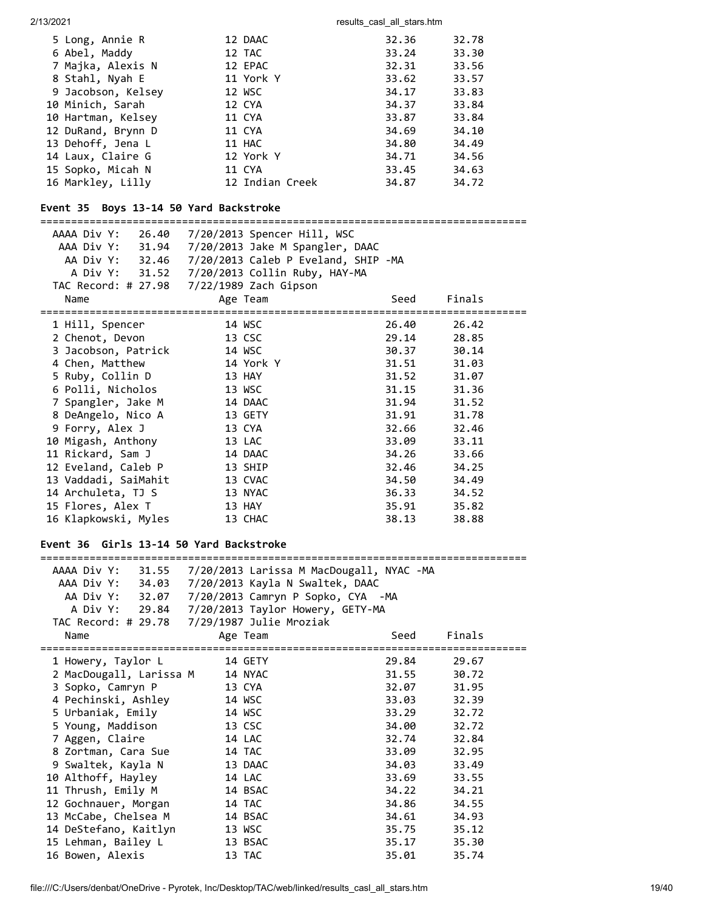| Name | Age | Team | Seed | Finals |
|---|---|---|---|---|
| 5 Long, Annie R | 12 | DAAC | 32.36 | 32.78 |
| 6 Abel, Maddy | 12 | TAC | 33.24 | 33.30 |
| 7 Majka, Alexis N | 12 | EPAC | 32.31 | 33.56 |
| 8 Stahl, Nyah E | 11 | York Y | 33.62 | 33.57 |
| 9 Jacobson, Kelsey | 12 | WSC | 34.17 | 33.83 |
| 10 Minich, Sarah | 12 | CYA | 34.37 | 33.84 |
| 10 Hartman, Kelsey | 11 | CYA | 33.87 | 33.84 |
| 12 DuRand, Brynn D | 11 | CYA | 34.69 | 34.10 |
| 13 Dehoff, Jena L | 11 | HAC | 34.80 | 34.49 |
| 14 Laux, Claire G | 12 | York Y | 34.71 | 34.56 |
| 15 Sopko, Micah N | 11 | CYA | 33.45 | 34.63 |
| 16 Markley, Lilly | 12 | Indian Creek | 34.87 | 34.72 |

## Event 35 Boys 13-14 50 Yard Backstroke

```
AAAA Div Y:   26.40   7/20/2013 Spencer Hill, WSC
 AAA Div Y:   31.94   7/20/2013 Jake M Spangler, DAAC
  AA Div Y:   32.46   7/20/2013 Caleb P Eveland, SHIP -MA
   A Div Y:   31.52   7/20/2013 Collin Ruby, HAY-MA
TAC Record: # 27.98   7/22/1989 Zach Gipson
```

| Name | Age | Team | Seed | Finals |
|---|---|---|---|---|
| 1 Hill, Spencer | 14 | WSC | 26.40 | 26.42 |
| 2 Chenot, Devon | 13 | CSC | 29.14 | 28.85 |
| 3 Jacobson, Patrick | 14 | WSC | 30.37 | 30.14 |
| 4 Chen, Matthew | 14 | York Y | 31.51 | 31.03 |
| 5 Ruby, Collin D | 13 | HAY | 31.52 | 31.07 |
| 6 Polli, Nicholos | 13 | WSC | 31.15 | 31.36 |
| 7 Spangler, Jake M | 14 | DAAC | 31.94 | 31.52 |
| 8 DeAngelo, Nico A | 13 | GETY | 31.91 | 31.78 |
| 9 Forry, Alex J | 13 | CYA | 32.66 | 32.46 |
| 10 Migash, Anthony | 13 | LAC | 33.09 | 33.11 |
| 11 Rickard, Sam J | 14 | DAAC | 34.26 | 33.66 |
| 12 Eveland, Caleb P | 13 | SHIP | 32.46 | 34.25 |
| 13 Vaddadi, SaiMahit | 13 | CVAC | 34.50 | 34.49 |
| 14 Archuleta, TJ S | 13 | NYAC | 36.33 | 34.52 |
| 15 Flores, Alex T | 13 | HAY | 35.91 | 35.82 |
| 16 Klapkowski, Myles | 13 | CHAC | 38.13 | 38.88 |

## Event 36 Girls 13-14 50 Yard Backstroke

```
AAAA Div Y:   31.55   7/20/2013 Larissa M MacDougall, NYAC -MA
 AAA Div Y:   34.03   7/20/2013 Kayla N Swaltek, DAAC
  AA Div Y:   32.07   7/20/2013 Camryn P Sopko, CYA  -MA
   A Div Y:   29.84   7/20/2013 Taylor Howery, GETY-MA
TAC Record: # 29.78   7/29/1987 Julie Mroziak
```

| Name | Age | Team | Seed | Finals |
|---|---|---|---|---|
| 1 Howery, Taylor L | 14 | GETY | 29.84 | 29.67 |
| 2 MacDougall, Larissa M | 14 | NYAC | 31.55 | 30.72 |
| 3 Sopko, Camryn P | 13 | CYA | 32.07 | 31.95 |
| 4 Pechinski, Ashley | 14 | WSC | 33.03 | 32.39 |
| 5 Urbaniak, Emily | 14 | WSC | 33.29 | 32.72 |
| 5 Young, Maddison | 13 | CSC | 34.00 | 32.72 |
| 7 Aggen, Claire | 14 | LAC | 32.74 | 32.84 |
| 8 Zortman, Cara Sue | 14 | TAC | 33.09 | 32.95 |
| 9 Swaltek, Kayla N | 13 | DAAC | 34.03 | 33.49 |
| 10 Althoff, Hayley | 14 | LAC | 33.69 | 33.55 |
| 11 Thrush, Emily M | 14 | BSAC | 34.22 | 34.21 |
| 12 Gochnauer, Morgan | 14 | TAC | 34.86 | 34.55 |
| 13 McCabe, Chelsea M | 14 | BSAC | 34.61 | 34.93 |
| 14 DeStefano, Kaitlyn | 13 | WSC | 35.75 | 35.12 |
| 15 Lehman, Bailey L | 13 | BSAC | 35.17 | 35.30 |
| 16 Bowen, Alexis | 13 | TAC | 35.01 | 35.74 |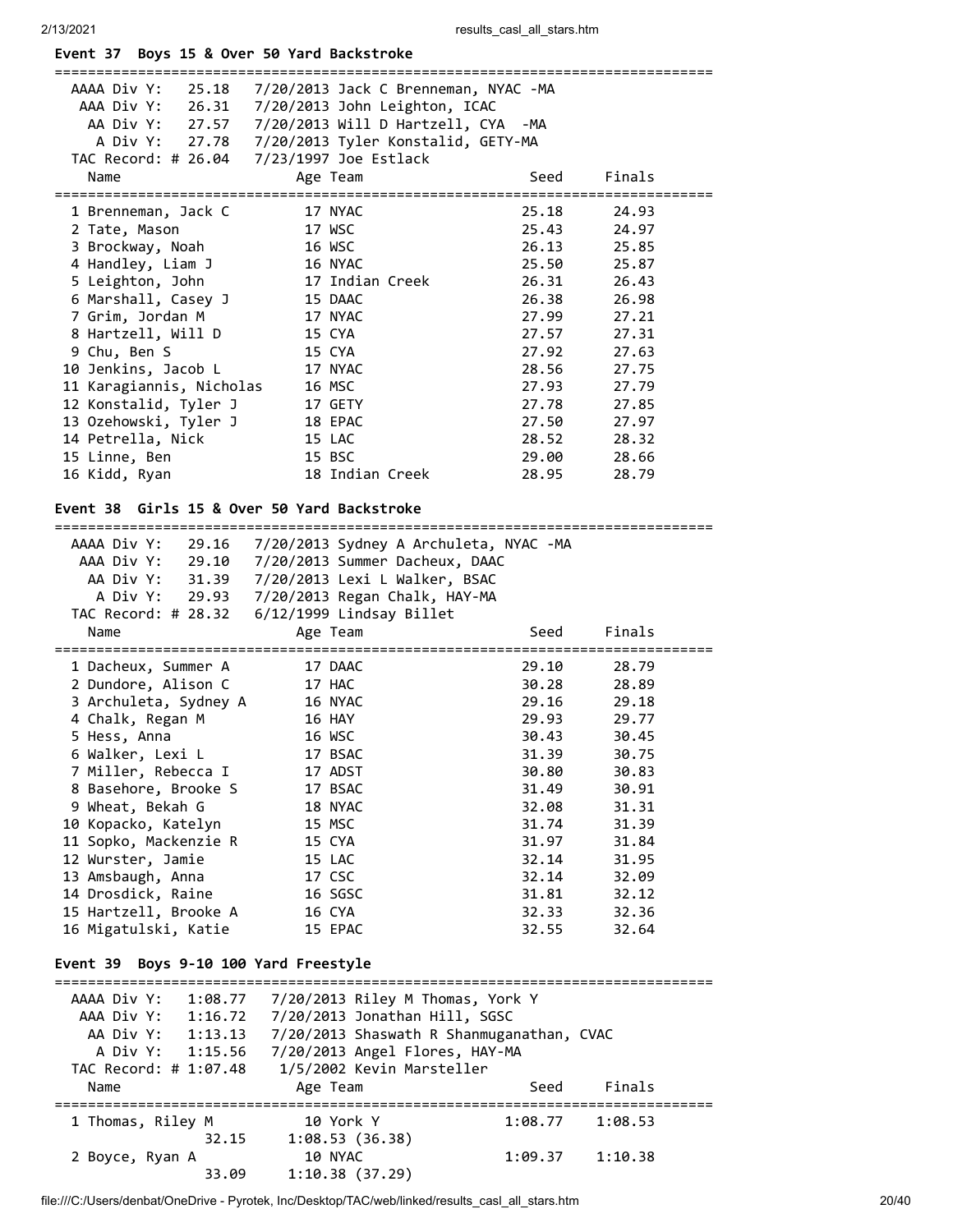**Event 37 Boys 15 & Over 50 Yard Backstroke**

| Record | Time | Date / Holder |
|---|---|---|
| AAAA Div Y: | 25.18 | 7/20/2013 Jack C Brenneman, NYAC -MA |
| AAA Div Y: | 26.31 | 7/20/2013 John Leighton, ICAC |
| AA Div Y: | 27.57 | 7/20/2013 Will D Hartzell, CYA -MA |
| A Div Y: | 27.78 | 7/20/2013 Tyler Konstalid, GETY-MA |
| TAC Record: # | 26.04 | 7/23/1997 Joe Estlack |

| Place | Name | Age | Team | Seed | Finals |
|---|---|---|---|---|---|
| 1 | Brenneman, Jack C | 17 | NYAC | 25.18 | 24.93 |
| 2 | Tate, Mason | 17 | WSC | 25.43 | 24.97 |
| 3 | Brockway, Noah | 16 | WSC | 26.13 | 25.85 |
| 4 | Handley, Liam J | 16 | NYAC | 25.50 | 25.87 |
| 5 | Leighton, John | 17 | Indian Creek | 26.31 | 26.43 |
| 6 | Marshall, Casey J | 15 | DAAC | 26.38 | 26.98 |
| 7 | Grim, Jordan M | 17 | NYAC | 27.99 | 27.21 |
| 8 | Hartzell, Will D | 15 | CYA | 27.57 | 27.31 |
| 9 | Chu, Ben S | 15 | CYA | 27.92 | 27.63 |
| 10 | Jenkins, Jacob L | 17 | NYAC | 28.56 | 27.75 |
| 11 | Karagiannis, Nicholas | 16 | MSC | 27.93 | 27.79 |
| 12 | Konstalid, Tyler J | 17 | GETY | 27.78 | 27.85 |
| 13 | Ozehowski, Tyler J | 18 | EPAC | 27.50 | 27.97 |
| 14 | Petrella, Nick | 15 | LAC | 28.52 | 28.32 |
| 15 | Linne, Ben | 15 | BSC | 29.00 | 28.66 |
| 16 | Kidd, Ryan | 18 | Indian Creek | 28.95 | 28.79 |

**Event 38 Girls 15 & Over 50 Yard Backstroke**

| Record | Time | Date / Holder |
|---|---|---|
| AAAA Div Y: | 29.16 | 7/20/2013 Sydney A Archuleta, NYAC -MA |
| AAA Div Y: | 29.10 | 7/20/2013 Summer Dacheux, DAAC |
| AA Div Y: | 31.39 | 7/20/2013 Lexi L Walker, BSAC |
| A Div Y: | 29.93 | 7/20/2013 Regan Chalk, HAY-MA |
| TAC Record: # | 28.32 | 6/12/1999 Lindsay Billet |

| Place | Name | Age | Team | Seed | Finals |
|---|---|---|---|---|---|
| 1 | Dacheux, Summer A | 17 | DAAC | 29.10 | 28.79 |
| 2 | Dundore, Alison C | 17 | HAC | 30.28 | 28.89 |
| 3 | Archuleta, Sydney A | 16 | NYAC | 29.16 | 29.18 |
| 4 | Chalk, Regan M | 16 | HAY | 29.93 | 29.77 |
| 5 | Hess, Anna | 16 | WSC | 30.43 | 30.45 |
| 6 | Walker, Lexi L | 17 | BSAC | 31.39 | 30.75 |
| 7 | Miller, Rebecca I | 17 | ADST | 30.80 | 30.83 |
| 8 | Basehore, Brooke S | 17 | BSAC | 31.49 | 30.91 |
| 9 | Wheat, Bekah G | 18 | NYAC | 32.08 | 31.31 |
| 10 | Kopacko, Katelyn | 15 | MSC | 31.74 | 31.39 |
| 11 | Sopko, Mackenzie R | 15 | CYA | 31.97 | 31.84 |
| 12 | Wurster, Jamie | 15 | LAC | 32.14 | 31.95 |
| 13 | Amsbaugh, Anna | 17 | CSC | 32.14 | 32.09 |
| 14 | Drosdick, Raine | 16 | SGSC | 31.81 | 32.12 |
| 15 | Hartzell, Brooke A | 16 | CYA | 32.33 | 32.36 |
| 16 | Migatulski, Katie | 15 | EPAC | 32.55 | 32.64 |

**Event 39 Boys 9-10 100 Yard Freestyle**

| Record | Time | Date / Holder |
|---|---|---|
| AAAA Div Y: | 1:08.77 | 7/20/2013 Riley M Thomas, York Y |
| AAA Div Y: | 1:16.72 | 7/20/2013 Jonathan Hill, SGSC |
| AA Div Y: | 1:13.13 | 7/20/2013 Shaswath R Shanmuganathan, CVAC |
| A Div Y: | 1:15.56 | 7/20/2013 Angel Flores, HAY-MA |
| TAC Record: # | 1:07.48 | 1/5/2002 Kevin Marsteller |

| Place | Name | Age | Team | Seed | Finals |
|---|---|---|---|---|---|
| 1 | Thomas, Riley M | 10 | York Y | 1:08.77 | 1:08.53 |
| | 32.15 | 1:08.53 (36.38) | | | |
| 2 | Boyce, Ryan A | 10 | NYAC | 1:09.37 | 1:10.38 |
| | 33.09 | 1:10.38 (37.29) | | | |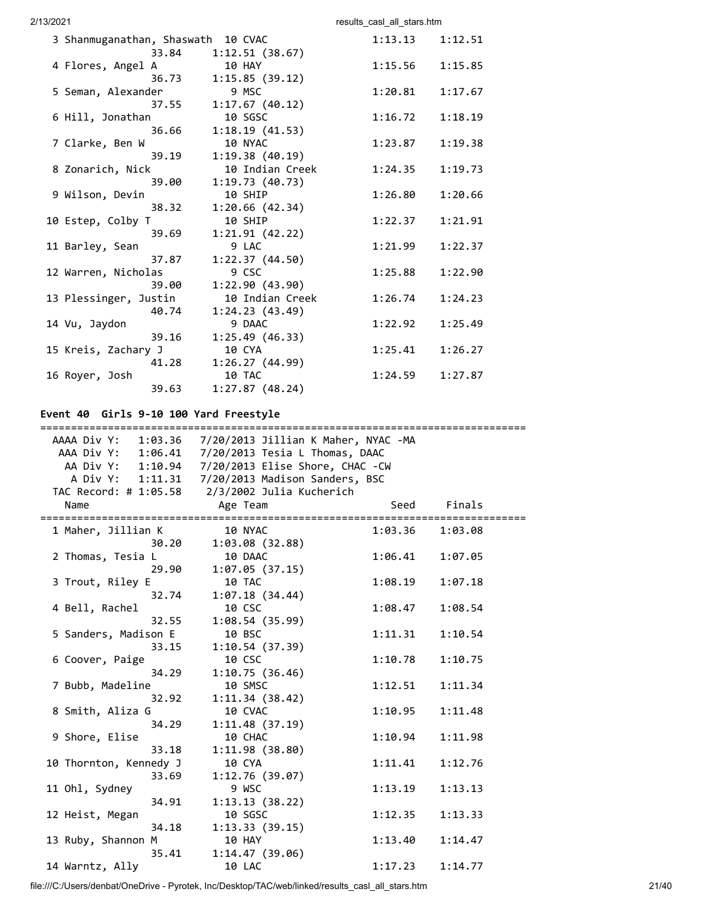```
  3 Shanmuganathan, Shaswath  10 CVAC                  1:13.13    1:12.51
              33.84     1:12.51 (38.67)
  4 Flores, Angel A           10 HAY                   1:15.56    1:15.85
              36.73     1:15.85 (39.12)
  5 Seman, Alexander           9 MSC                   1:20.81    1:17.67
              37.55     1:17.67 (40.12)
  6 Hill, Jonathan            10 SGSC                  1:16.72    1:18.19
              36.66     1:18.19 (41.53)
  7 Clarke, Ben W             10 NYAC                  1:23.87    1:19.38
              39.19     1:19.38 (40.19)
  8 Zonarich, Nick            10 Indian Creek          1:24.35    1:19.73
              39.00     1:19.73 (40.73)
  9 Wilson, Devin             10 SHIP                  1:26.80    1:20.66
              38.32     1:20.66 (42.34)
 10 Estep, Colby T            10 SHIP                  1:22.37    1:21.91
              39.69     1:21.91 (42.22)
 11 Barley, Sean               9 LAC                   1:21.99    1:22.37
              37.87     1:22.37 (44.50)
 12 Warren, Nicholas           9 CSC                   1:25.88    1:22.90
              39.00     1:22.90 (43.90)
 13 Plessinger, Justin        10 Indian Creek          1:26.74    1:24.23
              40.74     1:24.23 (43.49)
 14 Vu, Jaydon                 9 DAAC                  1:22.92    1:25.49
              39.16     1:25.49 (46.33)
 15 Kreis, Zachary J          10 CYA                   1:25.41    1:26.27
              41.28     1:26.27 (44.99)
 16 Royer, Josh               10 TAC                   1:24.59    1:27.87
              39.63     1:27.87 (48.24)
```

### Event 40  Girls 9-10 100 Yard Freestyle

```
===============================================================================
  AAAA Div Y:   1:03.36   7/20/2013 Jillian K Maher, NYAC -MA
   AAA Div Y:   1:06.41   7/20/2013 Tesia L Thomas, DAAC
    AA Div Y:   1:10.94   7/20/2013 Elise Shore, CHAC -CW
     A Div Y:   1:11.31   7/20/2013 Madison Sanders, BSC
  TAC Record: # 1:05.58    2/3/2002 Julia Kucherich
    Name                    Age Team                    Seed     Finals
===============================================================================
  1 Maher, Jillian K          10 NYAC                  1:03.36    1:03.08
              30.20     1:03.08 (32.88)
  2 Thomas, Tesia L           10 DAAC                  1:06.41    1:07.05
              29.90     1:07.05 (37.15)
  3 Trout, Riley E            10 TAC                   1:08.19    1:07.18
              32.74     1:07.18 (34.44)
  4 Bell, Rachel              10 CSC                   1:08.47    1:08.54
              32.55     1:08.54 (35.99)
  5 Sanders, Madison E        10 BSC                   1:11.31    1:10.54
              33.15     1:10.54 (37.39)
  6 Coover, Paige             10 CSC                   1:10.78    1:10.75
              34.29     1:10.75 (36.46)
  7 Bubb, Madeline            10 SMSC                  1:12.51    1:11.34
              32.92     1:11.34 (38.42)
  8 Smith, Aliza G            10 CVAC                  1:10.95    1:11.48
              34.29     1:11.48 (37.19)
  9 Shore, Elise              10 CHAC                  1:10.94    1:11.98
              33.18     1:11.98 (38.80)
 10 Thornton, Kennedy J       10 CYA                   1:11.41    1:12.76
              33.69     1:12.76 (39.07)
 11 Ohl, Sydney                9 WSC                   1:13.19    1:13.13
              34.91     1:13.13 (38.22)
 12 Heist, Megan              10 SGSC                  1:12.35    1:13.33
              34.18     1:13.33 (39.15)
 13 Ruby, Shannon M           10 HAY                   1:13.40    1:14.47
              35.41     1:14.47 (39.06)
 14 Warntz, Ally              10 LAC                   1:17.23    1:14.77
```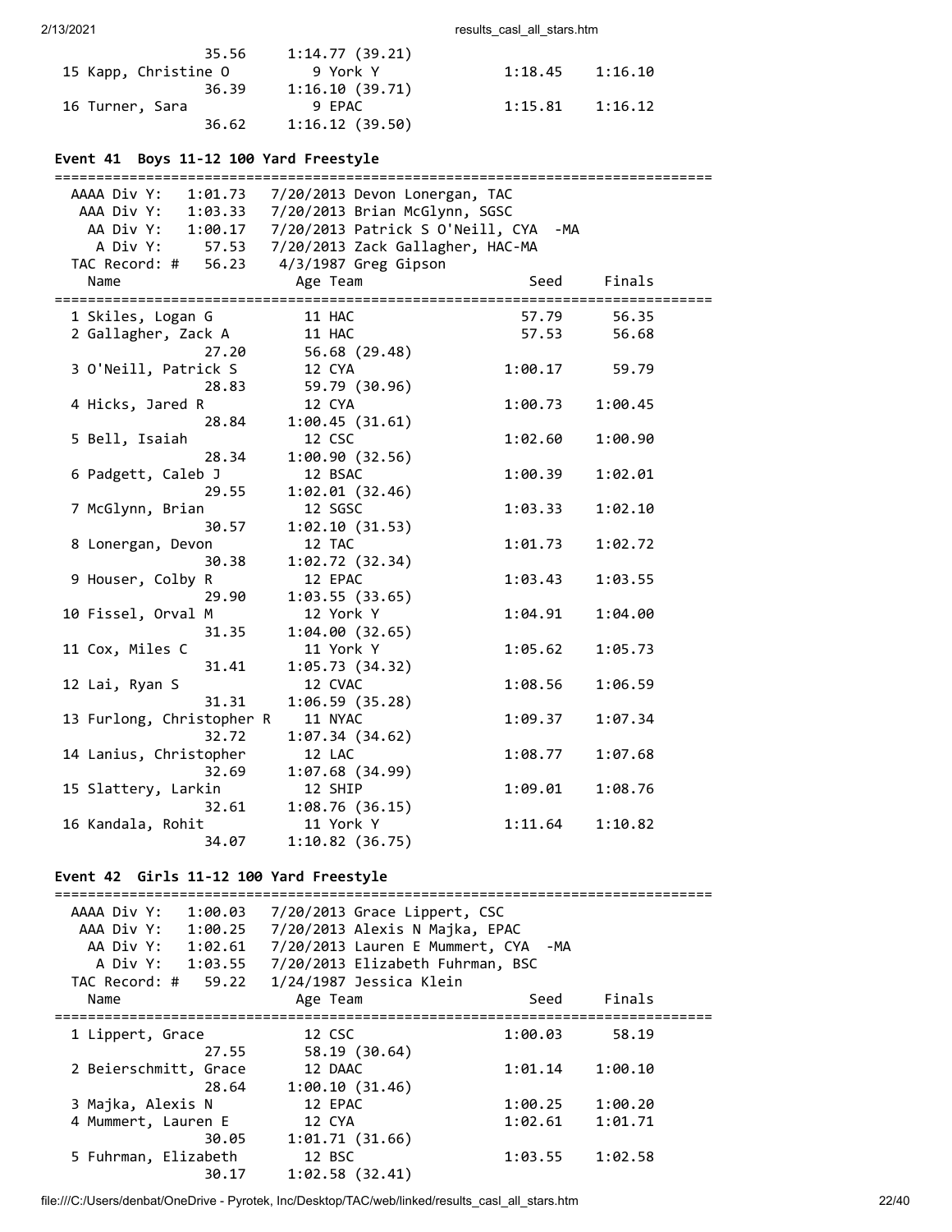| Name | Age | Team | Seed | Finals |
|---|---|---|---|---|
| | | | | |
| 35.56 | | 1:14.77 (39.21) | | |
| 15 Kapp, Christine O | 9 | York Y | 1:18.45 | 1:16.10 |
| 36.39 | | 1:16.10 (39.71) | | |
| 16 Turner, Sara | 9 | EPAC | 1:15.81 | 1:16.12 |
| 36.62 | | 1:16.12 (39.50) | | |

### Event 41 Boys 11-12 100 Yard Freestyle

AAAA Div Y: 1:01.73 7/20/2013 Devon Lonergan, TAC
AAA Div Y: 1:03.33 7/20/2013 Brian McGlynn, SGSC
AA Div Y: 1:00.17 7/20/2013 Patrick S O'Neill, CYA -MA
A Div Y: 57.53 7/20/2013 Zack Gallagher, HAC-MA
TAC Record: # 56.23 4/3/1987 Greg Gipson

| Name | Age | Team | Seed | Finals |
|---|---|---|---|---|
| 1 Skiles, Logan G | 11 | HAC | 57.79 | 56.35 |
| 2 Gallagher, Zack A | 11 | HAC | 57.53 | 56.68 |
| 27.20 | | 56.68 (29.48) | | |
| 3 O'Neill, Patrick S | 12 | CYA | 1:00.17 | 59.79 |
| 28.83 | | 59.79 (30.96) | | |
| 4 Hicks, Jared R | 12 | CYA | 1:00.73 | 1:00.45 |
| 28.84 | | 1:00.45 (31.61) | | |
| 5 Bell, Isaiah | 12 | CSC | 1:02.60 | 1:00.90 |
| 28.34 | | 1:00.90 (32.56) | | |
| 6 Padgett, Caleb J | 12 | BSAC | 1:00.39 | 1:02.01 |
| 29.55 | | 1:02.01 (32.46) | | |
| 7 McGlynn, Brian | 12 | SGSC | 1:03.33 | 1:02.10 |
| 30.57 | | 1:02.10 (31.53) | | |
| 8 Lonergan, Devon | 12 | TAC | 1:01.73 | 1:02.72 |
| 30.38 | | 1:02.72 (32.34) | | |
| 9 Houser, Colby R | 12 | EPAC | 1:03.43 | 1:03.55 |
| 29.90 | | 1:03.55 (33.65) | | |
| 10 Fissel, Orval M | 12 | York Y | 1:04.91 | 1:04.00 |
| 31.35 | | 1:04.00 (32.65) | | |
| 11 Cox, Miles C | 11 | York Y | 1:05.62 | 1:05.73 |
| 31.41 | | 1:05.73 (34.32) | | |
| 12 Lai, Ryan S | 12 | CVAC | 1:08.56 | 1:06.59 |
| 31.31 | | 1:06.59 (35.28) | | |
| 13 Furlong, Christopher R | 11 | NYAC | 1:09.37 | 1:07.34 |
| 32.72 | | 1:07.34 (34.62) | | |
| 14 Lanius, Christopher | 12 | LAC | 1:08.77 | 1:07.68 |
| 32.69 | | 1:07.68 (34.99) | | |
| 15 Slattery, Larkin | 12 | SHIP | 1:09.01 | 1:08.76 |
| 32.61 | | 1:08.76 (36.15) | | |
| 16 Kandala, Rohit | 11 | York Y | 1:11.64 | 1:10.82 |
| 34.07 | | 1:10.82 (36.75) | | |

### Event 42 Girls 11-12 100 Yard Freestyle

AAAA Div Y: 1:00.03 7/20/2013 Grace Lippert, CSC
AAA Div Y: 1:00.25 7/20/2013 Alexis N Majka, EPAC
AA Div Y: 1:02.61 7/20/2013 Lauren E Mummert, CYA -MA
A Div Y: 1:03.55 7/20/2013 Elizabeth Fuhrman, BSC
TAC Record: # 59.22 1/24/1987 Jessica Klein

| Name | Age | Team | Seed | Finals |
|---|---|---|---|---|
| 1 Lippert, Grace | 12 | CSC | 1:00.03 | 58.19 |
| 27.55 | | 58.19 (30.64) | | |
| 2 Beierschmitt, Grace | 12 | DAAC | 1:01.14 | 1:00.10 |
| 28.64 | | 1:00.10 (31.46) | | |
| 3 Majka, Alexis N | 12 | EPAC | 1:00.25 | 1:00.20 |
| 4 Mummert, Lauren E | 12 | CYA | 1:02.61 | 1:01.71 |
| 30.05 | | 1:01.71 (31.66) | | |
| 5 Fuhrman, Elizabeth | 12 | BSC | 1:03.55 | 1:02.58 |
| 30.17 | | 1:02.58 (32.41) | | |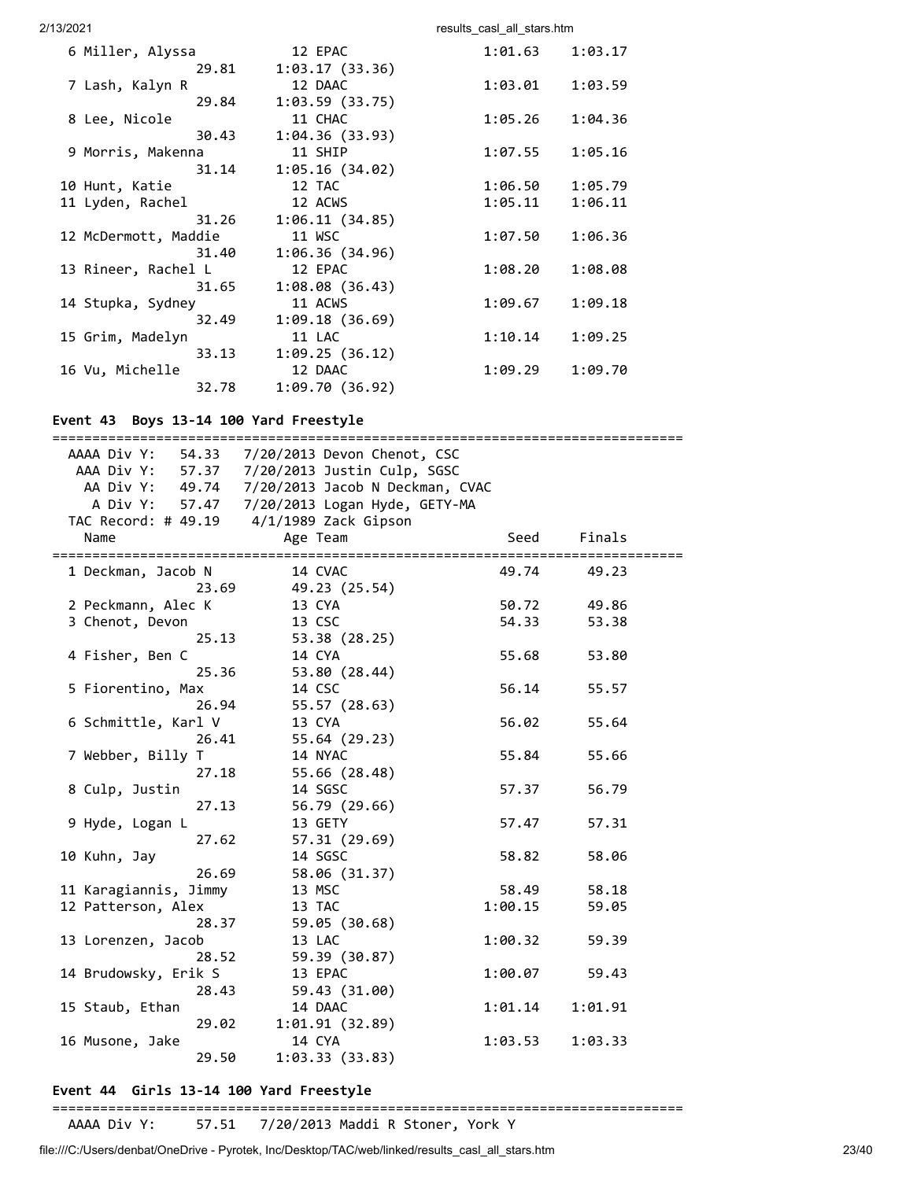| Place | Name | Age | Team | Seed | Finals |
|---|---|---|---|---|---|
| 6 | Miller, Alyssa | 12 | EPAC | 1:01.63 | 1:03.17 |
| | 29.81 &nbsp; 1:03.17 (33.36) | | | | |
| 7 | Lash, Kalyn R | 12 | DAAC | 1:03.01 | 1:03.59 |
| | 29.84 &nbsp; 1:03.59 (33.75) | | | | |
| 8 | Lee, Nicole | 11 | CHAC | 1:05.26 | 1:04.36 |
| | 30.43 &nbsp; 1:04.36 (33.93) | | | | |
| 9 | Morris, Makenna | 11 | SHIP | 1:07.55 | 1:05.16 |
| | 31.14 &nbsp; 1:05.16 (34.02) | | | | |
| 10 | Hunt, Katie | 12 | TAC | 1:06.50 | 1:05.79 |
| 11 | Lyden, Rachel | 12 | ACWS | 1:05.11 | 1:06.11 |
| | 31.26 &nbsp; 1:06.11 (34.85) | | | | |
| 12 | McDermott, Maddie | 11 | WSC | 1:07.50 | 1:06.36 |
| | 31.40 &nbsp; 1:06.36 (34.96) | | | | |
| 13 | Rineer, Rachel L | 12 | EPAC | 1:08.20 | 1:08.08 |
| | 31.65 &nbsp; 1:08.08 (36.43) | | | | |
| 14 | Stupka, Sydney | 11 | ACWS | 1:09.67 | 1:09.18 |
| | 32.49 &nbsp; 1:09.18 (36.69) | | | | |
| 15 | Grim, Madelyn | 11 | LAC | 1:10.14 | 1:09.25 |
| | 33.13 &nbsp; 1:09.25 (36.12) | | | | |
| 16 | Vu, Michelle | 12 | DAAC | 1:09.29 | 1:09.70 |
| | 32.78 &nbsp; 1:09.70 (36.92) | | | | |

### Event 43 Boys 13-14 100 Yard Freestyle

```
AAAA Div Y:   54.33   7/20/2013 Devon Chenot, CSC
 AAA Div Y:   57.37   7/20/2013 Justin Culp, SGSC
  AA Div Y:   49.74   7/20/2013 Jacob N Deckman, CVAC
   A Div Y:   57.47   7/20/2013 Logan Hyde, GETY-MA
TAC Record: # 49.19   4/1/1989 Zack Gipson
```

| Place | Name | Age | Team | Seed | Finals |
|---|---|---|---|---|---|
| 1 | Deckman, Jacob N | 14 | CVAC | 49.74 | 49.23 |
| | 23.69 &nbsp; 49.23 (25.54) | | | | |
| 2 | Peckmann, Alec K | 13 | CYA | 50.72 | 49.86 |
| 3 | Chenot, Devon | 13 | CSC | 54.33 | 53.38 |
| | 25.13 &nbsp; 53.38 (28.25) | | | | |
| 4 | Fisher, Ben C | 14 | CYA | 55.68 | 53.80 |
| | 25.36 &nbsp; 53.80 (28.44) | | | | |
| 5 | Fiorentino, Max | 14 | CSC | 56.14 | 55.57 |
| | 26.94 &nbsp; 55.57 (28.63) | | | | |
| 6 | Schmittle, Karl V | 13 | CYA | 56.02 | 55.64 |
| | 26.41 &nbsp; 55.64 (29.23) | | | | |
| 7 | Webber, Billy T | 14 | NYAC | 55.84 | 55.66 |
| | 27.18 &nbsp; 55.66 (28.48) | | | | |
| 8 | Culp, Justin | 14 | SGSC | 57.37 | 56.79 |
| | 27.13 &nbsp; 56.79 (29.66) | | | | |
| 9 | Hyde, Logan L | 13 | GETY | 57.47 | 57.31 |
| | 27.62 &nbsp; 57.31 (29.69) | | | | |
| 10 | Kuhn, Jay | 14 | SGSC | 58.82 | 58.06 |
| | 26.69 &nbsp; 58.06 (31.37) | | | | |
| 11 | Karagiannis, Jimmy | 13 | MSC | 58.49 | 58.18 |
| 12 | Patterson, Alex | 13 | TAC | 1:00.15 | 59.05 |
| | 28.37 &nbsp; 59.05 (30.68) | | | | |
| 13 | Lorenzen, Jacob | 13 | LAC | 1:00.32 | 59.39 |
| | 28.52 &nbsp; 59.39 (30.87) | | | | |
| 14 | Brudowsky, Erik S | 13 | EPAC | 1:00.07 | 59.43 |
| | 28.43 &nbsp; 59.43 (31.00) | | | | |
| 15 | Staub, Ethan | 14 | DAAC | 1:01.14 | 1:01.91 |
| | 29.02 &nbsp; 1:01.91 (32.89) | | | | |
| 16 | Musone, Jake | 14 | CYA | 1:03.53 | 1:03.33 |
| | 29.50 &nbsp; 1:03.33 (33.83) | | | | |

### Event 44 Girls 13-14 100 Yard Freestyle

```
AAAA Div Y:   57.51   7/20/2013 Maddi R Stoner, York Y
```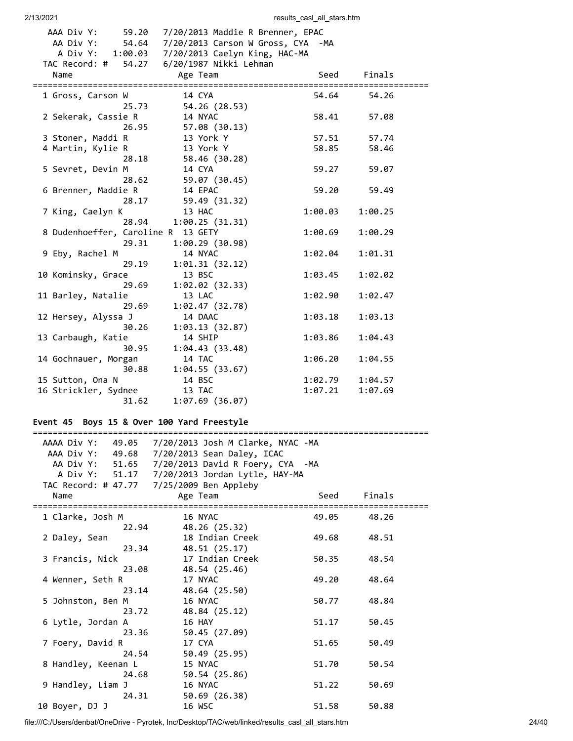```
  AAA Div Y:     59.20   7/20/2013 Maddie R Brenner, EPAC
   AA Div Y:     54.64   7/20/2013 Carson W Gross, CYA  -MA
    A Div Y:   1:00.03   7/20/2013 Caelyn King, HAC-MA
 TAC Record: #   54.27   6/20/1987 Nikki Lehman
   Name                    Age Team                    Seed     Finals
=============================================================================
  1 Gross, Carson W         14 CYA                    54.64      54.26
              25.73         54.26 (28.53)
  2 Sekerak, Cassie R       14 NYAC                   58.41      57.08
              26.95         57.08 (30.13)
  3 Stoner, Maddi R         13 York Y                 57.51      57.74
  4 Martin, Kylie R         13 York Y                 58.85      58.46
              28.18         58.46 (30.28)
  5 Sevret, Devin M         14 CYA                    59.27      59.07
              28.62         59.07 (30.45)
  6 Brenner, Maddie R       14 EPAC                   59.20      59.49
              28.17         59.49 (31.32)
  7 King, Caelyn K          13 HAC                  1:00.03    1:00.25
              28.94       1:00.25 (31.31)
  8 Dudenhoeffer, Caroline R  13 GETY               1:00.69    1:00.29
              29.31       1:00.29 (30.98)
  9 Eby, Rachel M           14 NYAC                 1:02.04    1:01.31
              29.19       1:01.31 (32.12)
 10 Kominsky, Grace         13 BSC                  1:03.45    1:02.02
              29.69       1:02.02 (32.33)
 11 Barley, Natalie         13 LAC                  1:02.90    1:02.47
              29.69       1:02.47 (32.78)
 12 Hersey, Alyssa J        14 DAAC                 1:03.18    1:03.13
              30.26       1:03.13 (32.87)
 13 Carbaugh, Katie         14 SHIP                 1:03.86    1:04.43
              30.95       1:04.43 (33.48)
 14 Gochnauer, Morgan       14 TAC                  1:06.20    1:04.55
              30.88       1:04.55 (33.67)
 15 Sutton, Ona N           14 BSC                  1:02.79    1:04.57
 16 Strickler, Sydnee       13 TAC                  1:07.21    1:07.69
              31.62       1:07.69 (36.07)
```

### Event 45  Boys 15 & Over 100 Yard Freestyle

```
=============================================================================
 AAAA Div Y:   49.05   7/20/2013 Josh M Clarke, NYAC -MA
  AAA Div Y:   49.68   7/20/2013 Sean Daley, ICAC
   AA Div Y:   51.65   7/20/2013 David R Foery, CYA  -MA
    A Div Y:   51.17   7/20/2013 Jordan Lytle, HAY-MA
 TAC Record: # 47.77   7/25/2009 Ben Appleby
   Name                    Age Team                    Seed     Finals
=============================================================================
  1 Clarke, Josh M          16 NYAC                   49.05      48.26
              22.94         48.26 (25.32)
  2 Daley, Sean             18 Indian Creek           49.68      48.51
              23.34         48.51 (25.17)
  3 Francis, Nick           17 Indian Creek           50.35      48.54
              23.08         48.54 (25.46)
  4 Wenner, Seth R          17 NYAC                   49.20      48.64
              23.14         48.64 (25.50)
  5 Johnston, Ben M         16 NYAC                   50.77      48.84
              23.72         48.84 (25.12)
  6 Lytle, Jordan A         16 HAY                    51.17      50.45
              23.36         50.45 (27.09)
  7 Foery, David R          17 CYA                    51.65      50.49
              24.54         50.49 (25.95)
  8 Handley, Keenan L       15 NYAC                   51.70      50.54
              24.68         50.54 (25.86)
  9 Handley, Liam J         16 NYAC                   51.22      50.69
              24.31         50.69 (26.38)
 10 Boyer, DJ J             16 WSC                    51.58      50.88
```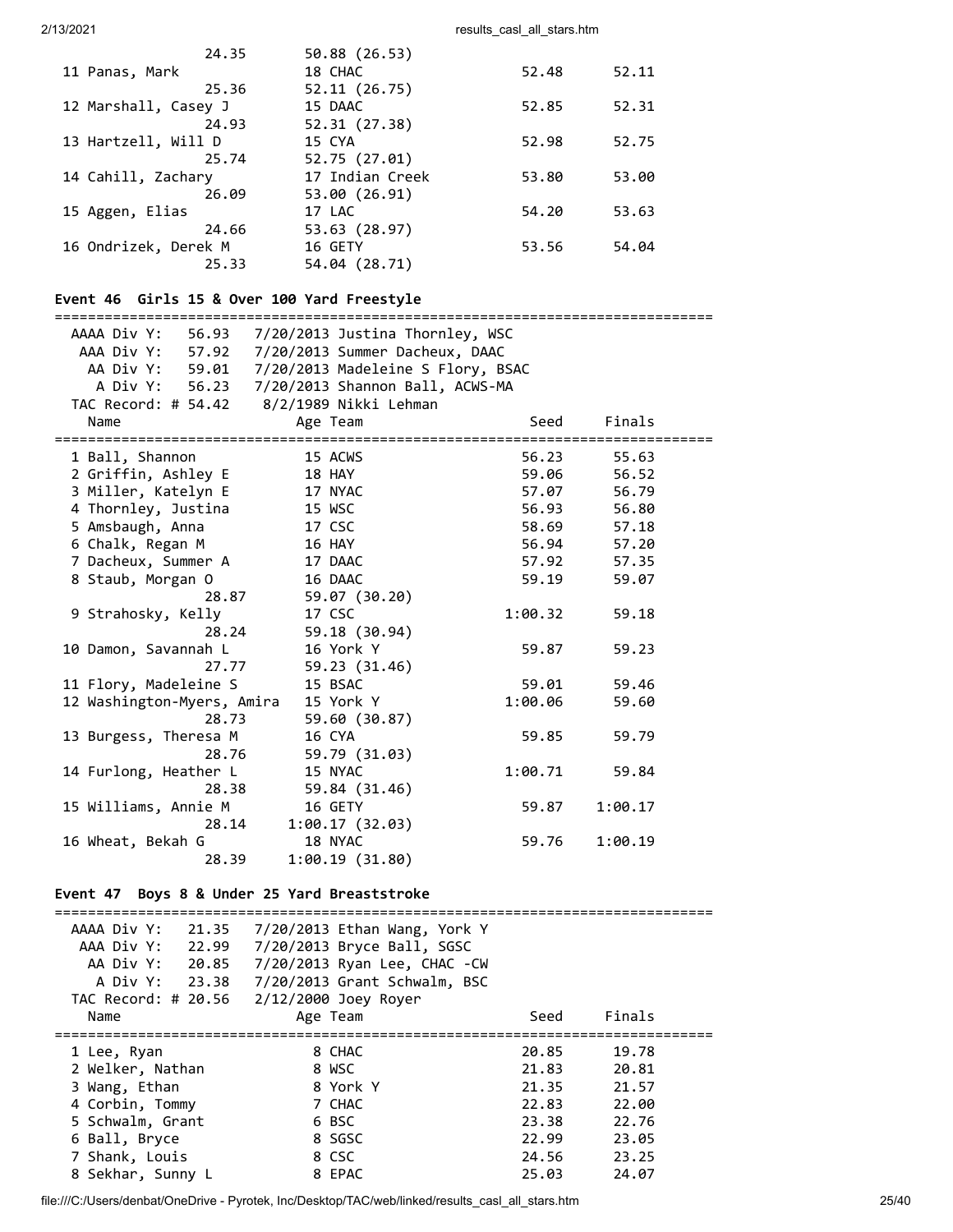```
                    24.35       50.88 (26.53)
 11 Panas, Mark                 18 CHAC                  52.48      52.11
                    25.36       52.11 (26.75)
 12 Marshall, Casey J           15 DAAC                  52.85      52.31
                    24.93       52.31 (27.38)
 13 Hartzell, Will D            15 CYA                   52.98      52.75
                    25.74       52.75 (27.01)
 14 Cahill, Zachary             17 Indian Creek          53.80      53.00
                    26.09       53.00 (26.91)
 15 Aggen, Elias                17 LAC                   54.20      53.63
                    24.66       53.63 (28.97)
 16 Ondrizek, Derek M           16 GETY                  53.56      54.04
                    25.33       54.04 (28.71)
```

### Event 46  Girls 15 & Over 100 Yard Freestyle

```
===============================================================================
  AAAA Div Y:   56.93   7/20/2013 Justina Thornley, WSC
   AAA Div Y:   57.92   7/20/2013 Summer Dacheux, DAAC
    AA Div Y:   59.01   7/20/2013 Madeleine S Flory, BSAC
     A Div Y:   56.23   7/20/2013 Shannon Ball, ACWS-MA
  TAC Record: # 54.42    8/2/1989 Nikki Lehman
    Name                     Age Team                    Seed     Finals
===============================================================================
  1 Ball, Shannon             15 ACWS                   56.23      55.63
  2 Griffin, Ashley E         18 HAY                    59.06      56.52
  3 Miller, Katelyn E         17 NYAC                   57.07      56.79
  4 Thornley, Justina         15 WSC                    56.93      56.80
  5 Amsbaugh, Anna            17 CSC                    58.69      57.18
  6 Chalk, Regan M            16 HAY                    56.94      57.20
  7 Dacheux, Summer A         17 DAAC                   57.92      57.35
  8 Staub, Morgan O           16 DAAC                   59.19      59.07
                    28.87       59.07 (30.20)
  9 Strahosky, Kelly          17 CSC                  1:00.32      59.18
                    28.24       59.18 (30.94)
 10 Damon, Savannah L         16 York Y                 59.87      59.23
                    27.77       59.23 (31.46)
 11 Flory, Madeleine S        15 BSAC                   59.01      59.46
 12 Washington-Myers, Amira   15 York Y               1:00.06      59.60
                    28.73       59.60 (30.87)
 13 Burgess, Theresa M        16 CYA                    59.85      59.79
                    28.76       59.79 (31.03)
 14 Furlong, Heather L        15 NYAC                 1:00.71      59.84
                    28.38       59.84 (31.46)
 15 Williams, Annie M         16 GETY                   59.87    1:00.17
                    28.14     1:00.17 (32.03)
 16 Wheat, Bekah G            18 NYAC                   59.76    1:00.19
                    28.39     1:00.19 (31.80)
```

### Event 47  Boys 8 & Under 25 Yard Breaststroke

```
===============================================================================
  AAAA Div Y:   21.35   7/20/2013 Ethan Wang, York Y
   AAA Div Y:   22.99   7/20/2013 Bryce Ball, SGSC
    AA Div Y:   20.85   7/20/2013 Ryan Lee, CHAC -CW
     A Div Y:   23.38   7/20/2013 Grant Schwalm, BSC
  TAC Record: # 20.56   2/12/2000 Joey Royer
    Name                     Age Team                    Seed     Finals
===============================================================================
  1 Lee, Ryan                  8 CHAC                   20.85      19.78
  2 Welker, Nathan             8 WSC                    21.83      20.81
  3 Wang, Ethan                8 York Y                 21.35      21.57
  4 Corbin, Tommy              7 CHAC                   22.83      22.00
  5 Schwalm, Grant             6 BSC                    23.38      22.76
  6 Ball, Bryce                8 SGSC                   22.99      23.05
  7 Shank, Louis               8 CSC                    24.56      23.25
  8 Sekhar, Sunny L            8 EPAC                   25.03      24.07
```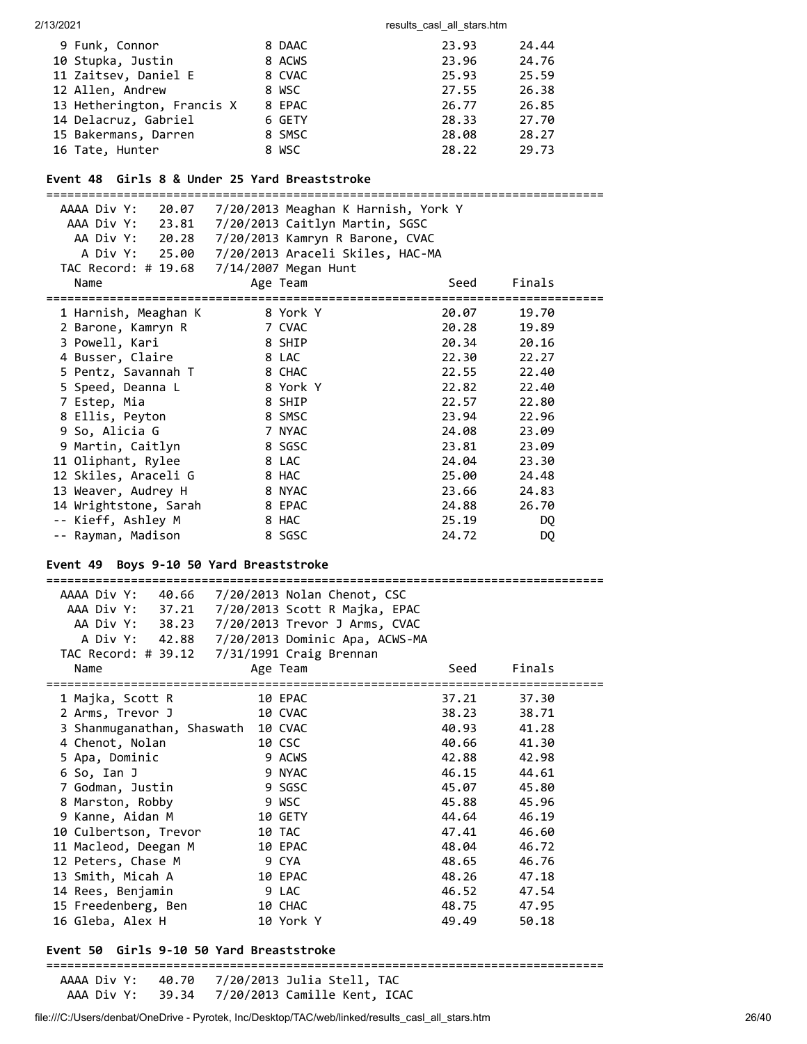| Name | Age | Team | Seed | Finals |
|---|---|---|---|---|
| 9 Funk, Connor | 8 | DAAC | 23.93 | 24.44 |
| 10 Stupka, Justin | 8 | ACWS | 23.96 | 24.76 |
| 11 Zaitsev, Daniel E | 8 | CVAC | 25.93 | 25.59 |
| 12 Allen, Andrew | 8 | WSC | 27.55 | 26.38 |
| 13 Hetherington, Francis X | 8 | EPAC | 26.77 | 26.85 |
| 14 Delacruz, Gabriel | 6 | GETY | 28.33 | 27.70 |
| 15 Bakermans, Darren | 8 | SMSC | 28.08 | 28.27 |
| 16 Tate, Hunter | 8 | WSC | 28.22 | 29.73 |

### Event 48 Girls 8 & Under 25 Yard Breaststroke

```
AAAA Div Y:   20.07   7/20/2013 Meaghan K Harnish, York Y
 AAA Div Y:   23.81   7/20/2013 Caitlyn Martin, SGSC
  AA Div Y:   20.28   7/20/2013 Kamryn R Barone, CVAC
   A Div Y:   25.00   7/20/2013 Araceli Skiles, HAC-MA
TAC Record: # 19.68   7/14/2007 Megan Hunt
```

| Name | Age | Team | Seed | Finals |
|---|---|---|---|---|
| 1 Harnish, Meaghan K | 8 | York Y | 20.07 | 19.70 |
| 2 Barone, Kamryn R | 7 | CVAC | 20.28 | 19.89 |
| 3 Powell, Kari | 8 | SHIP | 20.34 | 20.16 |
| 4 Busser, Claire | 8 | LAC | 22.30 | 22.27 |
| 5 Pentz, Savannah T | 8 | CHAC | 22.55 | 22.40 |
| 5 Speed, Deanna L | 8 | York Y | 22.82 | 22.40 |
| 7 Estep, Mia | 8 | SHIP | 22.57 | 22.80 |
| 8 Ellis, Peyton | 8 | SMSC | 23.94 | 22.96 |
| 9 So, Alicia G | 7 | NYAC | 24.08 | 23.09 |
| 9 Martin, Caitlyn | 8 | SGSC | 23.81 | 23.09 |
| 11 Oliphant, Rylee | 8 | LAC | 24.04 | 23.30 |
| 12 Skiles, Araceli G | 8 | HAC | 25.00 | 24.48 |
| 13 Weaver, Audrey H | 8 | NYAC | 23.66 | 24.83 |
| 14 Wrightstone, Sarah | 8 | EPAC | 24.88 | 26.70 |
| -- Kieff, Ashley M | 8 | HAC | 25.19 | DQ |
| -- Rayman, Madison | 8 | SGSC | 24.72 | DQ |

### Event 49 Boys 9-10 50 Yard Breaststroke

```
AAAA Div Y:   40.66   7/20/2013 Nolan Chenot, CSC
 AAA Div Y:   37.21   7/20/2013 Scott R Majka, EPAC
  AA Div Y:   38.23   7/20/2013 Trevor J Arms, CVAC
   A Div Y:   42.88   7/20/2013 Dominic Apa, ACWS-MA
TAC Record: # 39.12   7/31/1991 Craig Brennan
```

| Name | Age | Team | Seed | Finals |
|---|---|---|---|---|
| 1 Majka, Scott R | 10 | EPAC | 37.21 | 37.30 |
| 2 Arms, Trevor J | 10 | CVAC | 38.23 | 38.71 |
| 3 Shanmuganathan, Shaswath | 10 | CVAC | 40.93 | 41.28 |
| 4 Chenot, Nolan | 10 | CSC | 40.66 | 41.30 |
| 5 Apa, Dominic | 9 | ACWS | 42.88 | 42.98 |
| 6 So, Ian J | 9 | NYAC | 46.15 | 44.61 |
| 7 Godman, Justin | 9 | SGSC | 45.07 | 45.80 |
| 8 Marston, Robby | 9 | WSC | 45.88 | 45.96 |
| 9 Kanne, Aidan M | 10 | GETY | 44.64 | 46.19 |
| 10 Culbertson, Trevor | 10 | TAC | 47.41 | 46.60 |
| 11 Macleod, Deegan M | 10 | EPAC | 48.04 | 46.72 |
| 12 Peters, Chase M | 9 | CYA | 48.65 | 46.76 |
| 13 Smith, Micah A | 10 | EPAC | 48.26 | 47.18 |
| 14 Rees, Benjamin | 9 | LAC | 46.52 | 47.54 |
| 15 Freedenberg, Ben | 10 | CHAC | 48.75 | 47.95 |
| 16 Gleba, Alex H | 10 | York Y | 49.49 | 50.18 |

### Event 50 Girls 9-10 50 Yard Breaststroke

```
AAAA Div Y:   40.70   7/20/2013 Julia Stell, TAC
 AAA Div Y:   39.34   7/20/2013 Camille Kent, ICAC
```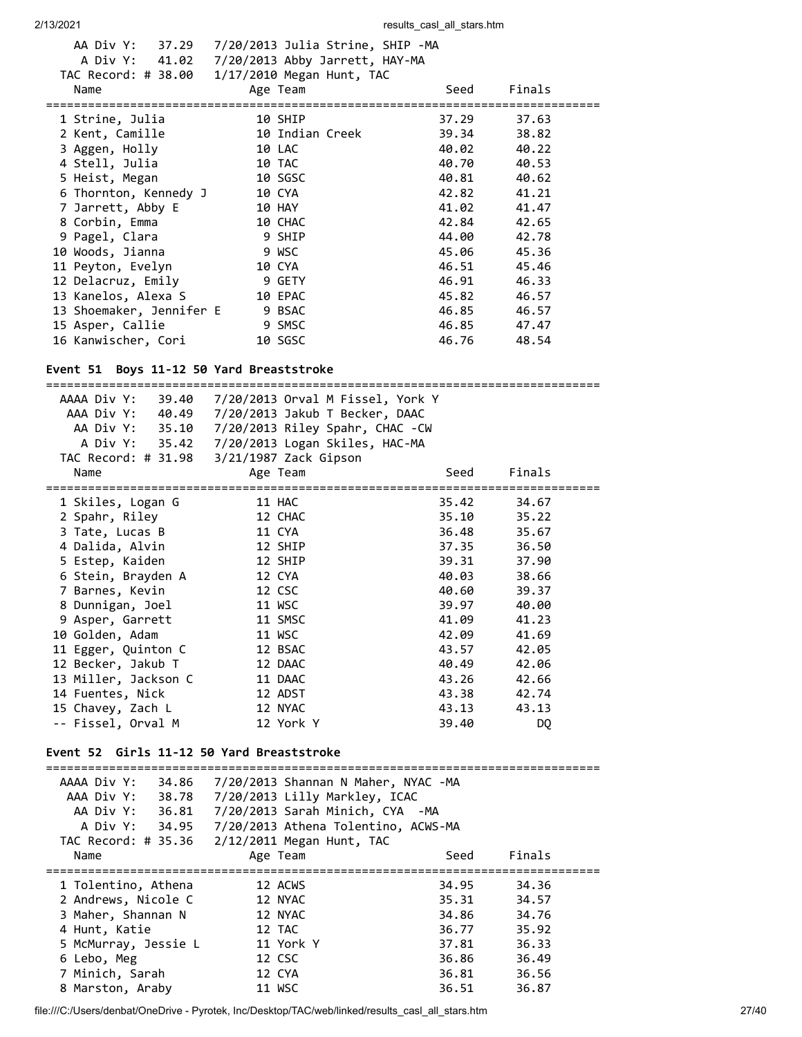AA Div Y: 37.29 7/20/2013 Julia Strine, SHIP -MA
A Div Y: 41.02 7/20/2013 Abby Jarrett, HAY-MA
TAC Record: # 38.00 1/17/2010 Megan Hunt, TAC

| | Name | Age | Team | Seed | Finals |
|---|---|---|---|---|---|
| 1 | Strine, Julia | 10 | SHIP | 37.29 | 37.63 |
| 2 | Kent, Camille | 10 | Indian Creek | 39.34 | 38.82 |
| 3 | Aggen, Holly | 10 | LAC | 40.02 | 40.22 |
| 4 | Stell, Julia | 10 | TAC | 40.70 | 40.53 |
| 5 | Heist, Megan | 10 | SGSC | 40.81 | 40.62 |
| 6 | Thornton, Kennedy J | 10 | CYA | 42.82 | 41.21 |
| 7 | Jarrett, Abby E | 10 | HAY | 41.02 | 41.47 |
| 8 | Corbin, Emma | 10 | CHAC | 42.84 | 42.65 |
| 9 | Pagel, Clara | 9 | SHIP | 44.00 | 42.78 |
| 10 | Woods, Jianna | 9 | WSC | 45.06 | 45.36 |
| 11 | Peyton, Evelyn | 10 | CYA | 46.51 | 45.46 |
| 12 | Delacruz, Emily | 9 | GETY | 46.91 | 46.33 |
| 13 | Kanelos, Alexa S | 10 | EPAC | 45.82 | 46.57 |
| 13 | Shoemaker, Jennifer E | 9 | BSAC | 46.85 | 46.57 |
| 15 | Asper, Callie | 9 | SMSC | 46.85 | 47.47 |
| 16 | Kanwischer, Cori | 10 | SGSC | 46.76 | 48.54 |

## Event 51 Boys 11-12 50 Yard Breaststroke

AAAA Div Y: 39.40 7/20/2013 Orval M Fissel, York Y
AAA Div Y: 40.49 7/20/2013 Jakub T Becker, DAAC
AA Div Y: 35.10 7/20/2013 Riley Spahr, CHAC -CW
A Div Y: 35.42 7/20/2013 Logan Skiles, HAC-MA
TAC Record: # 31.98 3/21/1987 Zack Gipson

| | Name | Age | Team | Seed | Finals |
|---|---|---|---|---|---|
| 1 | Skiles, Logan G | 11 | HAC | 35.42 | 34.67 |
| 2 | Spahr, Riley | 12 | CHAC | 35.10 | 35.22 |
| 3 | Tate, Lucas B | 11 | CYA | 36.48 | 35.67 |
| 4 | Dalida, Alvin | 12 | SHIP | 37.35 | 36.50 |
| 5 | Estep, Kaiden | 12 | SHIP | 39.31 | 37.90 |
| 6 | Stein, Brayden A | 12 | CYA | 40.03 | 38.66 |
| 7 | Barnes, Kevin | 12 | CSC | 40.60 | 39.37 |
| 8 | Dunnigan, Joel | 11 | WSC | 39.97 | 40.00 |
| 9 | Asper, Garrett | 11 | SMSC | 41.09 | 41.23 |
| 10 | Golden, Adam | 11 | WSC | 42.09 | 41.69 |
| 11 | Egger, Quinton C | 12 | BSAC | 43.57 | 42.05 |
| 12 | Becker, Jakub T | 12 | DAAC | 40.49 | 42.06 |
| 13 | Miller, Jackson C | 11 | DAAC | 43.26 | 42.66 |
| 14 | Fuentes, Nick | 12 | ADST | 43.38 | 42.74 |
| 15 | Chavey, Zach L | 12 | NYAC | 43.13 | 43.13 |
| -- | Fissel, Orval M | 12 | York Y | 39.40 | DQ |

## Event 52 Girls 11-12 50 Yard Breaststroke

AAAA Div Y: 34.86 7/20/2013 Shannan N Maher, NYAC -MA
AAA Div Y: 38.78 7/20/2013 Lilly Markley, ICAC
AA Div Y: 36.81 7/20/2013 Sarah Minich, CYA -MA
A Div Y: 34.95 7/20/2013 Athena Tolentino, ACWS-MA
TAC Record: # 35.36 2/12/2011 Megan Hunt, TAC

| | Name | Age | Team | Seed | Finals |
|---|---|---|---|---|---|
| 1 | Tolentino, Athena | 12 | ACWS | 34.95 | 34.36 |
| 2 | Andrews, Nicole C | 12 | NYAC | 35.31 | 34.57 |
| 3 | Maher, Shannan N | 12 | NYAC | 34.86 | 34.76 |
| 4 | Hunt, Katie | 12 | TAC | 36.77 | 35.92 |
| 5 | McMurray, Jessie L | 11 | York Y | 37.81 | 36.33 |
| 6 | Lebo, Meg | 12 | CSC | 36.86 | 36.49 |
| 7 | Minich, Sarah | 12 | CYA | 36.81 | 36.56 |
| 8 | Marston, Araby | 11 | WSC | 36.51 | 36.87 |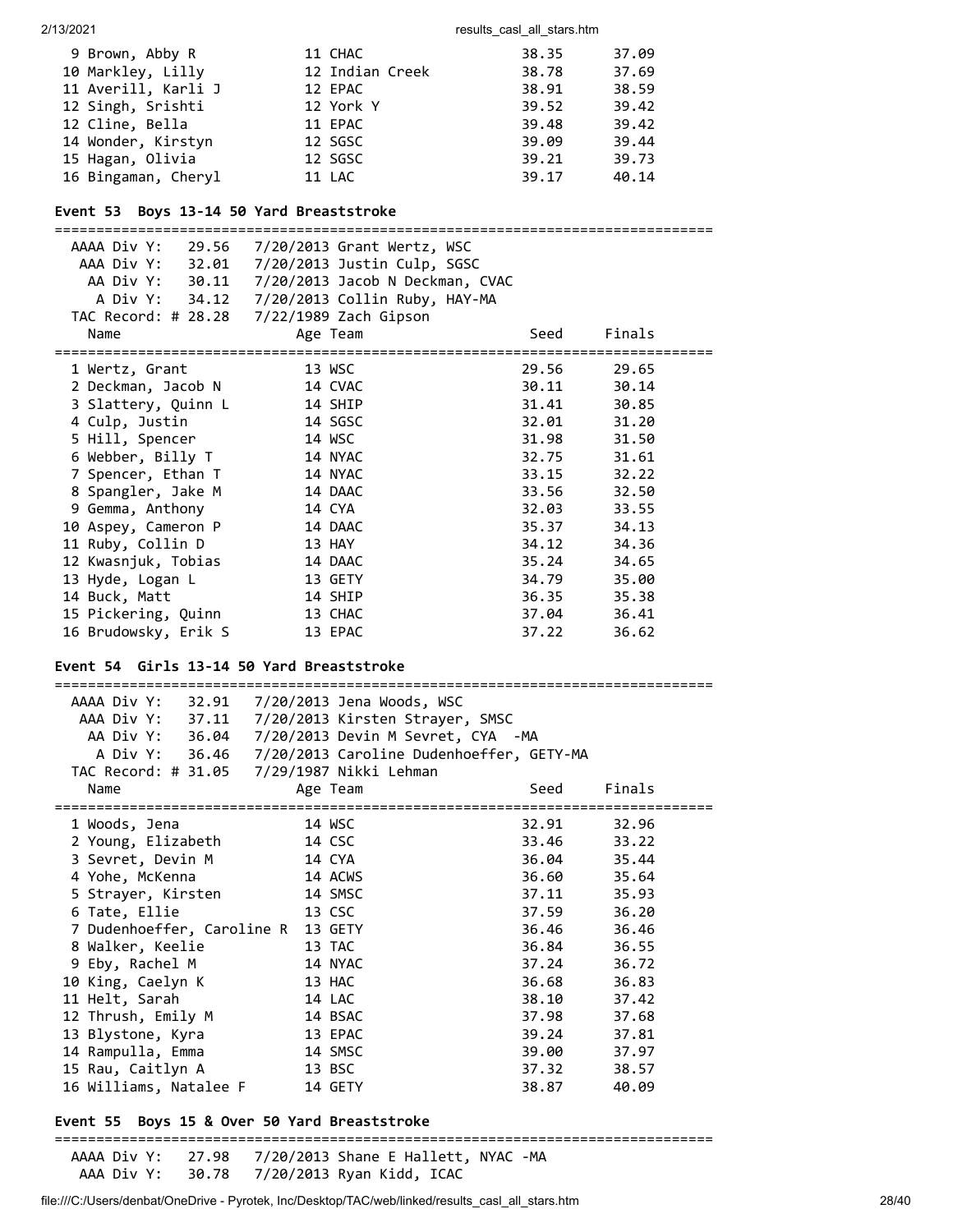| Name | Age | Team | Seed | Finals |
|---|---|---|---|---|
| 9 Brown, Abby R | 11 | CHAC | 38.35 | 37.09 |
| 10 Markley, Lilly | 12 | Indian Creek | 38.78 | 37.69 |
| 11 Averill, Karli J | 12 | EPAC | 38.91 | 38.59 |
| 12 Singh, Srishti | 12 | York Y | 39.52 | 39.42 |
| 12 Cline, Bella | 11 | EPAC | 39.48 | 39.42 |
| 14 Wonder, Kirstyn | 12 | SGSC | 39.09 | 39.44 |
| 15 Hagan, Olivia | 12 | SGSC | 39.21 | 39.73 |
| 16 Bingaman, Cheryl | 11 | LAC | 39.17 | 40.14 |

### Event 53 Boys 13-14 50 Yard Breaststroke

```
AAAA Div Y:   29.56   7/20/2013 Grant Wertz, WSC
 AAA Div Y:   32.01   7/20/2013 Justin Culp, SGSC
  AA Div Y:   30.11   7/20/2013 Jacob N Deckman, CVAC
   A Div Y:   34.12   7/20/2013 Collin Ruby, HAY-MA
TAC Record: # 28.28   7/22/1989 Zach Gipson
```

| Name | Age | Team | Seed | Finals |
|---|---|---|---|---|
| 1 Wertz, Grant | 13 | WSC | 29.56 | 29.65 |
| 2 Deckman, Jacob N | 14 | CVAC | 30.11 | 30.14 |
| 3 Slattery, Quinn L | 14 | SHIP | 31.41 | 30.85 |
| 4 Culp, Justin | 14 | SGSC | 32.01 | 31.20 |
| 5 Hill, Spencer | 14 | WSC | 31.98 | 31.50 |
| 6 Webber, Billy T | 14 | NYAC | 32.75 | 31.61 |
| 7 Spencer, Ethan T | 14 | NYAC | 33.15 | 32.22 |
| 8 Spangler, Jake M | 14 | DAAC | 33.56 | 32.50 |
| 9 Gemma, Anthony | 14 | CYA | 32.03 | 33.55 |
| 10 Aspey, Cameron P | 14 | DAAC | 35.37 | 34.13 |
| 11 Ruby, Collin D | 13 | HAY | 34.12 | 34.36 |
| 12 Kwasnjuk, Tobias | 14 | DAAC | 35.24 | 34.65 |
| 13 Hyde, Logan L | 13 | GETY | 34.79 | 35.00 |
| 14 Buck, Matt | 14 | SHIP | 36.35 | 35.38 |
| 15 Pickering, Quinn | 13 | CHAC | 37.04 | 36.41 |
| 16 Brudowsky, Erik S | 13 | EPAC | 37.22 | 36.62 |

### Event 54 Girls 13-14 50 Yard Breaststroke

```
AAAA Div Y:   32.91   7/20/2013 Jena Woods, WSC
 AAA Div Y:   37.11   7/20/2013 Kirsten Strayer, SMSC
  AA Div Y:   36.04   7/20/2013 Devin M Sevret, CYA  -MA
   A Div Y:   36.46   7/20/2013 Caroline Dudenhoeffer, GETY-MA
TAC Record: # 31.05   7/29/1987 Nikki Lehman
```

| Name | Age | Team | Seed | Finals |
|---|---|---|---|---|
| 1 Woods, Jena | 14 | WSC | 32.91 | 32.96 |
| 2 Young, Elizabeth | 14 | CSC | 33.46 | 33.22 |
| 3 Sevret, Devin M | 14 | CYA | 36.04 | 35.44 |
| 4 Yohe, McKenna | 14 | ACWS | 36.60 | 35.64 |
| 5 Strayer, Kirsten | 14 | SMSC | 37.11 | 35.93 |
| 6 Tate, Ellie | 13 | CSC | 37.59 | 36.20 |
| 7 Dudenhoeffer, Caroline R | 13 | GETY | 36.46 | 36.46 |
| 8 Walker, Keelie | 13 | TAC | 36.84 | 36.55 |
| 9 Eby, Rachel M | 14 | NYAC | 37.24 | 36.72 |
| 10 King, Caelyn K | 13 | HAC | 36.68 | 36.83 |
| 11 Helt, Sarah | 14 | LAC | 38.10 | 37.42 |
| 12 Thrush, Emily M | 14 | BSAC | 37.98 | 37.68 |
| 13 Blystone, Kyra | 13 | EPAC | 39.24 | 37.81 |
| 14 Rampulla, Emma | 14 | SMSC | 39.00 | 37.97 |
| 15 Rau, Caitlyn A | 13 | BSC | 37.32 | 38.57 |
| 16 Williams, Natalee F | 14 | GETY | 38.87 | 40.09 |

### Event 55 Boys 15 & Over 50 Yard Breaststroke

```
AAAA Div Y:   27.98   7/20/2013 Shane E Hallett, NYAC -MA
 AAA Div Y:   30.78   7/20/2013 Ryan Kidd, ICAC
```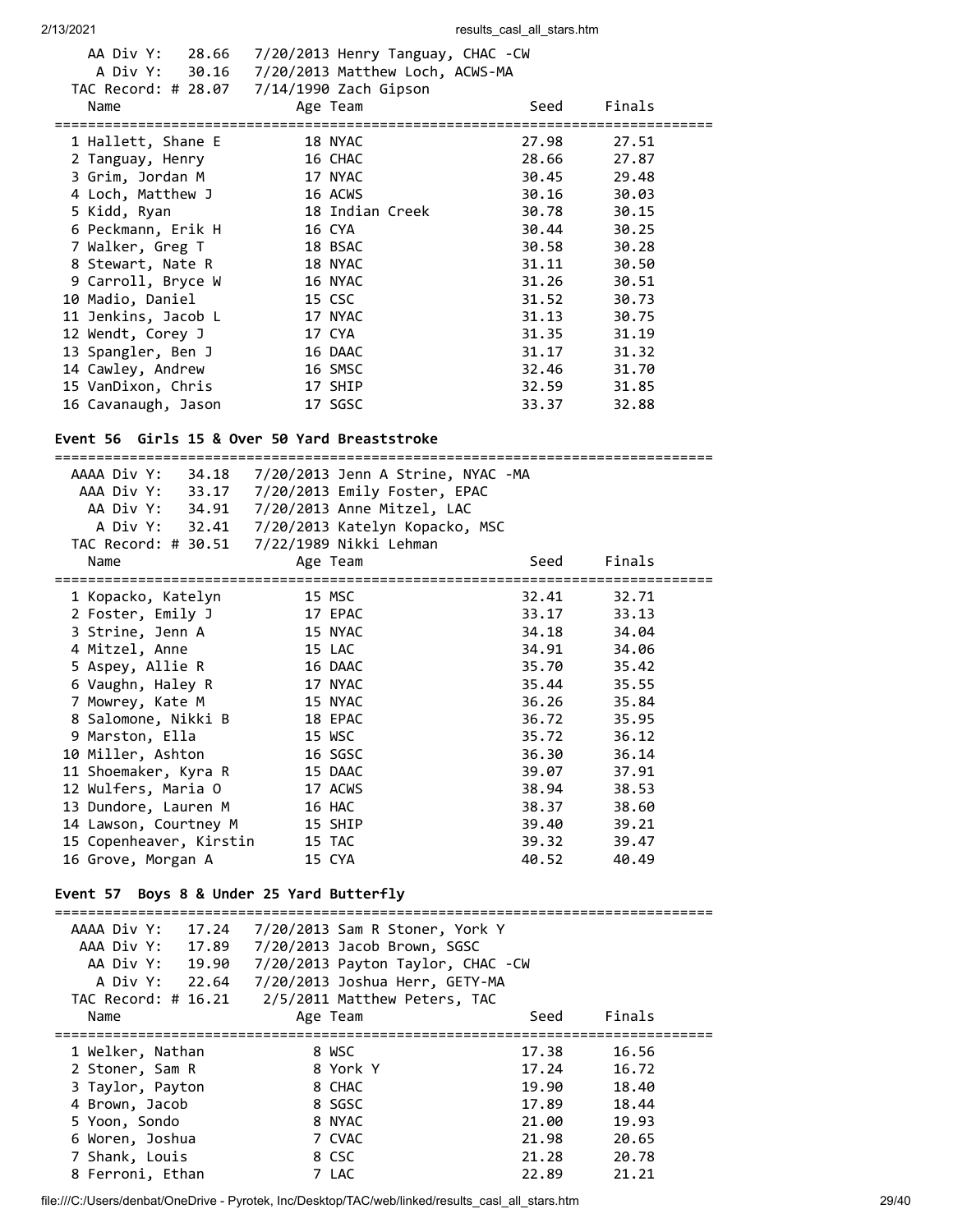AA Div Y: 28.66 7/20/2013 Henry Tanguay, CHAC -CW
A Div Y: 30.16 7/20/2013 Matthew Loch, ACWS-MA
TAC Record: # 28.07 7/14/1990 Zach Gipson

| Name | Age | Team | Seed | Finals |
|---|---|---|---|---|
| 1 Hallett, Shane E | 18 | NYAC | 27.98 | 27.51 |
| 2 Tanguay, Henry | 16 | CHAC | 28.66 | 27.87 |
| 3 Grim, Jordan M | 17 | NYAC | 30.45 | 29.48 |
| 4 Loch, Matthew J | 16 | ACWS | 30.16 | 30.03 |
| 5 Kidd, Ryan | 18 | Indian Creek | 30.78 | 30.15 |
| 6 Peckmann, Erik H | 16 | CYA | 30.44 | 30.25 |
| 7 Walker, Greg T | 18 | BSAC | 30.58 | 30.28 |
| 8 Stewart, Nate R | 18 | NYAC | 31.11 | 30.50 |
| 9 Carroll, Bryce W | 16 | NYAC | 31.26 | 30.51 |
| 10 Madio, Daniel | 15 | CSC | 31.52 | 30.73 |
| 11 Jenkins, Jacob L | 17 | NYAC | 31.13 | 30.75 |
| 12 Wendt, Corey J | 17 | CYA | 31.35 | 31.19 |
| 13 Spangler, Ben J | 16 | DAAC | 31.17 | 31.32 |
| 14 Cawley, Andrew | 16 | SMSC | 32.46 | 31.70 |
| 15 VanDixon, Chris | 17 | SHIP | 32.59 | 31.85 |
| 16 Cavanaugh, Jason | 17 | SGSC | 33.37 | 32.88 |

## Event 56 Girls 15 & Over 50 Yard Breaststroke

AAAA Div Y: 34.18 7/20/2013 Jenn A Strine, NYAC -MA
AAA Div Y: 33.17 7/20/2013 Emily Foster, EPAC
AA Div Y: 34.91 7/20/2013 Anne Mitzel, LAC
A Div Y: 32.41 7/20/2013 Katelyn Kopacko, MSC
TAC Record: # 30.51 7/22/1989 Nikki Lehman

| Name | Age | Team | Seed | Finals |
|---|---|---|---|---|
| 1 Kopacko, Katelyn | 15 | MSC | 32.41 | 32.71 |
| 2 Foster, Emily J | 17 | EPAC | 33.17 | 33.13 |
| 3 Strine, Jenn A | 15 | NYAC | 34.18 | 34.04 |
| 4 Mitzel, Anne | 15 | LAC | 34.91 | 34.06 |
| 5 Aspey, Allie R | 16 | DAAC | 35.70 | 35.42 |
| 6 Vaughn, Haley R | 17 | NYAC | 35.44 | 35.55 |
| 7 Mowrey, Kate M | 15 | NYAC | 36.26 | 35.84 |
| 8 Salomone, Nikki B | 18 | EPAC | 36.72 | 35.95 |
| 9 Marston, Ella | 15 | WSC | 35.72 | 36.12 |
| 10 Miller, Ashton | 16 | SGSC | 36.30 | 36.14 |
| 11 Shoemaker, Kyra R | 15 | DAAC | 39.07 | 37.91 |
| 12 Wulfers, Maria O | 17 | ACWS | 38.94 | 38.53 |
| 13 Dundore, Lauren M | 16 | HAC | 38.37 | 38.60 |
| 14 Lawson, Courtney M | 15 | SHIP | 39.40 | 39.21 |
| 15 Copenheaver, Kirstin | 15 | TAC | 39.32 | 39.47 |
| 16 Grove, Morgan A | 15 | CYA | 40.52 | 40.49 |

## Event 57 Boys 8 & Under 25 Yard Butterfly

AAAA Div Y: 17.24 7/20/2013 Sam R Stoner, York Y
AAA Div Y: 17.89 7/20/2013 Jacob Brown, SGSC
AA Div Y: 19.90 7/20/2013 Payton Taylor, CHAC -CW
A Div Y: 22.64 7/20/2013 Joshua Herr, GETY-MA
TAC Record: # 16.21 2/5/2011 Matthew Peters, TAC

| Name | Age | Team | Seed | Finals |
|---|---|---|---|---|
| 1 Welker, Nathan | 8 | WSC | 17.38 | 16.56 |
| 2 Stoner, Sam R | 8 | York Y | 17.24 | 16.72 |
| 3 Taylor, Payton | 8 | CHAC | 19.90 | 18.40 |
| 4 Brown, Jacob | 8 | SGSC | 17.89 | 18.44 |
| 5 Yoon, Sondo | 8 | NYAC | 21.00 | 19.93 |
| 6 Woren, Joshua | 7 | CVAC | 21.98 | 20.65 |
| 7 Shank, Louis | 8 | CSC | 21.28 | 20.78 |
| 8 Ferroni, Ethan | 7 | LAC | 22.89 | 21.21 |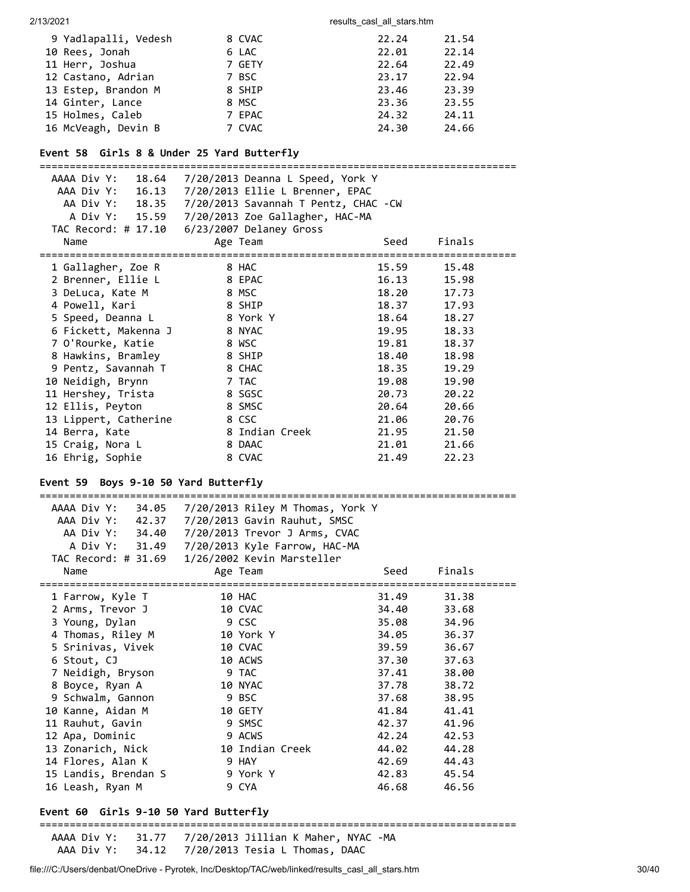| Name | Age | Team | Seed | Finals |
|---|---|---|---|---|
| 9 Yadlapalli, Vedesh | 8 | CVAC | 22.24 | 21.54 |
| 10 Rees, Jonah | 6 | LAC | 22.01 | 22.14 |
| 11 Herr, Joshua | 7 | GETY | 22.64 | 22.49 |
| 12 Castano, Adrian | 7 | BSC | 23.17 | 22.94 |
| 13 Estep, Brandon M | 8 | SHIP | 23.46 | 23.39 |
| 14 Ginter, Lance | 8 | MSC | 23.36 | 23.55 |
| 15 Holmes, Caleb | 7 | EPAC | 24.32 | 24.11 |
| 16 McVeagh, Devin B | 7 | CVAC | 24.30 | 24.66 |

### Event 58 Girls 8 & Under 25 Yard Butterfly

AAAA Div Y: 18.64 7/20/2013 Deanna L Speed, York Y
AAA Div Y: 16.13 7/20/2013 Ellie L Brenner, EPAC
AA Div Y: 18.35 7/20/2013 Savannah T Pentz, CHAC -CW
A Div Y: 15.59 7/20/2013 Zoe Gallagher, HAC-MA
TAC Record: # 17.10 6/23/2007 Delaney Gross

| Name | Age | Team | Seed | Finals |
|---|---|---|---|---|
| 1 Gallagher, Zoe R | 8 | HAC | 15.59 | 15.48 |
| 2 Brenner, Ellie L | 8 | EPAC | 16.13 | 15.98 |
| 3 DeLuca, Kate M | 8 | MSC | 18.20 | 17.73 |
| 4 Powell, Kari | 8 | SHIP | 18.37 | 17.93 |
| 5 Speed, Deanna L | 8 | York Y | 18.64 | 18.27 |
| 6 Fickett, Makenna J | 8 | NYAC | 19.95 | 18.33 |
| 7 O'Rourke, Katie | 8 | WSC | 19.81 | 18.37 |
| 8 Hawkins, Bramley | 8 | SHIP | 18.40 | 18.98 |
| 9 Pentz, Savannah T | 8 | CHAC | 18.35 | 19.29 |
| 10 Neidigh, Brynn | 7 | TAC | 19.08 | 19.90 |
| 11 Hershey, Trista | 8 | SGSC | 20.73 | 20.22 |
| 12 Ellis, Peyton | 8 | SMSC | 20.64 | 20.66 |
| 13 Lippert, Catherine | 8 | CSC | 21.06 | 20.76 |
| 14 Berra, Kate | 8 | Indian Creek | 21.95 | 21.50 |
| 15 Craig, Nora L | 8 | DAAC | 21.01 | 21.66 |
| 16 Ehrig, Sophie | 8 | CVAC | 21.49 | 22.23 |

### Event 59 Boys 9-10 50 Yard Butterfly

AAAA Div Y: 34.05 7/20/2013 Riley M Thomas, York Y
AAA Div Y: 42.37 7/20/2013 Gavin Rauhut, SMSC
AA Div Y: 34.40 7/20/2013 Trevor J Arms, CVAC
A Div Y: 31.49 7/20/2013 Kyle Farrow, HAC-MA
TAC Record: # 31.69 1/26/2002 Kevin Marsteller

| Name | Age | Team | Seed | Finals |
|---|---|---|---|---|
| 1 Farrow, Kyle T | 10 | HAC | 31.49 | 31.38 |
| 2 Arms, Trevor J | 10 | CVAC | 34.40 | 33.68 |
| 3 Young, Dylan | 9 | CSC | 35.08 | 34.96 |
| 4 Thomas, Riley M | 10 | York Y | 34.05 | 36.37 |
| 5 Srinivas, Vivek | 10 | CVAC | 39.59 | 36.67 |
| 6 Stout, CJ | 10 | ACWS | 37.30 | 37.63 |
| 7 Neidigh, Bryson | 9 | TAC | 37.41 | 38.00 |
| 8 Boyce, Ryan A | 10 | NYAC | 37.78 | 38.72 |
| 9 Schwalm, Gannon | 9 | BSC | 37.68 | 38.95 |
| 10 Kanne, Aidan M | 10 | GETY | 41.84 | 41.41 |
| 11 Rauhut, Gavin | 9 | SMSC | 42.37 | 41.96 |
| 12 Apa, Dominic | 9 | ACWS | 42.24 | 42.53 |
| 13 Zonarich, Nick | 10 | Indian Creek | 44.02 | 44.28 |
| 14 Flores, Alan K | 9 | HAY | 42.69 | 44.43 |
| 15 Landis, Brendan S | 9 | York Y | 42.83 | 45.54 |
| 16 Leash, Ryan M | 9 | CYA | 46.68 | 46.56 |

### Event 60 Girls 9-10 50 Yard Butterfly

AAAA Div Y: 31.77 7/20/2013 Jillian K Maher, NYAC -MA
AAA Div Y: 34.12 7/20/2013 Tesia L Thomas, DAAC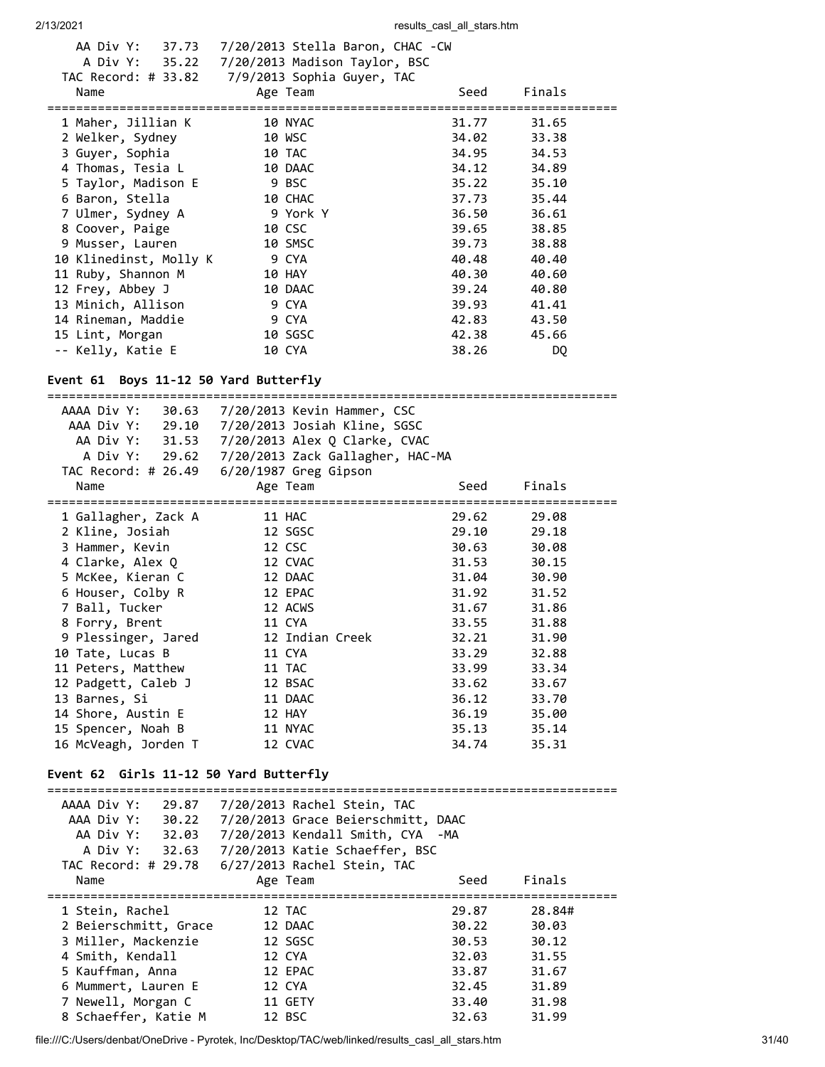AA Div Y: 37.73 7/20/2013 Stella Baron, CHAC -CW
A Div Y: 35.22 7/20/2013 Madison Taylor, BSC
TAC Record: # 33.82 7/9/2013 Sophia Guyer, TAC

| Name | Age | Team | Seed | Finals |
|---|---|---|---|---|
| 1 Maher, Jillian K | 10 | NYAC | 31.77 | 31.65 |
| 2 Welker, Sydney | 10 | WSC | 34.02 | 33.38 |
| 3 Guyer, Sophia | 10 | TAC | 34.95 | 34.53 |
| 4 Thomas, Tesia L | 10 | DAAC | 34.12 | 34.89 |
| 5 Taylor, Madison E | 9 | BSC | 35.22 | 35.10 |
| 6 Baron, Stella | 10 | CHAC | 37.73 | 35.44 |
| 7 Ulmer, Sydney A | 9 | York Y | 36.50 | 36.61 |
| 8 Coover, Paige | 10 | CSC | 39.65 | 38.85 |
| 9 Musser, Lauren | 10 | SMSC | 39.73 | 38.88 |
| 10 Klinedinst, Molly K | 9 | CYA | 40.48 | 40.40 |
| 11 Ruby, Shannon M | 10 | HAY | 40.30 | 40.60 |
| 12 Frey, Abbey J | 10 | DAAC | 39.24 | 40.80 |
| 13 Minich, Allison | 9 | CYA | 39.93 | 41.41 |
| 14 Rineman, Maddie | 9 | CYA | 42.83 | 43.50 |
| 15 Lint, Morgan | 10 | SGSC | 42.38 | 45.66 |
| -- Kelly, Katie E | 10 | CYA | 38.26 | DQ |

### Event 61 Boys 11-12 50 Yard Butterfly

AAAA Div Y: 30.63 7/20/2013 Kevin Hammer, CSC
AAA Div Y: 29.10 7/20/2013 Josiah Kline, SGSC
AA Div Y: 31.53 7/20/2013 Alex Q Clarke, CVAC
A Div Y: 29.62 7/20/2013 Zack Gallagher, HAC-MA
TAC Record: # 26.49 6/20/1987 Greg Gipson

| Name | Age | Team | Seed | Finals |
|---|---|---|---|---|
| 1 Gallagher, Zack A | 11 | HAC | 29.62 | 29.08 |
| 2 Kline, Josiah | 12 | SGSC | 29.10 | 29.18 |
| 3 Hammer, Kevin | 12 | CSC | 30.63 | 30.08 |
| 4 Clarke, Alex Q | 12 | CVAC | 31.53 | 30.15 |
| 5 McKee, Kieran C | 12 | DAAC | 31.04 | 30.90 |
| 6 Houser, Colby R | 12 | EPAC | 31.92 | 31.52 |
| 7 Ball, Tucker | 12 | ACWS | 31.67 | 31.86 |
| 8 Forry, Brent | 11 | CYA | 33.55 | 31.88 |
| 9 Plessinger, Jared | 12 | Indian Creek | 32.21 | 31.90 |
| 10 Tate, Lucas B | 11 | CYA | 33.29 | 32.88 |
| 11 Peters, Matthew | 11 | TAC | 33.99 | 33.34 |
| 12 Padgett, Caleb J | 12 | BSAC | 33.62 | 33.67 |
| 13 Barnes, Si | 11 | DAAC | 36.12 | 33.70 |
| 14 Shore, Austin E | 12 | HAY | 36.19 | 35.00 |
| 15 Spencer, Noah B | 11 | NYAC | 35.13 | 35.14 |
| 16 McVeagh, Jorden T | 12 | CVAC | 34.74 | 35.31 |

### Event 62 Girls 11-12 50 Yard Butterfly

AAAA Div Y: 29.87 7/20/2013 Rachel Stein, TAC
AAA Div Y: 30.22 7/20/2013 Grace Beierschmitt, DAAC
AA Div Y: 32.03 7/20/2013 Kendall Smith, CYA -MA
A Div Y: 32.63 7/20/2013 Katie Schaeffer, BSC
TAC Record: # 29.78 6/27/2013 Rachel Stein, TAC

| Name | Age | Team | Seed | Finals |
|---|---|---|---|---|
| 1 Stein, Rachel | 12 | TAC | 29.87 | 28.84# |
| 2 Beierschmitt, Grace | 12 | DAAC | 30.22 | 30.03 |
| 3 Miller, Mackenzie | 12 | SGSC | 30.53 | 30.12 |
| 4 Smith, Kendall | 12 | CYA | 32.03 | 31.55 |
| 5 Kauffman, Anna | 12 | EPAC | 33.87 | 31.67 |
| 6 Mummert, Lauren E | 12 | CYA | 32.45 | 31.89 |
| 7 Newell, Morgan C | 11 | GETY | 33.40 | 31.98 |
| 8 Schaeffer, Katie M | 12 | BSC | 32.63 | 31.99 |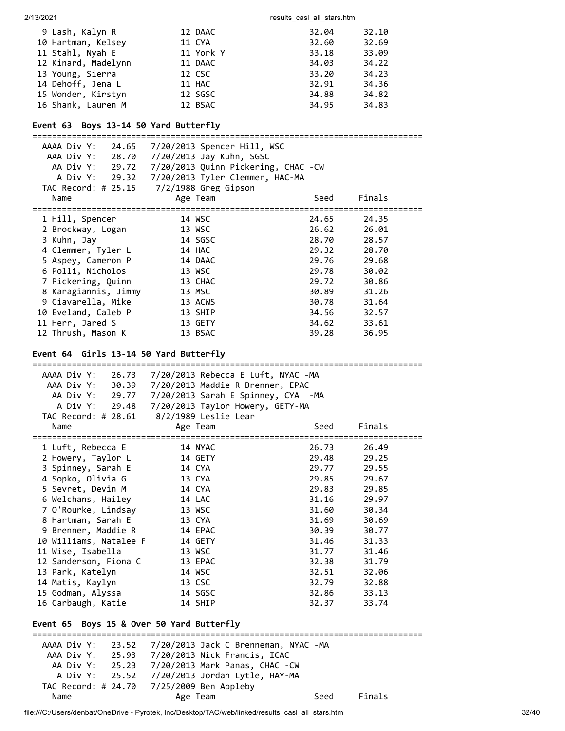| Place | Name | Age | Team | Seed | Finals |
|---|---|---|---|---|---|
| 9 | Lash, Kalyn R | 12 | DAAC | 32.04 | 32.10 |
| 10 | Hartman, Kelsey | 11 | CYA | 32.60 | 32.69 |
| 11 | Stahl, Nyah E | 11 | York Y | 33.18 | 33.09 |
| 12 | Kinard, Madelynn | 11 | DAAC | 34.03 | 34.22 |
| 13 | Young, Sierra | 12 | CSC | 33.20 | 34.23 |
| 14 | Dehoff, Jena L | 11 | HAC | 32.91 | 34.36 |
| 15 | Wonder, Kirstyn | 12 | SGSC | 34.88 | 34.82 |
| 16 | Shank, Lauren M | 12 | BSAC | 34.95 | 34.83 |

## Event 63 Boys 13-14 50 Yard Butterfly

```
AAAA Div Y:   24.65   7/20/2013 Spencer Hill, WSC
 AAA Div Y:   28.70   7/20/2013 Jay Kuhn, SGSC
  AA Div Y:   29.72   7/20/2013 Quinn Pickering, CHAC -CW
   A Div Y:   29.32   7/20/2013 Tyler Clemmer, HAC-MA
TAC Record: # 25.15   7/2/1988 Greg Gipson
```

| Place | Name | Age | Team | Seed | Finals |
|---|---|---|---|---|---|
| 1 | Hill, Spencer | 14 | WSC | 24.65 | 24.35 |
| 2 | Brockway, Logan | 13 | WSC | 26.62 | 26.01 |
| 3 | Kuhn, Jay | 14 | SGSC | 28.70 | 28.57 |
| 4 | Clemmer, Tyler L | 14 | HAC | 29.32 | 28.70 |
| 5 | Aspey, Cameron P | 14 | DAAC | 29.76 | 29.68 |
| 6 | Polli, Nicholos | 13 | WSC | 29.78 | 30.02 |
| 7 | Pickering, Quinn | 13 | CHAC | 29.72 | 30.86 |
| 8 | Karagiannis, Jimmy | 13 | MSC | 30.89 | 31.26 |
| 9 | Ciavarella, Mike | 13 | ACWS | 30.78 | 31.64 |
| 10 | Eveland, Caleb P | 13 | SHIP | 34.56 | 32.57 |
| 11 | Herr, Jared S | 13 | GETY | 34.62 | 33.61 |
| 12 | Thrush, Mason K | 13 | BSAC | 39.28 | 36.95 |

## Event 64 Girls 13-14 50 Yard Butterfly

```
AAAA Div Y:   26.73   7/20/2013 Rebecca E Luft, NYAC -MA
 AAA Div Y:   30.39   7/20/2013 Maddie R Brenner, EPAC
  AA Div Y:   29.77   7/20/2013 Sarah E Spinney, CYA  -MA
   A Div Y:   29.48   7/20/2013 Taylor Howery, GETY-MA
TAC Record: # 28.61   8/2/1989 Leslie Lear
```

| Place | Name | Age | Team | Seed | Finals |
|---|---|---|---|---|---|
| 1 | Luft, Rebecca E | 14 | NYAC | 26.73 | 26.49 |
| 2 | Howery, Taylor L | 14 | GETY | 29.48 | 29.25 |
| 3 | Spinney, Sarah E | 14 | CYA | 29.77 | 29.55 |
| 4 | Sopko, Olivia G | 13 | CYA | 29.85 | 29.67 |
| 5 | Sevret, Devin M | 14 | CYA | 29.83 | 29.85 |
| 6 | Welchans, Hailey | 14 | LAC | 31.16 | 29.97 |
| 7 | O'Rourke, Lindsay | 13 | WSC | 31.60 | 30.34 |
| 8 | Hartman, Sarah E | 13 | CYA | 31.69 | 30.69 |
| 9 | Brenner, Maddie R | 14 | EPAC | 30.39 | 30.77 |
| 10 | Williams, Natalee F | 14 | GETY | 31.46 | 31.33 |
| 11 | Wise, Isabella | 13 | WSC | 31.77 | 31.46 |
| 12 | Sanderson, Fiona C | 13 | EPAC | 32.38 | 31.79 |
| 13 | Park, Katelyn | 14 | WSC | 32.51 | 32.06 |
| 14 | Matis, Kaylyn | 13 | CSC | 32.79 | 32.88 |
| 15 | Godman, Alyssa | 14 | SGSC | 32.86 | 33.13 |
| 16 | Carbaugh, Katie | 14 | SHIP | 32.37 | 33.74 |

## Event 65 Boys 15 & Over 50 Yard Butterfly

```
AAAA Div Y:   23.52   7/20/2013 Jack C Brenneman, NYAC -MA
 AAA Div Y:   25.93   7/20/2013 Nick Francis, ICAC
  AA Div Y:   25.23   7/20/2013 Mark Panas, CHAC -CW
   A Div Y:   25.52   7/20/2013 Jordan Lytle, HAY-MA
TAC Record: # 24.70   7/25/2009 Ben Appleby
```

| Place | Name | Age | Team | Seed | Finals |
|---|---|---|---|---|---|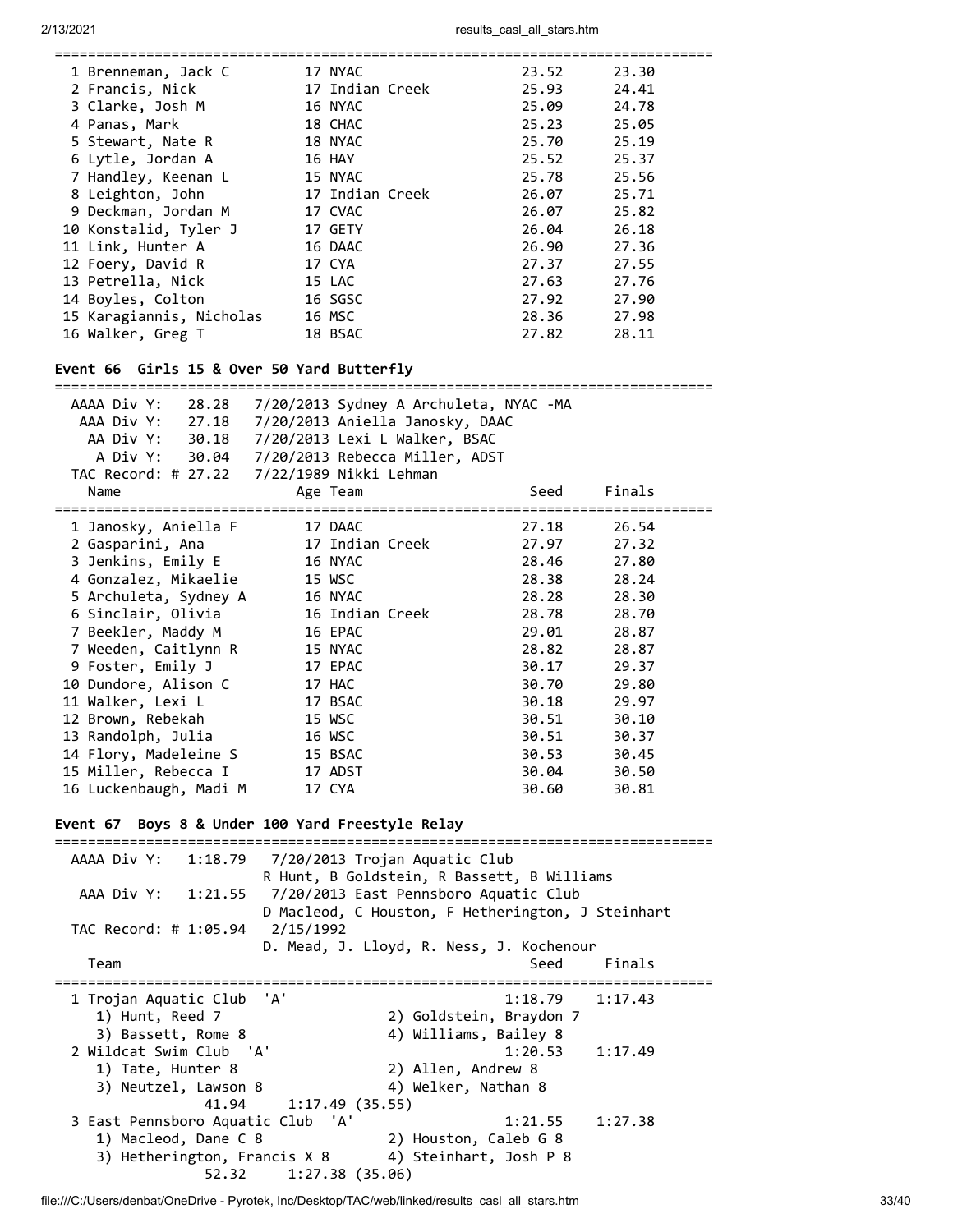| Name | Age | Team | Seed | Finals |
|---|---|---|---|---|
| 1 Brenneman, Jack C | 17 | NYAC | 23.52 | 23.30 |
| 2 Francis, Nick | 17 | Indian Creek | 25.93 | 24.41 |
| 3 Clarke, Josh M | 16 | NYAC | 25.09 | 24.78 |
| 4 Panas, Mark | 18 | CHAC | 25.23 | 25.05 |
| 5 Stewart, Nate R | 18 | NYAC | 25.70 | 25.19 |
| 6 Lytle, Jordan A | 16 | HAY | 25.52 | 25.37 |
| 7 Handley, Keenan L | 15 | NYAC | 25.78 | 25.56 |
| 8 Leighton, John | 17 | Indian Creek | 26.07 | 25.71 |
| 9 Deckman, Jordan M | 17 | CVAC | 26.07 | 25.82 |
| 10 Konstalid, Tyler J | 17 | GETY | 26.04 | 26.18 |
| 11 Link, Hunter A | 16 | DAAC | 26.90 | 27.36 |
| 12 Foery, David R | 17 | CYA | 27.37 | 27.55 |
| 13 Petrella, Nick | 15 | LAC | 27.63 | 27.76 |
| 14 Boyles, Colton | 16 | SGSC | 27.92 | 27.90 |
| 15 Karagiannis, Nicholas | 16 | MSC | 28.36 | 27.98 |
| 16 Walker, Greg T | 18 | BSAC | 27.82 | 28.11 |

## Event 66 Girls 15 & Over 50 Yard Butterfly

```
AAAA Div Y:   28.28   7/20/2013 Sydney A Archuleta, NYAC -MA
 AAA Div Y:   27.18   7/20/2013 Aniella Janosky, DAAC
  AA Div Y:   30.18   7/20/2013 Lexi L Walker, BSAC
   A Div Y:   30.04   7/20/2013 Rebecca Miller, ADST
TAC Record: # 27.22   7/22/1989 Nikki Lehman
```

| Name | Age | Team | Seed | Finals |
|---|---|---|---|---|
| 1 Janosky, Aniella F | 17 | DAAC | 27.18 | 26.54 |
| 2 Gasparini, Ana | 17 | Indian Creek | 27.97 | 27.32 |
| 3 Jenkins, Emily E | 16 | NYAC | 28.46 | 27.80 |
| 4 Gonzalez, Mikaelie | 15 | WSC | 28.38 | 28.24 |
| 5 Archuleta, Sydney A | 16 | NYAC | 28.28 | 28.30 |
| 6 Sinclair, Olivia | 16 | Indian Creek | 28.78 | 28.70 |
| 7 Beekler, Maddy M | 16 | EPAC | 29.01 | 28.87 |
| 7 Weeden, Caitlynn R | 15 | NYAC | 28.82 | 28.87 |
| 9 Foster, Emily J | 17 | EPAC | 30.17 | 29.37 |
| 10 Dundore, Alison C | 17 | HAC | 30.70 | 29.80 |
| 11 Walker, Lexi L | 17 | BSAC | 30.18 | 29.97 |
| 12 Brown, Rebekah | 15 | WSC | 30.51 | 30.10 |
| 13 Randolph, Julia | 16 | WSC | 30.51 | 30.37 |
| 14 Flory, Madeleine S | 15 | BSAC | 30.53 | 30.45 |
| 15 Miller, Rebecca I | 17 | ADST | 30.04 | 30.50 |
| 16 Luckenbaugh, Madi M | 17 | CYA | 30.60 | 30.81 |

## Event 67 Boys 8 & Under 100 Yard Freestyle Relay

```
AAAA Div Y:   1:18.79   7/20/2013 Trojan Aquatic Club
                        R Hunt, B Goldstein, R Bassett, B Williams
 AAA Div Y:   1:21.55   7/20/2013 East Pennsboro Aquatic Club
                        D Macleod, C Houston, F Hetherington, J Steinhart
TAC Record: # 1:05.94   2/15/1992
                        D. Mead, J. Lloyd, R. Ness, J. Kochenour
```

| Team | Seed | Finals |
|---|---|---|
| 1 Trojan Aquatic Club 'A' | 1:18.79 | 1:17.43 |
| 1) Hunt, Reed 7; 2) Goldstein, Braydon 7; 3) Bassett, Rome 8; 4) Williams, Bailey 8 | | |
| 2 Wildcat Swim Club 'A' | 1:20.53 | 1:17.49 |
| 1) Tate, Hunter 8; 2) Allen, Andrew 8; 3) Neutzel, Lawson 8; 4) Welker, Nathan 8 | | |
| 41.94 — 1:17.49 (35.55) | | |
| 3 East Pennsboro Aquatic Club 'A' | 1:21.55 | 1:27.38 |
| 1) Macleod, Dane C 8; 2) Houston, Caleb G 8; 3) Hetherington, Francis X 8; 4) Steinhart, Josh P 8 | | |
| 52.32 — 1:27.38 (35.06) | | |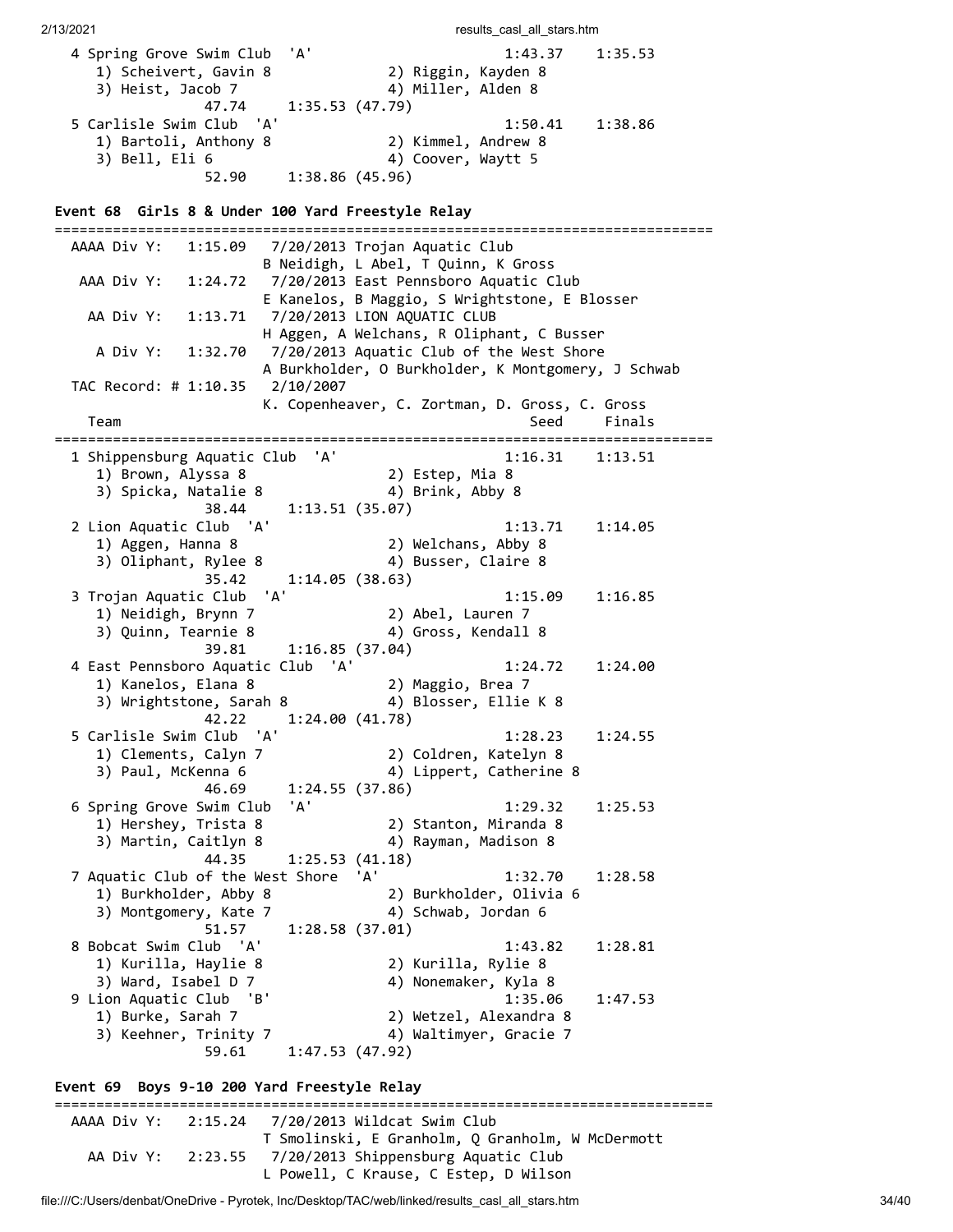```
  4 Spring Grove Swim Club  'A'                      1:43.37    1:35.53
     1) Scheivert, Gavin 8             2) Riggin, Kayden 8
     3) Heist, Jacob 7                 4) Miller, Alden 8
               47.74     1:35.53 (47.79)
  5 Carlisle Swim Club  'A'                          1:50.41    1:38.86
     1) Bartoli, Anthony 8             2) Kimmel, Andrew 8
     3) Bell, Eli 6                    4) Coover, Waytt 5
               52.90     1:38.86 (45.96)
```

**Event 68  Girls 8 & Under 100 Yard Freestyle Relay**

```
===============================================================================
  AAAA Div Y:   1:15.09   7/20/2013 Trojan Aquatic Club
                          B Neidigh, L Abel, T Quinn, K Gross
   AAA Div Y:   1:24.72   7/20/2013 East Pennsboro Aquatic Club
                          E Kanelos, B Maggio, S Wrightstone, E Blosser
    AA Div Y:   1:13.71   7/20/2013 LION AQUATIC CLUB
                          H Aggen, A Welchans, R Oliphant, C Busser
     A Div Y:   1:32.70   7/20/2013 Aquatic Club of the West Shore
                          A Burkholder, O Burkholder, K Montgomery, J Schwab
  TAC Record: # 1:10.35   2/10/2007
                          K. Copenheaver, C. Zortman, D. Gross, C. Gross
    Team                                               Seed     Finals
===============================================================================
  1 Shippensburg Aquatic Club  'A'                   1:16.31    1:13.51
     1) Brown, Alyssa 8                2) Estep, Mia 8
     3) Spicka, Natalie 8              4) Brink, Abby 8
               38.44     1:13.51 (35.07)
  2 Lion Aquatic Club  'A'                           1:13.71    1:14.05
     1) Aggen, Hanna 8                 2) Welchans, Abby 8
     3) Oliphant, Rylee 8              4) Busser, Claire 8
               35.42     1:14.05 (38.63)
  3 Trojan Aquatic Club  'A'                         1:15.09    1:16.85
     1) Neidigh, Brynn 7               2) Abel, Lauren 7
     3) Quinn, Tearnie 8               4) Gross, Kendall 8
               39.81     1:16.85 (37.04)
  4 East Pennsboro Aquatic Club  'A'                 1:24.72    1:24.00
     1) Kanelos, Elana 8               2) Maggio, Brea 7
     3) Wrightstone, Sarah 8           4) Blosser, Ellie K 8
               42.22     1:24.00 (41.78)
  5 Carlisle Swim Club  'A'                          1:28.23    1:24.55
     1) Clements, Calyn 7              2) Coldren, Katelyn 8
     3) Paul, McKenna 6                4) Lippert, Catherine 8
               46.69     1:24.55 (37.86)
  6 Spring Grove Swim Club  'A'                      1:29.32    1:25.53
     1) Hershey, Trista 8              2) Stanton, Miranda 8
     3) Martin, Caitlyn 8              4) Rayman, Madison 8
               44.35     1:25.53 (41.18)
  7 Aquatic Club of the West Shore  'A'              1:32.70    1:28.58
     1) Burkholder, Abby 8             2) Burkholder, Olivia 6
     3) Montgomery, Kate 7             4) Schwab, Jordan 6
               51.57     1:28.58 (37.01)
  8 Bobcat Swim Club  'A'                            1:43.82    1:28.81
     1) Kurilla, Haylie 8              2) Kurilla, Rylie 8
     3) Ward, Isabel D 7               4) Nonemaker, Kyla 8
  9 Lion Aquatic Club  'B'                           1:35.06    1:47.53
     1) Burke, Sarah 7                 2) Wetzel, Alexandra 8
     3) Keehner, Trinity 7             4) Waltimyer, Gracie 7
               59.61     1:47.53 (47.92)
```

**Event 69  Boys 9-10 200 Yard Freestyle Relay**

```
===============================================================================
  AAAA Div Y:   2:15.24   7/20/2013 Wildcat Swim Club
                          T Smolinski, E Granholm, Q Granholm, W McDermott
    AA Div Y:   2:23.55   7/20/2013 Shippensburg Aquatic Club
                          L Powell, C Krause, C Estep, D Wilson
```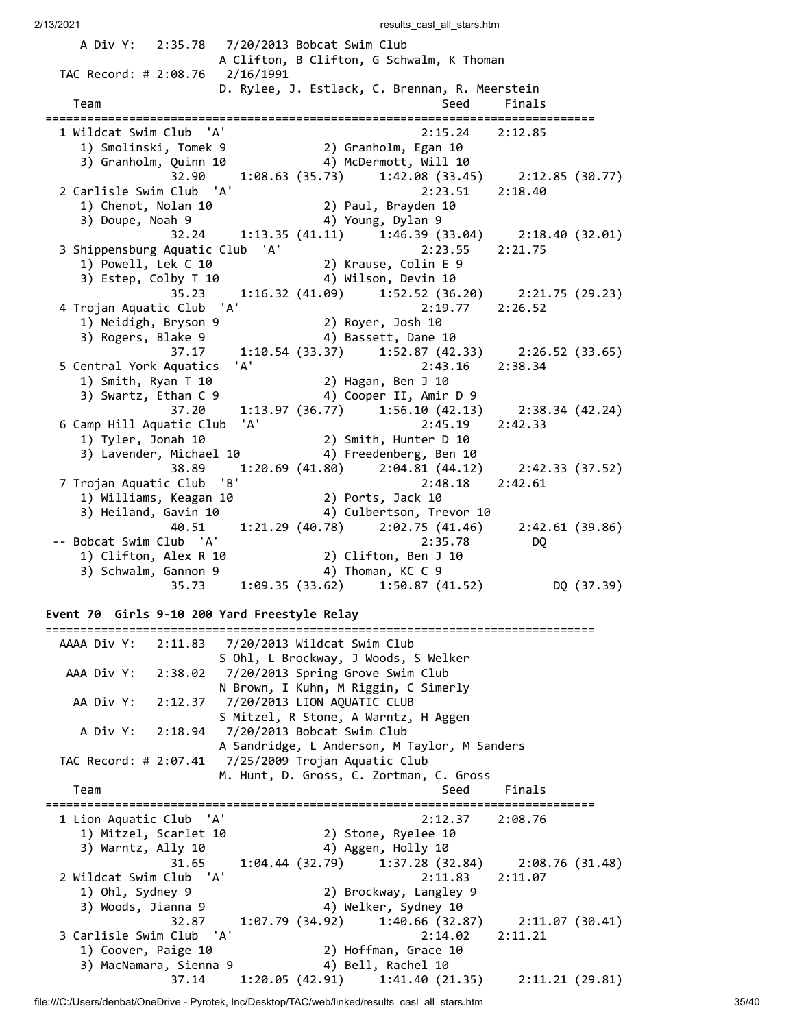```
     A Div Y:   2:35.78   7/20/2013 Bobcat Swim Club
                          A Clifton, B Clifton, G Schwalm, K Thoman
  TAC Record: # 2:08.76   2/16/1991
                          D. Rylee, J. Estlack, C. Brennan, R. Meerstein
    Team                                            Seed     Finals
===========================================================================
  1 Wildcat Swim Club  'A'                        2:15.24    2:12.85
     1) Smolinski, Tomek 9              2) Granholm, Egan 10
     3) Granholm, Quinn 10              4) McDermott, Will 10
               32.90     1:08.63 (35.73)     1:42.08 (33.45)     2:12.85 (30.77)
  2 Carlisle Swim Club  'A'                       2:23.51    2:18.40
     1) Chenot, Nolan 10                2) Paul, Brayden 10
     3) Doupe, Noah 9                   4) Young, Dylan 9
               32.24     1:13.35 (41.11)     1:46.39 (33.04)     2:18.40 (32.01)
  3 Shippensburg Aquatic Club  'A'                2:23.55    2:21.75
     1) Powell, Lek C 10                2) Krause, Colin E 9
     3) Estep, Colby T 10               4) Wilson, Devin 10
               35.23     1:16.32 (41.09)     1:52.52 (36.20)     2:21.75 (29.23)
  4 Trojan Aquatic Club  'A'                      2:19.77    2:26.52
     1) Neidigh, Bryson 9               2) Royer, Josh 10
     3) Rogers, Blake 9                 4) Bassett, Dane 10
               37.17     1:10.54 (33.37)     1:52.87 (42.33)     2:26.52 (33.65)
  5 Central York Aquatics  'A'                    2:43.16    2:38.34
     1) Smith, Ryan T 10                2) Hagan, Ben J 10
     3) Swartz, Ethan C 9               4) Cooper II, Amir D 9
               37.20     1:13.97 (36.77)     1:56.10 (42.13)     2:38.34 (42.24)
  6 Camp Hill Aquatic Club  'A'                   2:45.19    2:42.33
     1) Tyler, Jonah 10                 2) Smith, Hunter D 10
     3) Lavender, Michael 10            4) Freedenberg, Ben 10
               38.89     1:20.69 (41.80)     2:04.81 (44.12)     2:42.33 (37.52)
  7 Trojan Aquatic Club  'B'                      2:48.18    2:42.61
     1) Williams, Keagan 10             2) Ports, Jack 10
     3) Heiland, Gavin 10               4) Culbertson, Trevor 10
               40.51     1:21.29 (40.78)     2:02.75 (41.46)     2:42.61 (39.86)
 -- Bobcat Swim Club  'A'                         2:35.78         DQ
     1) Clifton, Alex R 10              2) Clifton, Ben J 10
     3) Schwalm, Gannon 9               4) Thoman, KC C 9
               35.73     1:09.35 (33.62)     1:50.87 (41.52)          DQ (37.39)
```

**Event 70  Girls 9-10 200 Yard Freestyle Relay**

```
===========================================================================
  AAAA Div Y:   2:11.83   7/20/2013 Wildcat Swim Club
                          S Ohl, L Brockway, J Woods, S Welker
   AAA Div Y:   2:38.02   7/20/2013 Spring Grove Swim Club
                          N Brown, I Kuhn, M Riggin, C Simerly
    AA Div Y:   2:12.37   7/20/2013 LION AQUATIC CLUB
                          S Mitzel, R Stone, A Warntz, H Aggen
     A Div Y:   2:18.94   7/20/2013 Bobcat Swim Club
                          A Sandridge, L Anderson, M Taylor, M Sanders
  TAC Record: # 2:07.41   7/25/2009 Trojan Aquatic Club
                          M. Hunt, D. Gross, C. Zortman, C. Gross
    Team                                            Seed     Finals
===========================================================================
  1 Lion Aquatic Club  'A'                        2:12.37    2:08.76
     1) Mitzel, Scarlet 10              2) Stone, Ryelee 10
     3) Warntz, Ally 10                 4) Aggen, Holly 10
               31.65     1:04.44 (32.79)     1:37.28 (32.84)     2:08.76 (31.48)
  2 Wildcat Swim Club  'A'                        2:11.83    2:11.07
     1) Ohl, Sydney 9                   2) Brockway, Langley 9
     3) Woods, Jianna 9                 4) Welker, Sydney 10
               32.87     1:07.79 (34.92)     1:40.66 (32.87)     2:11.07 (30.41)
  3 Carlisle Swim Club  'A'                       2:14.02    2:11.21
     1) Coover, Paige 10                2) Hoffman, Grace 10
     3) MacNamara, Sienna 9             4) Bell, Rachel 10
               37.14     1:20.05 (42.91)     1:41.40 (21.35)     2:11.21 (29.81)
```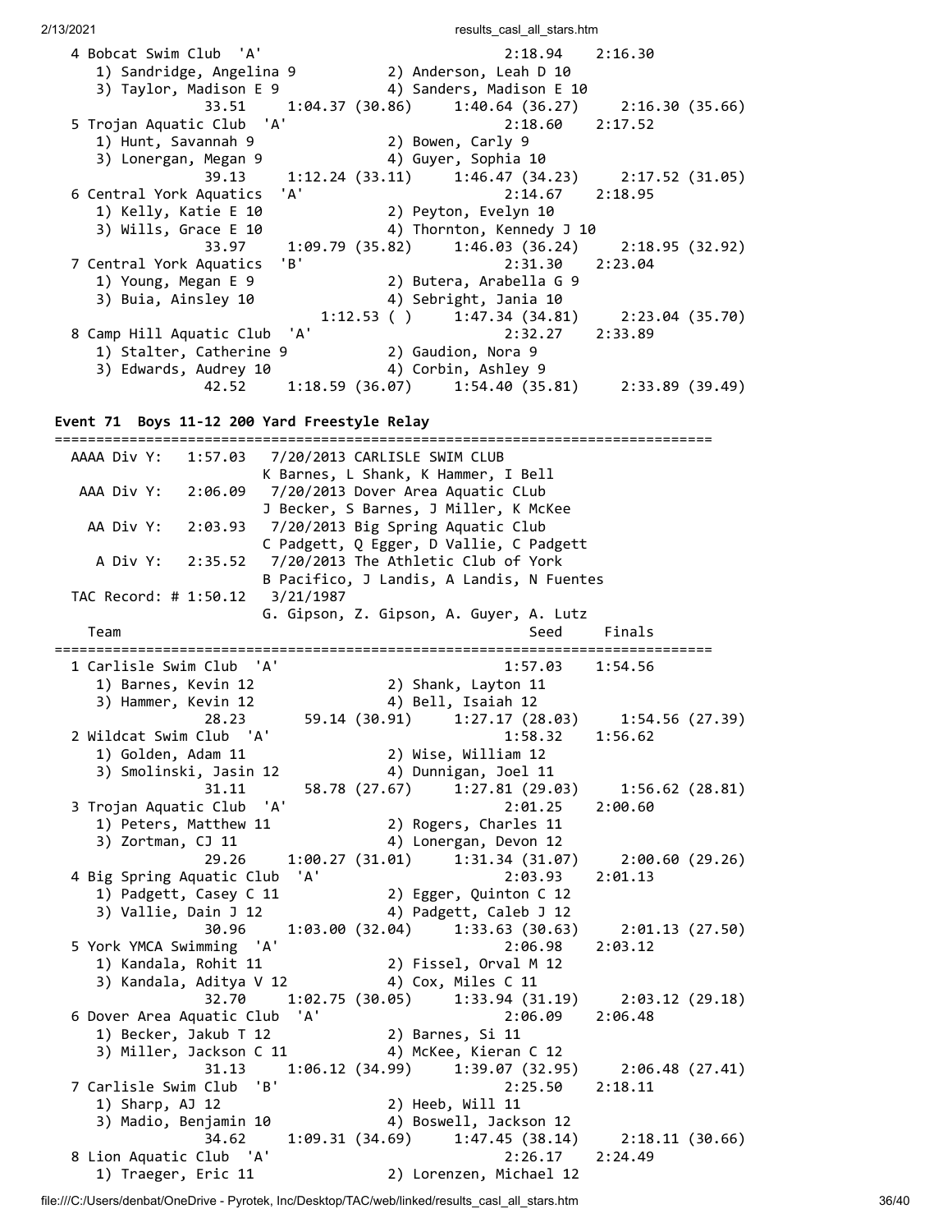```
  4 Bobcat Swim Club  'A'                               2:18.94    2:16.30  
     1) Sandridge, Angelina 9           2) Anderson, Leah D 10            
     3) Taylor, Madison E 9             4) Sanders, Madison E 10          
               33.51     1:04.37 (30.86)     1:40.64 (36.27)     2:16.30 (35.66)
  5 Trojan Aquatic Club  'A'                            2:18.60    2:17.52  
     1) Hunt, Savannah 9                2) Bowen, Carly 9                 
     3) Lonergan, Megan 9               4) Guyer, Sophia 10               
               39.13     1:12.24 (33.11)     1:46.47 (34.23)     2:17.52 (31.05)
  6 Central York Aquatics  'A'                          2:14.67    2:18.95  
     1) Kelly, Katie E 10               2) Peyton, Evelyn 10              
     3) Wills, Grace E 10               4) Thornton, Kennedy J 10         
               33.97     1:09.79 (35.82)     1:46.03 (36.24)     2:18.95 (32.92)
  7 Central York Aquatics  'B'                          2:31.30    2:23.04  
     1) Young, Megan E 9                2) Butera, Arabella G 9           
     3) Buia, Ainsley 10                4) Sebright, Jania 10             
                         1:12.53 ( )         1:47.34 (34.81)     2:23.04 (35.70)
  8 Camp Hill Aquatic Club  'A'                         2:32.27    2:33.89  
     1) Stalter, Catherine 9            2) Gaudion, Nora 9                
     3) Edwards, Audrey 10              4) Corbin, Ashley 9               
               42.52     1:18.59 (36.07)     1:54.40 (35.81)     2:33.89 (39.49)
```

**Event 71  Boys 11-12 200 Yard Freestyle Relay**

```
===============================================================================
   AAAA Div Y:   1:57.03   7/20/2013 CARLISLE SWIM CLUB
                         K Barnes, L Shank, K Hammer, I Bell
    AAA Div Y:   2:06.09   7/20/2013 Dover Area Aquatic CLub
                         J Becker, S Barnes, J Miller, K McKee
     AA Div Y:   2:03.93   7/20/2013 Big Spring Aquatic Club
                         C Padgett, Q Egger, D Vallie, C Padgett
      A Div Y:   2:35.52   7/20/2013 The Athletic Club of York
                         B Pacifico, J Landis, A Landis, N Fuentes
  TAC Record: # 1:50.12   3/21/1987
                         G. Gipson, Z. Gipson, A. Guyer, A. Lutz
    Team                                                Seed     Finals  
===============================================================================
  1 Carlisle Swim Club  'A'                             1:57.03    1:54.56  
     1) Barnes, Kevin 12                2) Shank, Layton 11               
     3) Hammer, Kevin 12                4) Bell, Isaiah 12                
               28.23       59.14 (30.91)     1:27.17 (28.03)     1:54.56 (27.39)
  2 Wildcat Swim Club  'A'                              1:58.32    1:56.62  
     1) Golden, Adam 11                 2) Wise, William 12               
     3) Smolinski, Jasin 12             4) Dunnigan, Joel 11              
               31.11       58.78 (27.67)     1:27.81 (29.03)     1:56.62 (28.81)
  3 Trojan Aquatic Club  'A'                            2:01.25    2:00.60  
     1) Peters, Matthew 11              2) Rogers, Charles 11             
     3) Zortman, CJ 11                  4) Lonergan, Devon 12             
               29.26     1:00.27 (31.01)     1:31.34 (31.07)     2:00.60 (29.26)
  4 Big Spring Aquatic Club  'A'                        2:03.93    2:01.13  
     1) Padgett, Casey C 11             2) Egger, Quinton C 12            
     3) Vallie, Dain J 12               4) Padgett, Caleb J 12            
               30.96     1:03.00 (32.04)     1:33.63 (30.63)     2:01.13 (27.50)
  5 York YMCA Swimming  'A'                             2:06.98    2:03.12  
     1) Kandala, Rohit 11               2) Fissel, Orval M 12             
     3) Kandala, Aditya V 12            4) Cox, Miles C 11                
               32.70     1:02.75 (30.05)     1:33.94 (31.19)     2:03.12 (29.18)
  6 Dover Area Aquatic Club  'A'                        2:06.09    2:06.48  
     1) Becker, Jakub T 12              2) Barnes, Si 11                  
     3) Miller, Jackson C 11            4) McKee, Kieran C 12             
               31.13     1:06.12 (34.99)     1:39.07 (32.95)     2:06.48 (27.41)
  7 Carlisle Swim Club  'B'                             2:25.50    2:18.11  
     1) Sharp, AJ 12                    2) Heeb, Will 11                  
     3) Madio, Benjamin 10              4) Boswell, Jackson 12            
               34.62     1:09.31 (34.69)     1:47.45 (38.14)     2:18.11 (30.66)
  8 Lion Aquatic Club  'A'                              2:26.17    2:24.49  
     1) Traeger, Eric 11                2) Lorenzen, Michael 12           
```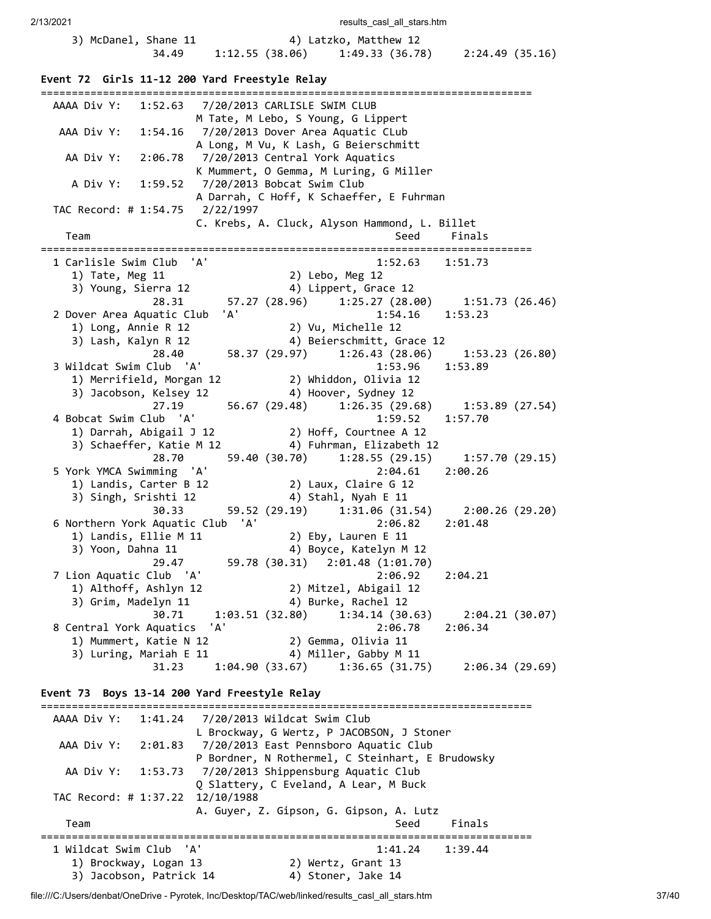```
     3) McDanel, Shane 11              4) Latzko, Matthew 12
                34.49     1:12.55 (38.06)     1:49.33 (36.78)     2:24.49 (35.16)
```

### Event 72  Girls 11-12 200 Yard Freestyle Relay

```
===============================================================================
  AAAA Div Y:   1:52.63   7/20/2013 CARLISLE SWIM CLUB
                          M Tate, M Lebo, S Young, G Lippert
   AAA Div Y:   1:54.16   7/20/2013 Dover Area Aquatic CLub
                          A Long, M Vu, K Lash, G Beierschmitt
    AA Div Y:   2:06.78   7/20/2013 Central York Aquatics
                          K Mummert, O Gemma, M Luring, G Miller
     A Div Y:   1:59.52   7/20/2013 Bobcat Swim Club
                          A Darrah, C Hoff, K Schaeffer, E Fuhrman
  TAC Record: # 1:54.75   2/22/1997
                          C. Krebs, A. Cluck, Alyson Hammond, L. Billet
    Team                                                Seed     Finals
===============================================================================
  1 Carlisle Swim Club  'A'                           1:52.63    1:51.73
     1) Tate, Meg 11                   2) Lebo, Meg 12
     3) Young, Sierra 12               4) Lippert, Grace 12
                28.31       57.27 (28.96)     1:25.27 (28.00)     1:51.73 (26.46)
  2 Dover Area Aquatic Club  'A'                      1:54.16    1:53.23
     1) Long, Annie R 12               2) Vu, Michelle 12
     3) Lash, Kalyn R 12               4) Beierschmitt, Grace 12
                28.40       58.37 (29.97)     1:26.43 (28.06)     1:53.23 (26.80)
  3 Wildcat Swim Club  'A'                            1:53.96    1:53.89
     1) Merrifield, Morgan 12          2) Whiddon, Olivia 12
     3) Jacobson, Kelsey 12            4) Hoover, Sydney 12
                27.19       56.67 (29.48)     1:26.35 (29.68)     1:53.89 (27.54)
  4 Bobcat Swim Club  'A'                             1:59.52    1:57.70
     1) Darrah, Abigail J 12           2) Hoff, Courtnee A 12
     3) Schaeffer, Katie M 12          4) Fuhrman, Elizabeth 12
                28.70       59.40 (30.70)     1:28.55 (29.15)     1:57.70 (29.15)
  5 York YMCA Swimming  'A'                           2:04.61    2:00.26
     1) Landis, Carter B 12            2) Laux, Claire G 12
     3) Singh, Srishti 12              4) Stahl, Nyah E 11
                30.33       59.52 (29.19)     1:31.06 (31.54)     2:00.26 (29.20)
  6 Northern York Aquatic Club  'A'                   2:06.82    2:01.48
     1) Landis, Ellie M 11             2) Eby, Lauren E 11
     3) Yoon, Dahna 11                 4) Boyce, Katelyn M 12
                29.47       59.78 (30.31)   2:01.48 (1:01.70)
  7 Lion Aquatic Club  'A'                            2:06.92    2:04.21
     1) Althoff, Ashlyn 12             2) Mitzel, Abigail 12
     3) Grim, Madelyn 11               4) Burke, Rachel 12
                30.71     1:03.51 (32.80)     1:34.14 (30.63)     2:04.21 (30.07)
  8 Central York Aquatics  'A'                        2:06.78    2:06.34
     1) Mummert, Katie N 12            2) Gemma, Olivia 11
     3) Luring, Mariah E 11            4) Miller, Gabby M 11
                31.23     1:04.90 (33.67)     1:36.65 (31.75)     2:06.34 (29.69)
```

### Event 73  Boys 13-14 200 Yard Freestyle Relay

```
===============================================================================
  AAAA Div Y:   1:41.24   7/20/2013 Wildcat Swim Club
                          L Brockway, G Wertz, P JACOBSON, J Stoner
   AAA Div Y:   2:01.83   7/20/2013 East Pennsboro Aquatic Club
                          P Bordner, N Rothermel, C Steinhart, E Brudowsky
    AA Div Y:   1:53.73   7/20/2013 Shippensburg Aquatic Club
                          Q Slattery, C Eveland, A Lear, M Buck
  TAC Record: # 1:37.22   12/10/1988
                          A. Guyer, Z. Gipson, G. Gipson, A. Lutz
    Team                                                Seed     Finals
===============================================================================
  1 Wildcat Swim Club  'A'                            1:41.24    1:39.44
     1) Brockway, Logan 13             2) Wertz, Grant 13
     3) Jacobson, Patrick 14           4) Stoner, Jake 14
```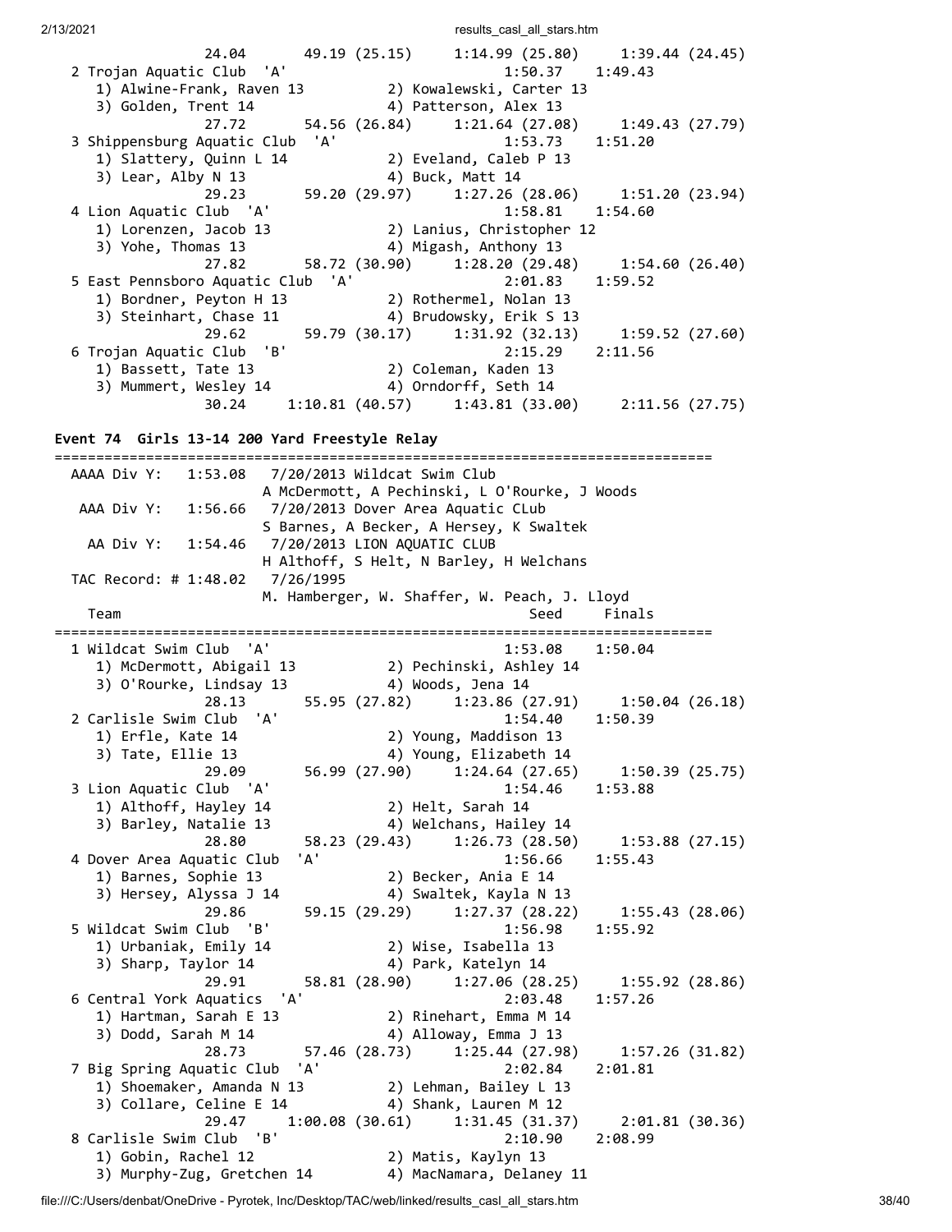```
                24.04       49.19 (25.15)     1:14.99 (25.80)     1:39.44 (24.45)
  2 Trojan Aquatic Club  'A'                          1:50.37    1:49.43  
     1) Alwine-Frank, Raven 13          2) Kowalewski, Carter 13          
     3) Golden, Trent 14                4) Patterson, Alex 13             
                27.72       54.56 (26.84)     1:21.64 (27.08)     1:49.43 (27.79)
  3 Shippensburg Aquatic Club  'A'                    1:53.73    1:51.20  
     1) Slattery, Quinn L 14            2) Eveland, Caleb P 13            
     3) Lear, Alby N 13                 4) Buck, Matt 14                  
                29.23       59.20 (29.97)     1:27.26 (28.06)     1:51.20 (23.94)
  4 Lion Aquatic Club  'A'                            1:58.81    1:54.60  
     1) Lorenzen, Jacob 13              2) Lanius, Christopher 12         
     3) Yohe, Thomas 13                 4) Migash, Anthony 13             
                27.82       58.72 (30.90)     1:28.20 (29.48)     1:54.60 (26.40)
  5 East Pennsboro Aquatic Club  'A'                  2:01.83    1:59.52  
     1) Bordner, Peyton H 13            2) Rothermel, Nolan 13            
     3) Steinhart, Chase 11             4) Brudowsky, Erik S 13           
                29.62       59.79 (30.17)     1:31.92 (32.13)     1:59.52 (27.60)
  6 Trojan Aquatic Club  'B'                          2:15.29    2:11.56  
     1) Bassett, Tate 13                2) Coleman, Kaden 13              
     3) Mummert, Wesley 14              4) Orndorff, Seth 14              
                30.24     1:10.81 (40.57)     1:43.81 (33.00)     2:11.56 (27.75)
```

**Event 74  Girls 13-14 200 Yard Freestyle Relay**

```
===============================================================================
   AAAA Div Y:   1:53.08   7/20/2013 Wildcat Swim Club                         
                        A McDermott, A Pechinski, L O'Rourke, J Woods          
    AAA Div Y:   1:56.66   7/20/2013 Dover Area Aquatic CLub                   
                        S Barnes, A Becker, A Hersey, K Swaltek                
     AA Div Y:   1:54.46   7/20/2013 LION AQUATIC CLUB                         
                        H Althoff, S Helt, N Barley, H Welchans                
   TAC Record: # 1:48.02   7/26/1995                                          
                        M. Hamberger, W. Shaffer, W. Peach, J. Lloyd           
    Team                                               Seed     Finals        
===============================================================================
  1 Wildcat Swim Club  'A'                            1:53.08    1:50.04  
     1) McDermott, Abigail 13           2) Pechinski, Ashley 14           
     3) O'Rourke, Lindsay 13            4) Woods, Jena 14                 
                28.13       55.95 (27.82)     1:23.86 (27.91)     1:50.04 (26.18)
  2 Carlisle Swim Club  'A'                           1:54.40    1:50.39  
     1) Erfle, Kate 14                  2) Young, Maddison 13             
     3) Tate, Ellie 13                  4) Young, Elizabeth 14            
                29.09       56.99 (27.90)     1:24.64 (27.65)     1:50.39 (25.75)
  3 Lion Aquatic Club  'A'                            1:54.46    1:53.88  
     1) Althoff, Hayley 14              2) Helt, Sarah 14                 
     3) Barley, Natalie 13              4) Welchans, Hailey 14            
                28.80       58.23 (29.43)     1:26.73 (28.50)     1:53.88 (27.15)
  4 Dover Area Aquatic Club  'A'                      1:56.66    1:55.43  
     1) Barnes, Sophie 13               2) Becker, Ania E 14              
     3) Hersey, Alyssa J 14             4) Swaltek, Kayla N 13            
                29.86       59.15 (29.29)     1:27.37 (28.22)     1:55.43 (28.06)
  5 Wildcat Swim Club  'B'                            1:56.98    1:55.92  
     1) Urbaniak, Emily 14              2) Wise, Isabella 13              
     3) Sharp, Taylor 14                4) Park, Katelyn 14               
                29.91       58.81 (28.90)     1:27.06 (28.25)     1:55.92 (28.86)
  6 Central York Aquatics  'A'                        2:03.48    1:57.26  
     1) Hartman, Sarah E 13             2) Rinehart, Emma M 14            
     3) Dodd, Sarah M 14                4) Alloway, Emma J 13             
                28.73       57.46 (28.73)     1:25.44 (27.98)     1:57.26 (31.82)
  7 Big Spring Aquatic Club  'A'                      2:02.84    2:01.81  
     1) Shoemaker, Amanda N 13          2) Lehman, Bailey L 13            
     3) Collare, Celine E 14            4) Shank, Lauren M 12             
                29.47     1:00.08 (30.61)     1:31.45 (31.37)     2:01.81 (30.36)
  8 Carlisle Swim Club  'B'                           2:10.90    2:08.99  
     1) Gobin, Rachel 12                2) Matis, Kaylyn 13               
     3) Murphy-Zug, Gretchen 14         4) MacNamara, Delaney 11          
```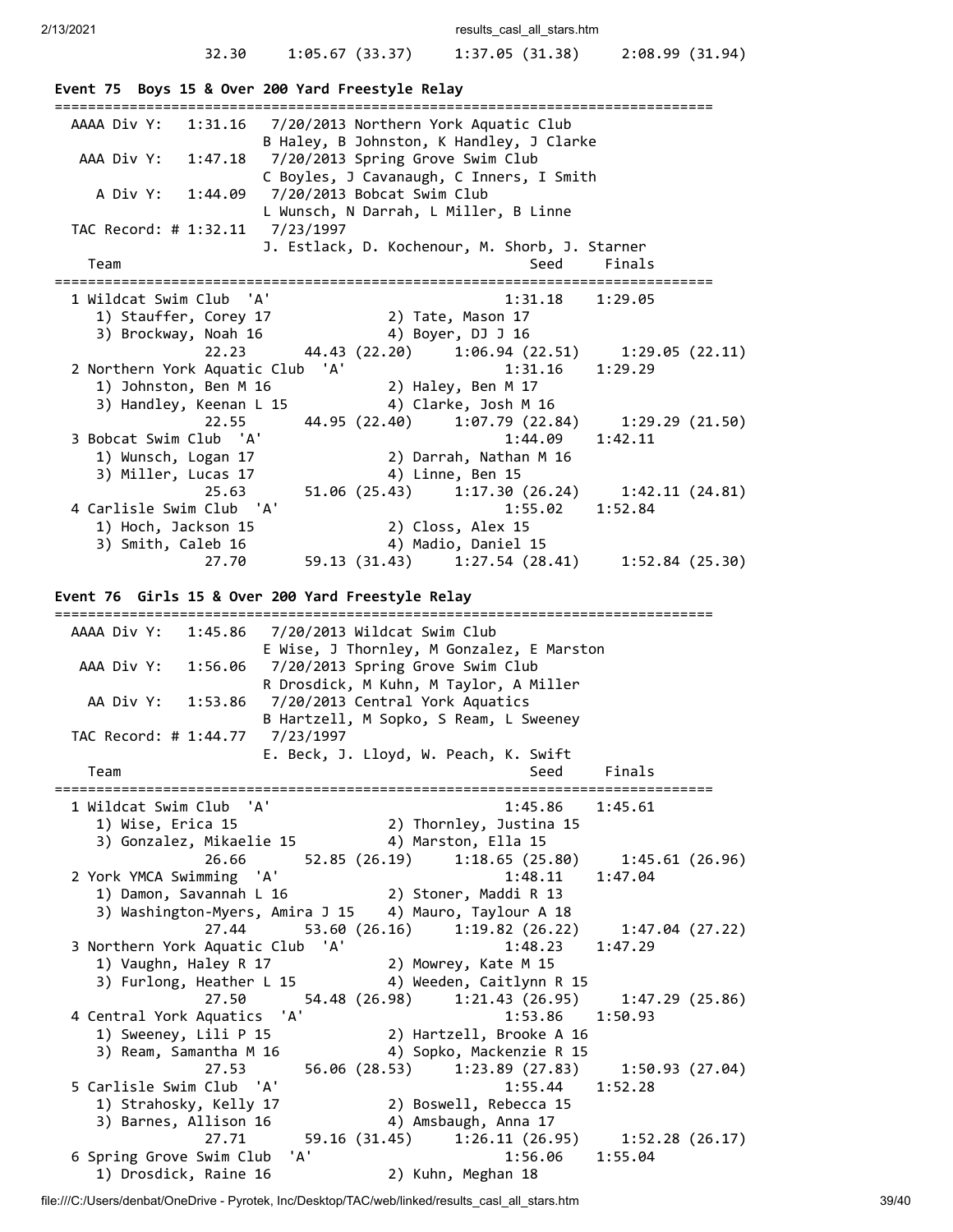32.30     1:05.67 (33.37)     1:37.05 (31.38)     2:08.99 (31.94)

**Event 75  Boys 15 & Over 200 Yard Freestyle Relay**

```
===============================================================================
  AAAA Div Y:   1:31.16   7/20/2013 Northern York Aquatic Club
                          B Haley, B Johnston, K Handley, J Clarke
   AAA Div Y:   1:47.18   7/20/2013 Spring Grove Swim Club
                          C Boyles, J Cavanaugh, C Inners, I Smith
     A Div Y:   1:44.09   7/20/2013 Bobcat Swim Club
                          L Wunsch, N Darrah, L Miller, B Linne
  TAC Record: # 1:32.11   7/23/1997
                          J. Estlack, D. Kochenour, M. Shorb, J. Starner
    Team                                              Seed     Finals
===============================================================================
  1 Wildcat Swim Club  'A'                          1:31.18    1:29.05
     1) Stauffer, Corey 17              2) Tate, Mason 17
     3) Brockway, Noah 16               4) Boyer, DJ J 16
                22.23       44.43 (22.20)     1:06.94 (22.51)     1:29.05 (22.11)
  2 Northern York Aquatic Club  'A'                 1:31.16    1:29.29
     1) Johnston, Ben M 16              2) Haley, Ben M 17
     3) Handley, Keenan L 15            4) Clarke, Josh M 16
                22.55       44.95 (22.40)     1:07.79 (22.84)     1:29.29 (21.50)
  3 Bobcat Swim Club  'A'                           1:44.09    1:42.11
     1) Wunsch, Logan 17                2) Darrah, Nathan M 16
     3) Miller, Lucas 17                4) Linne, Ben 15
                25.63       51.06 (25.43)     1:17.30 (26.24)     1:42.11 (24.81)
  4 Carlisle Swim Club  'A'                         1:55.02    1:52.84
     1) Hoch, Jackson 15                2) Closs, Alex 15
     3) Smith, Caleb 16                 4) Madio, Daniel 15
                27.70       59.13 (31.43)     1:27.54 (28.41)     1:52.84 (25.30)
```

**Event 76  Girls 15 & Over 200 Yard Freestyle Relay**

```
===============================================================================
  AAAA Div Y:   1:45.86   7/20/2013 Wildcat Swim Club
                          E Wise, J Thornley, M Gonzalez, E Marston
   AAA Div Y:   1:56.06   7/20/2013 Spring Grove Swim Club
                          R Drosdick, M Kuhn, M Taylor, A Miller
    AA Div Y:   1:53.86   7/20/2013 Central York Aquatics
                          B Hartzell, M Sopko, S Ream, L Sweeney
  TAC Record: # 1:44.77   7/23/1997
                          E. Beck, J. Lloyd, W. Peach, K. Swift
    Team                                              Seed     Finals
===============================================================================
  1 Wildcat Swim Club  'A'                          1:45.86    1:45.61
     1) Wise, Erica 15                  2) Thornley, Justina 15
     3) Gonzalez, Mikaelie 15           4) Marston, Ella 15
                26.66       52.85 (26.19)     1:18.65 (25.80)     1:45.61 (26.96)
  2 York YMCA Swimming  'A'                         1:48.11    1:47.04
     1) Damon, Savannah L 16            2) Stoner, Maddi R 13
     3) Washington-Myers, Amira J 15    4) Mauro, Taylour A 18
                27.44       53.60 (26.16)     1:19.82 (26.22)     1:47.04 (27.22)
  3 Northern York Aquatic Club  'A'                 1:48.23    1:47.29
     1) Vaughn, Haley R 17              2) Mowrey, Kate M 15
     3) Furlong, Heather L 15           4) Weeden, Caitlynn R 15
                27.50       54.48 (26.98)     1:21.43 (26.95)     1:47.29 (25.86)
  4 Central York Aquatics  'A'                      1:53.86    1:50.93
     1) Sweeney, Lili P 15              2) Hartzell, Brooke A 16
     3) Ream, Samantha M 16             4) Sopko, Mackenzie R 15
                27.53       56.06 (28.53)     1:23.89 (27.83)     1:50.93 (27.04)
  5 Carlisle Swim Club  'A'                         1:55.44    1:52.28
     1) Strahosky, Kelly 17             2) Boswell, Rebecca 15
     3) Barnes, Allison 16              4) Amsbaugh, Anna 17
                27.71       59.16 (31.45)     1:26.11 (26.95)     1:52.28 (26.17)
  6 Spring Grove Swim Club  'A'                     1:56.06    1:55.04
     1) Drosdick, Raine 16              2) Kuhn, Meghan 18
```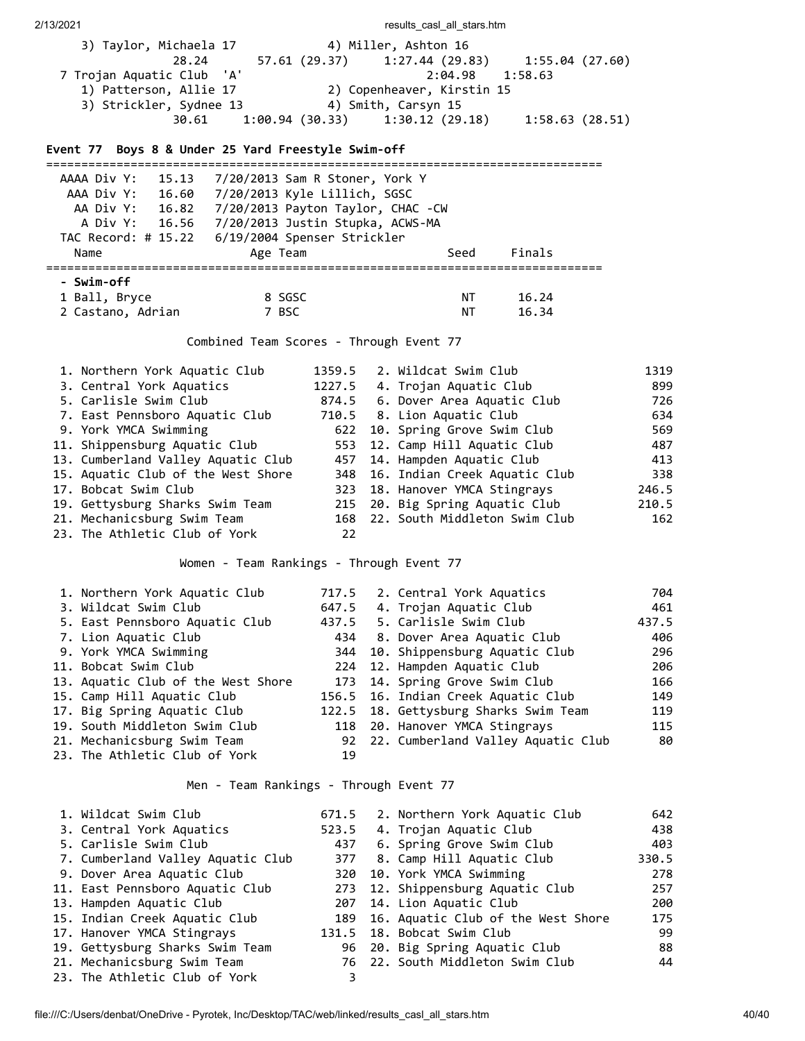3) Taylor, Michaela 17 4) Miller, Ashton 16

28.24 57.61 (29.37) 1:27.44 (29.83) 1:55.04 (27.60)

7 Trojan Aquatic Club 'A' 2:04.98 1:58.63

1) Patterson, Allie 17 2) Copenheaver, Kirstin 15

3) Strickler, Sydnee 13 4) Smith, Carsyn 15

30.61 1:00.94 (30.33) 1:30.12 (29.18) 1:58.63 (28.51)

### Event 77 Boys 8 & Under 25 Yard Freestyle Swim-off

AAAA Div Y: 15.13 7/20/2013 Sam R Stoner, York Y
AAA Div Y: 16.60 7/20/2013 Kyle Lillich, SGSC
AA Div Y: 16.82 7/20/2013 Payton Taylor, CHAC -CW
A Div Y: 16.56 7/20/2013 Justin Stupka, ACWS-MA
TAC Record: # 15.22 6/19/2004 Spenser Strickler

| Name | Age | Team | Seed | Finals |
|---|---|---|---|---|
| **- Swim-off** | | | | |
| 1 Ball, Bryce | 8 | SGSC | NT | 16.24 |
| 2 Castano, Adrian | 7 | BSC | NT | 16.34 |

### Combined Team Scores - Through Event 77

| | | | |
|---|---|---|---|
| 1. Northern York Aquatic Club | 1359.5 | 2. Wildcat Swim Club | 1319 |
| 3. Central York Aquatics | 1227.5 | 4. Trojan Aquatic Club | 899 |
| 5. Carlisle Swim Club | 874.5 | 6. Dover Area Aquatic Club | 726 |
| 7. East Pennsboro Aquatic Club | 710.5 | 8. Lion Aquatic Club | 634 |
| 9. York YMCA Swimming | 622 | 10. Spring Grove Swim Club | 569 |
| 11. Shippensburg Aquatic Club | 553 | 12. Camp Hill Aquatic Club | 487 |
| 13. Cumberland Valley Aquatic Club | 457 | 14. Hampden Aquatic Club | 413 |
| 15. Aquatic Club of the West Shore | 348 | 16. Indian Creek Aquatic Club | 338 |
| 17. Bobcat Swim Club | 323 | 18. Hanover YMCA Stingrays | 246.5 |
| 19. Gettysburg Sharks Swim Team | 215 | 20. Big Spring Aquatic Club | 210.5 |
| 21. Mechanicsburg Swim Team | 168 | 22. South Middleton Swim Club | 162 |
| 23. The Athletic Club of York | 22 | | |

### Women - Team Rankings - Through Event 77

| | | | |
|---|---|---|---|
| 1. Northern York Aquatic Club | 717.5 | 2. Central York Aquatics | 704 |
| 3. Wildcat Swim Club | 647.5 | 4. Trojan Aquatic Club | 461 |
| 5. East Pennsboro Aquatic Club | 437.5 | 5. Carlisle Swim Club | 437.5 |
| 7. Lion Aquatic Club | 434 | 8. Dover Area Aquatic Club | 406 |
| 9. York YMCA Swimming | 344 | 10. Shippensburg Aquatic Club | 296 |
| 11. Bobcat Swim Club | 224 | 12. Hampden Aquatic Club | 206 |
| 13. Aquatic Club of the West Shore | 173 | 14. Spring Grove Swim Club | 166 |
| 15. Camp Hill Aquatic Club | 156.5 | 16. Indian Creek Aquatic Club | 149 |
| 17. Big Spring Aquatic Club | 122.5 | 18. Gettysburg Sharks Swim Team | 119 |
| 19. South Middleton Swim Club | 118 | 20. Hanover YMCA Stingrays | 115 |
| 21. Mechanicsburg Swim Team | 92 | 22. Cumberland Valley Aquatic Club | 80 |
| 23. The Athletic Club of York | 19 | | |

### Men - Team Rankings - Through Event 77

| | | | |
|---|---|---|---|
| 1. Wildcat Swim Club | 671.5 | 2. Northern York Aquatic Club | 642 |
| 3. Central York Aquatics | 523.5 | 4. Trojan Aquatic Club | 438 |
| 5. Carlisle Swim Club | 437 | 6. Spring Grove Swim Club | 403 |
| 7. Cumberland Valley Aquatic Club | 377 | 8. Camp Hill Aquatic Club | 330.5 |
| 9. Dover Area Aquatic Club | 320 | 10. York YMCA Swimming | 278 |
| 11. East Pennsboro Aquatic Club | 273 | 12. Shippensburg Aquatic Club | 257 |
| 13. Hampden Aquatic Club | 207 | 14. Lion Aquatic Club | 200 |
| 15. Indian Creek Aquatic Club | 189 | 16. Aquatic Club of the West Shore | 175 |
| 17. Hanover YMCA Stingrays | 131.5 | 18. Bobcat Swim Club | 99 |
| 19. Gettysburg Sharks Swim Team | 96 | 20. Big Spring Aquatic Club | 88 |
| 21. Mechanicsburg Swim Team | 76 | 22. South Middleton Swim Club | 44 |
| 23. The Athletic Club of York | 3 | | |